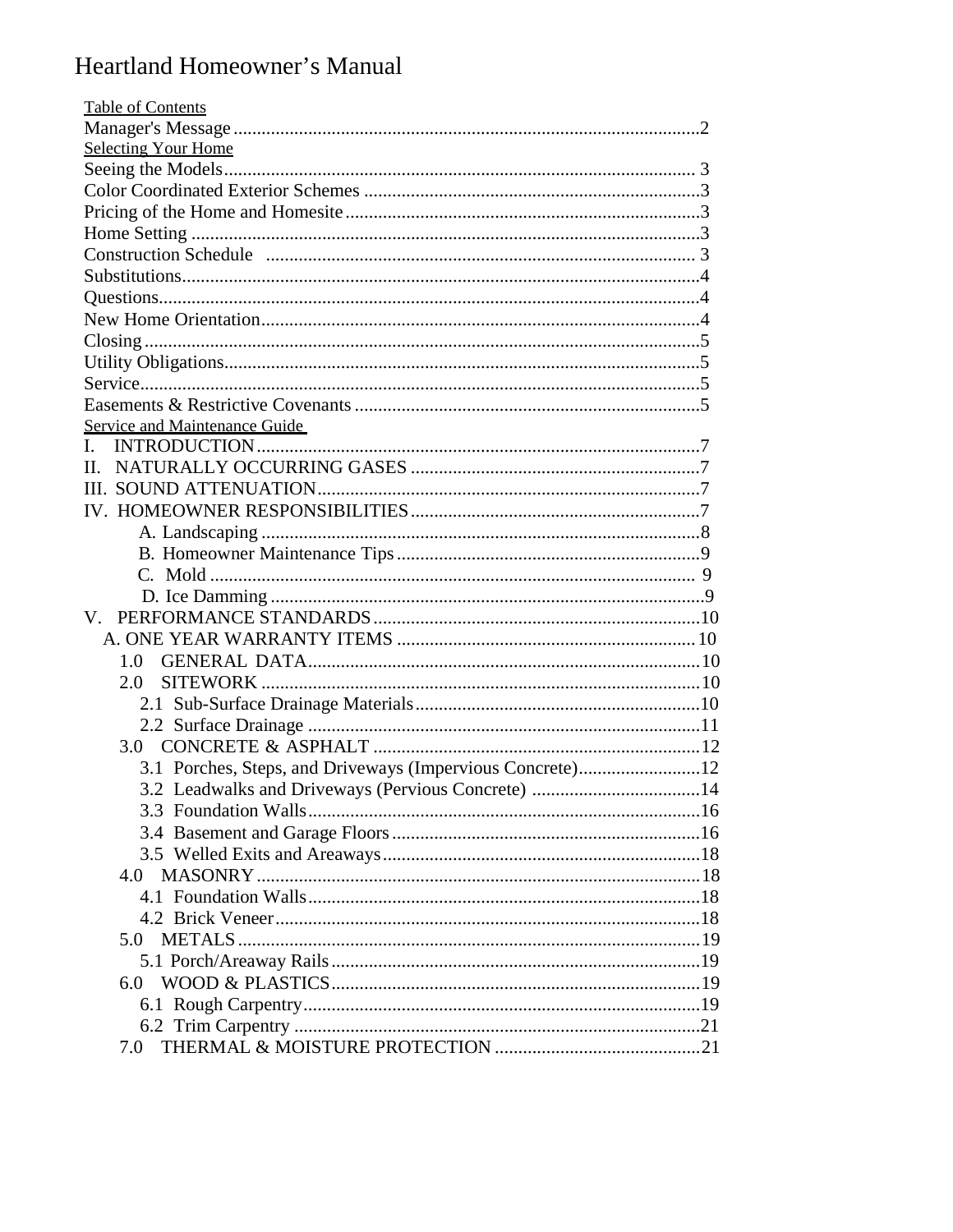# Heartland Homeowner's Manual

Table of Contents

Manager's Message ........................................................................................2

Selecting Your Home

Seeing the Models ........................................................................................ 3
Color Coordinated Exterior Schemes ........................................................3
Pricing of the Home and Homesite ............................................................3
Home Setting ................................................................................................3
Construction Schedule ............................................................................. 3
Substitutions..................................................................................................4
Questions.......................................................................................................4
New Home Orientation.................................................................................4
Closing ..........................................................................................................5
Utility Obligations.........................................................................................5
Service............................................................................................................5
Easements & Restrictive Covenants ...........................................................5

Service and Maintenance Guide

I. INTRODUCTION...........................................................................................7
II. NATURALLY OCCURRING GASES ...........................................................7
III. SOUND ATTENUATION..............................................................................7
IV. HOMEOWNER RESPONSIBILITIES...........................................................7
- A. Landscaping ...........................................................................................8
- B. Homeowner Maintenance Tips.................................................................9
- C. Mold ......................................................................................................... 9
- D. Ice Damming ............................................................................................9

V. PERFORMANCE STANDARDS.....................................................................10
- A. ONE YEAR WARRANTY ITEMS ................................................................ 10
  - 1.0 GENERAL DATA....................................................................................10
  - 2.0 SITEWORK .............................................................................................10
    - 2.1 Sub-Surface Drainage Materials..............................................................10
    - 2.2 Surface Drainage .....................................................................................11
  - 3.0 CONCRETE & ASPHALT .......................................................................12
    - 3.1 Porches, Steps, and Driveways (Impervious Concrete)..........................12
    - 3.2 Leadwalks and Driveways (Pervious Concrete) ....................................14
    - 3.3 Foundation Walls....................................................................................16
    - 3.4 Basement and Garage Floors..................................................................16
    - 3.5 Welled Exits and Areaways....................................................................18
  - 4.0 MASONRY...............................................................................................18
    - 4.1 Foundation Walls....................................................................................18
    - 4.2 Brick Veneer...........................................................................................18
  - 5.0 METALS...................................................................................................19
    - 5.1 Porch/Areaway Rails...............................................................................19
  - 6.0 WOOD & PLASTICS...............................................................................19
    - 6.1 Rough Carpentry.....................................................................................19
    - 6.2 Trim Carpentry .......................................................................................21
  - 7.0 THERMAL & MOISTURE PROTECTION ............................................21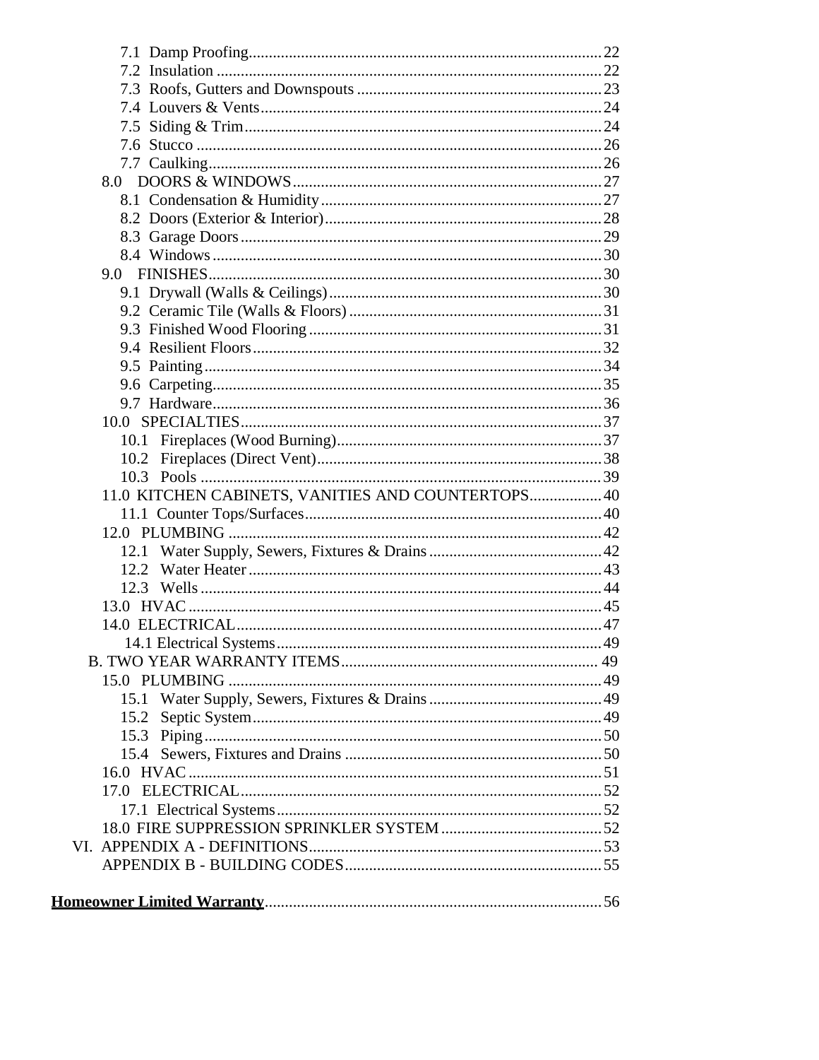- 7.1 Damp Proofing ... 22
- 7.2 Insulation ... 22
- 7.3 Roofs, Gutters and Downspouts ... 23
- 7.4 Louvers & Vents ... 24
- 7.5 Siding & Trim ... 24
- 7.6 Stucco ... 26
- 7.7 Caulking ... 26

8.0 DOORS & WINDOWS ... 27

- 8.1 Condensation & Humidity ... 27
- 8.2 Doors (Exterior & Interior) ... 28
- 8.3 Garage Doors ... 29
- 8.4 Windows ... 30

9.0 FINISHES ... 30

- 9.1 Drywall (Walls & Ceilings) ... 30
- 9.2 Ceramic Tile (Walls & Floors) ... 31
- 9.3 Finished Wood Flooring ... 31
- 9.4 Resilient Floors ... 32
- 9.5 Painting ... 34
- 9.6 Carpeting ... 35
- 9.7 Hardware ... 36

10.0 SPECIALTIES ... 37

- 10.1 Fireplaces (Wood Burning) ... 37
- 10.2 Fireplaces (Direct Vent) ... 38
- 10.3 Pools ... 39

11.0 KITCHEN CABINETS, VANITIES AND COUNTERTOPS ... 40

- 11.1 Counter Tops/Surfaces ... 40

12.0 PLUMBING ... 42

- 12.1 Water Supply, Sewers, Fixtures & Drains ... 42
- 12.2 Water Heater ... 43
- 12.3 Wells ... 44

13.0 HVAC ... 45

14.0 ELECTRICAL ... 47

- 14.1 Electrical Systems ... 49

B. TWO YEAR WARRANTY ITEMS ... 49

15.0 PLUMBING ... 49

- 15.1 Water Supply, Sewers, Fixtures & Drains ... 49
- 15.2 Septic System ... 49
- 15.3 Piping ... 50
- 15.4 Sewers, Fixtures and Drains ... 50

16.0 HVAC ... 51

17.0 ELECTRICAL ... 52

- 17.1 Electrical Systems ... 52

18.0 FIRE SUPPRESSION SPRINKLER SYSTEM ... 52

VI. APPENDIX A - DEFINITIONS ... 53

APPENDIX B - BUILDING CODES ... 55

**Homeowner Limited Warranty** ... 56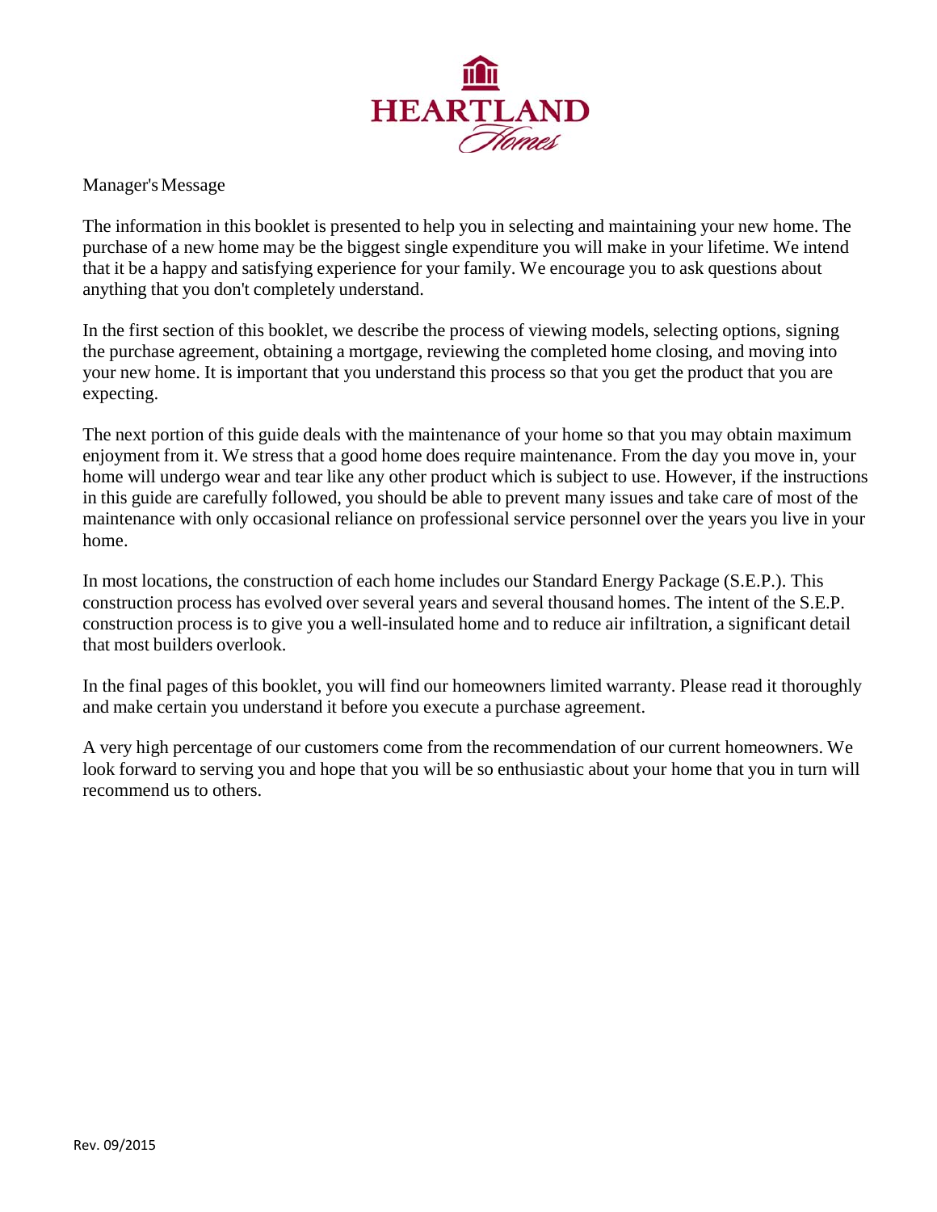# HEARTLAND Homes

## Manager's Message

The information in this booklet is presented to help you in selecting and maintaining your new home. The purchase of a new home may be the biggest single expenditure you will make in your lifetime. We intend that it be a happy and satisfying experience for your family. We encourage you to ask questions about anything that you don't completely understand.

In the first section of this booklet, we describe the process of viewing models, selecting options, signing the purchase agreement, obtaining a mortgage, reviewing the completed home closing, and moving into your new home. It is important that you understand this process so that you get the product that you are expecting.

The next portion of this guide deals with the maintenance of your home so that you may obtain maximum enjoyment from it. We stress that a good home does require maintenance. From the day you move in, your home will undergo wear and tear like any other product which is subject to use. However, if the instructions in this guide are carefully followed, you should be able to prevent many issues and take care of most of the maintenance with only occasional reliance on professional service personnel over the years you live in your home.

In most locations, the construction of each home includes our Standard Energy Package (S.E.P.). This construction process has evolved over several years and several thousand homes. The intent of the S.E.P. construction process is to give you a well-insulated home and to reduce air infiltration, a significant detail that most builders overlook.

In the final pages of this booklet, you will find our homeowners limited warranty. Please read it thoroughly and make certain you understand it before you execute a purchase agreement.

A very high percentage of our customers come from the recommendation of our current homeowners. We look forward to serving you and hope that you will be so enthusiastic about your home that you in turn will recommend us to others.

Rev. 09/2015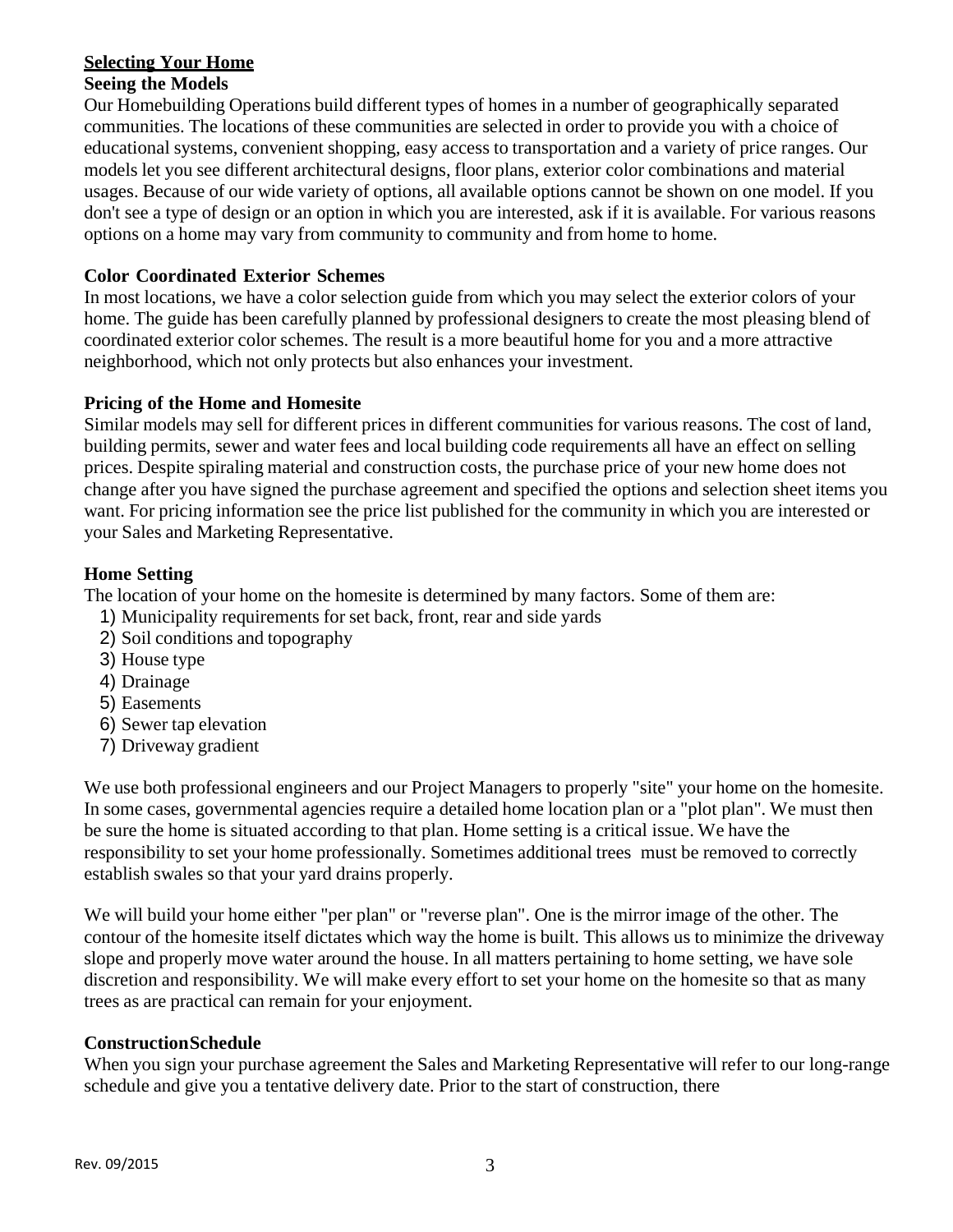## Selecting Your Home

### Seeing the Models

Our Homebuilding Operations build different types of homes in a number of geographically separated communities. The locations of these communities are selected in order to provide you with a choice of educational systems, convenient shopping, easy access to transportation and a variety of price ranges. Our models let you see different architectural designs, floor plans, exterior color combinations and material usages. Because of our wide variety of options, all available options cannot be shown on one model. If you don't see a type of design or an option in which you are interested, ask if it is available. For various reasons options on a home may vary from community to community and from home to home.

### Color Coordinated Exterior Schemes

In most locations, we have a color selection guide from which you may select the exterior colors of your home. The guide has been carefully planned by professional designers to create the most pleasing blend of coordinated exterior color schemes. The result is a more beautiful home for you and a more attractive neighborhood, which not only protects but also enhances your investment.

### Pricing of the Home and Homesite

Similar models may sell for different prices in different communities for various reasons. The cost of land, building permits, sewer and water fees and local building code requirements all have an effect on selling prices. Despite spiraling material and construction costs, the purchase price of your new home does not change after you have signed the purchase agreement and specified the options and selection sheet items you want. For pricing information see the price list published for the community in which you are interested or your Sales and Marketing Representative.

### Home Setting

The location of your home on the homesite is determined by many factors. Some of them are:

1) Municipality requirements for set back, front, rear and side yards
2) Soil conditions and topography
3) House type
4) Drainage
5) Easements
6) Sewer tap elevation
7) Driveway gradient

We use both professional engineers and our Project Managers to properly "site" your home on the homesite. In some cases, governmental agencies require a detailed home location plan or a "plot plan". We must then be sure the home is situated according to that plan. Home setting is a critical issue. We have the responsibility to set your home professionally. Sometimes additional trees must be removed to correctly establish swales so that your yard drains properly.

We will build your home either "per plan" or "reverse plan". One is the mirror image of the other. The contour of the homesite itself dictates which way the home is built. This allows us to minimize the driveway slope and properly move water around the house. In all matters pertaining to home setting, we have sole discretion and responsibility. We will make every effort to set your home on the homesite so that as many trees as are practical can remain for your enjoyment.

### Construction Schedule

When you sign your purchase agreement the Sales and Marketing Representative will refer to our long-range schedule and give you a tentative delivery date. Prior to the start of construction, there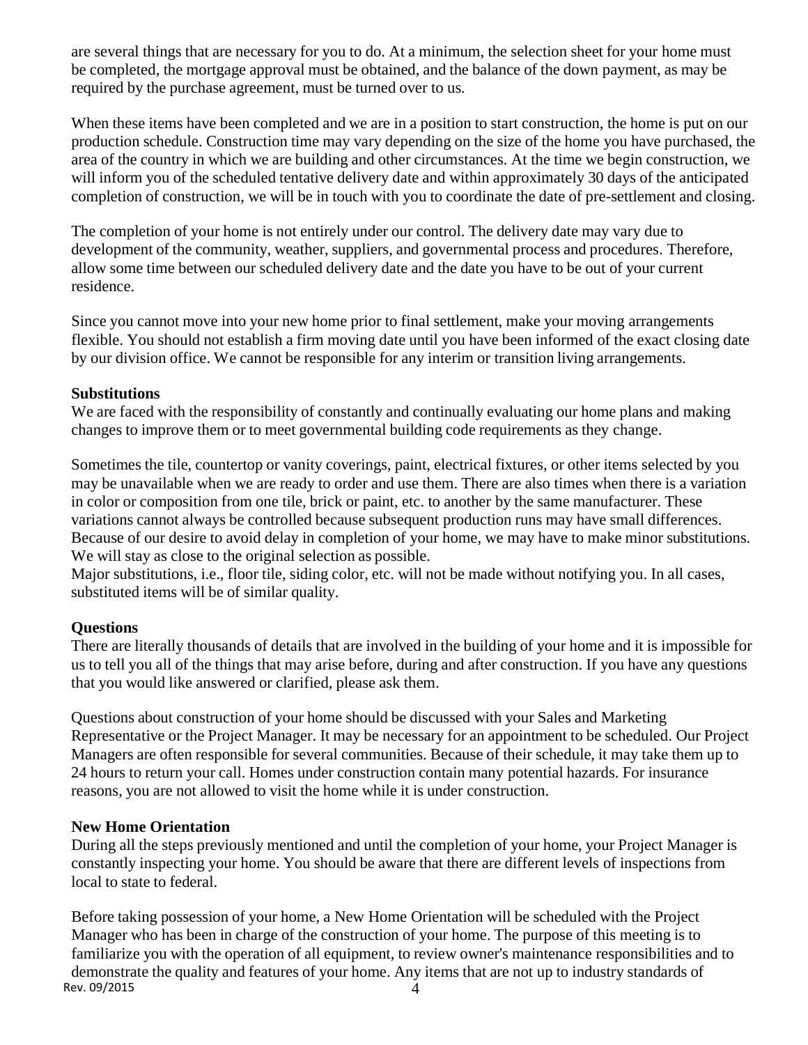are several things that are necessary for you to do. At a minimum, the selection sheet for your home must be completed, the mortgage approval must be obtained, and the balance of the down payment, as may be required by the purchase agreement, must be turned over to us.

When these items have been completed and we are in a position to start construction, the home is put on our production schedule. Construction time may vary depending on the size of the home you have purchased, the area of the country in which we are building and other circumstances. At the time we begin construction, we will inform you of the scheduled tentative delivery date and within approximately 30 days of the anticipated completion of construction, we will be in touch with you to coordinate the date of pre-settlement and closing.

The completion of your home is not entirely under our control. The delivery date may vary due to development of the community, weather, suppliers, and governmental process and procedures. Therefore, allow some time between our scheduled delivery date and the date you have to be out of your current residence.

Since you cannot move into your new home prior to final settlement, make your moving arrangements flexible. You should not establish a firm moving date until you have been informed of the exact closing date by our division office. We cannot be responsible for any interim or transition living arrangements.

**Substitutions**

We are faced with the responsibility of constantly and continually evaluating our home plans and making changes to improve them or to meet governmental building code requirements as they change.

Sometimes the tile, countertop or vanity coverings, paint, electrical fixtures, or other items selected by you may be unavailable when we are ready to order and use them. There are also times when there is a variation in color or composition from one tile, brick or paint, etc. to another by the same manufacturer. These variations cannot always be controlled because subsequent production runs may have small differences. Because of our desire to avoid delay in completion of your home, we may have to make minor substitutions. We will stay as close to the original selection as possible.

Major substitutions, i.e., floor tile, siding color, etc. will not be made without notifying you. In all cases, substituted items will be of similar quality.

**Questions**

There are literally thousands of details that are involved in the building of your home and it is impossible for us to tell you all of the things that may arise before, during and after construction. If you have any questions that you would like answered or clarified, please ask them.

Questions about construction of your home should be discussed with your Sales and Marketing Representative or the Project Manager. It may be necessary for an appointment to be scheduled. Our Project Managers are often responsible for several communities. Because of their schedule, it may take them up to 24 hours to return your call. Homes under construction contain many potential hazards. For insurance reasons, you are not allowed to visit the home while it is under construction.

**New Home Orientation**

During all the steps previously mentioned and until the completion of your home, your Project Manager is constantly inspecting your home. You should be aware that there are different levels of inspections from local to state to federal.

Before taking possession of your home, a New Home Orientation will be scheduled with the Project Manager who has been in charge of the construction of your home. The purpose of this meeting is to familiarize you with the operation of all equipment, to review owner's maintenance responsibilities and to demonstrate the quality and features of your home. Any items that are not up to industry standards of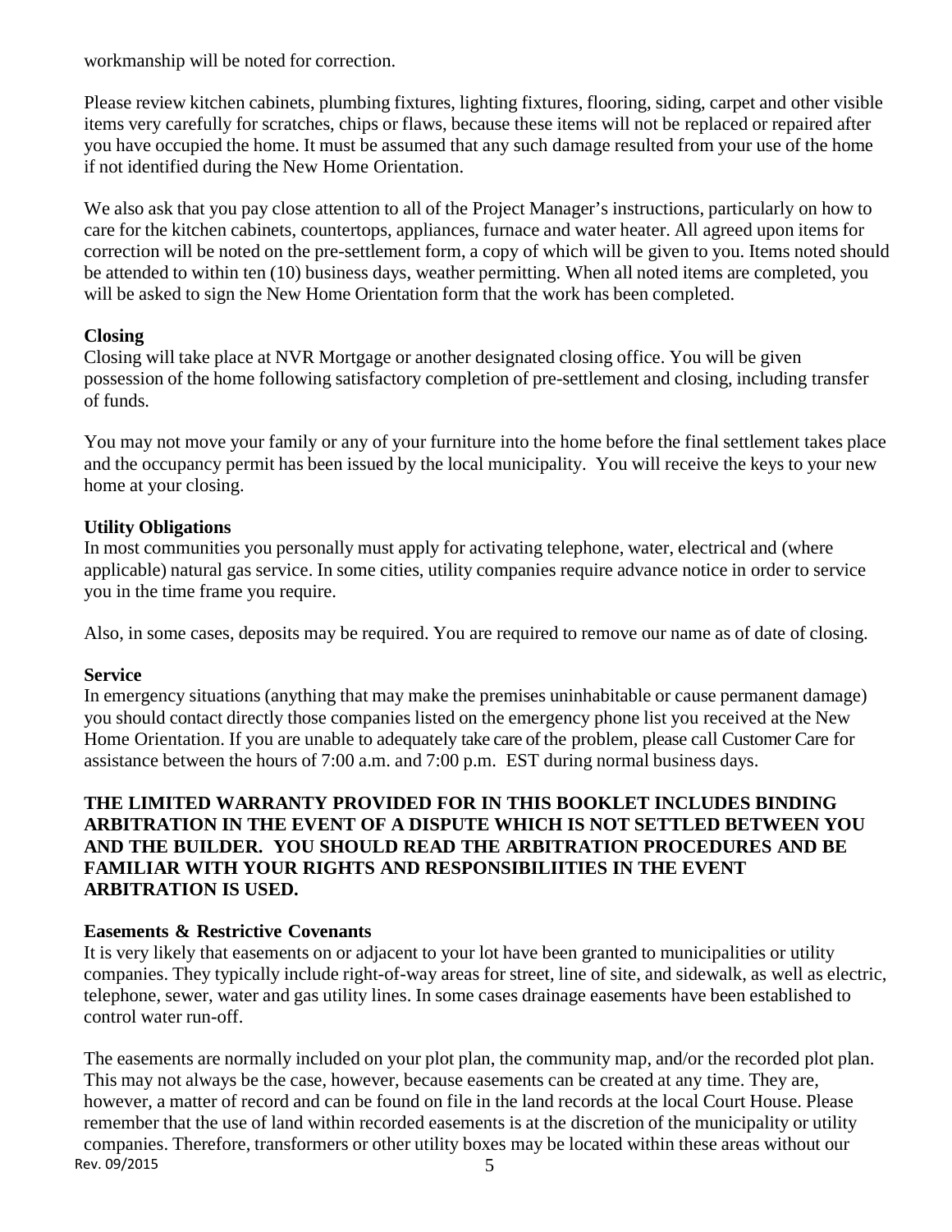workmanship will be noted for correction.

Please review kitchen cabinets, plumbing fixtures, lighting fixtures, flooring, siding, carpet and other visible items very carefully for scratches, chips or flaws, because these items will not be replaced or repaired after you have occupied the home. It must be assumed that any such damage resulted from your use of the home if not identified during the New Home Orientation.

We also ask that you pay close attention to all of the Project Manager's instructions, particularly on how to care for the kitchen cabinets, countertops, appliances, furnace and water heater. All agreed upon items for correction will be noted on the pre-settlement form, a copy of which will be given to you. Items noted should be attended to within ten (10) business days, weather permitting. When all noted items are completed, you will be asked to sign the New Home Orientation form that the work has been completed.

**Closing**

Closing will take place at NVR Mortgage or another designated closing office. You will be given possession of the home following satisfactory completion of pre-settlement and closing, including transfer of funds.

You may not move your family or any of your furniture into the home before the final settlement takes place and the occupancy permit has been issued by the local municipality. You will receive the keys to your new home at your closing.

**Utility Obligations**

In most communities you personally must apply for activating telephone, water, electrical and (where applicable) natural gas service. In some cities, utility companies require advance notice in order to service you in the time frame you require.

Also, in some cases, deposits may be required. You are required to remove our name as of date of closing.

**Service**

In emergency situations (anything that may make the premises uninhabitable or cause permanent damage) you should contact directly those companies listed on the emergency phone list you received at the New Home Orientation. If you are unable to adequately take care of the problem, please call Customer Care for assistance between the hours of 7:00 a.m. and 7:00 p.m. EST during normal business days.

**THE LIMITED WARRANTY PROVIDED FOR IN THIS BOOKLET INCLUDES BINDING ARBITRATION IN THE EVENT OF A DISPUTE WHICH IS NOT SETTLED BETWEEN YOU AND THE BUILDER. YOU SHOULD READ THE ARBITRATION PROCEDURES AND BE FAMILIAR WITH YOUR RIGHTS AND RESPONSIBILIITIES IN THE EVENT ARBITRATION IS USED.**

**Easements & Restrictive Covenants**

It is very likely that easements on or adjacent to your lot have been granted to municipalities or utility companies. They typically include right-of-way areas for street, line of site, and sidewalk, as well as electric, telephone, sewer, water and gas utility lines. In some cases drainage easements have been established to control water run-off.

The easements are normally included on your plot plan, the community map, and/or the recorded plot plan. This may not always be the case, however, because easements can be created at any time. They are, however, a matter of record and can be found on file in the land records at the local Court House. Please remember that the use of land within recorded easements is at the discretion of the municipality or utility companies. Therefore, transformers or other utility boxes may be located within these areas without our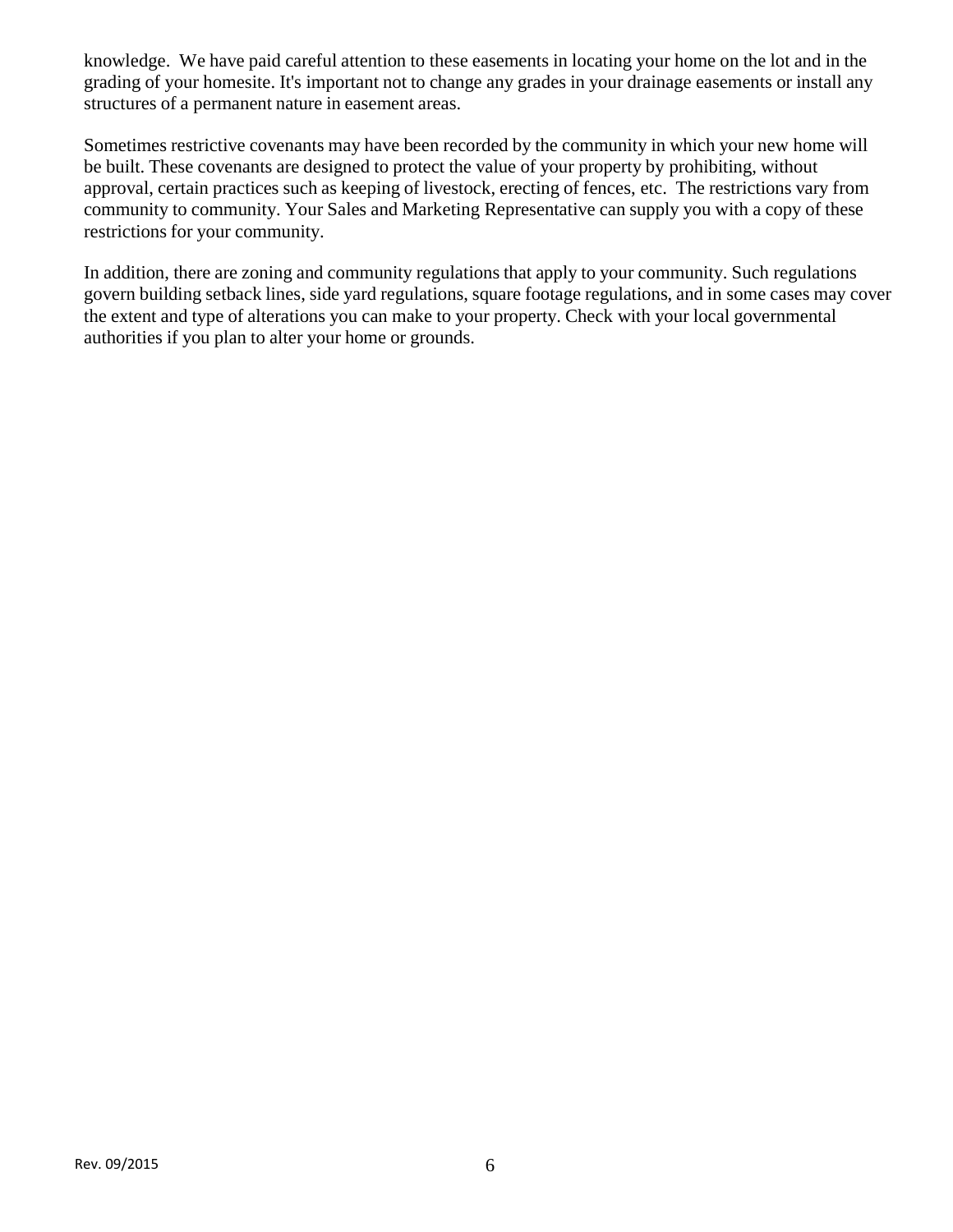knowledge. We have paid careful attention to these easements in locating your home on the lot and in the grading of your homesite. It's important not to change any grades in your drainage easements or install any structures of a permanent nature in easement areas.

Sometimes restrictive covenants may have been recorded by the community in which your new home will be built. These covenants are designed to protect the value of your property by prohibiting, without approval, certain practices such as keeping of livestock, erecting of fences, etc. The restrictions vary from community to community. Your Sales and Marketing Representative can supply you with a copy of these restrictions for your community.

In addition, there are zoning and community regulations that apply to your community. Such regulations govern building setback lines, side yard regulations, square footage regulations, and in some cases may cover the extent and type of alterations you can make to your property. Check with your local governmental authorities if you plan to alter your home or grounds.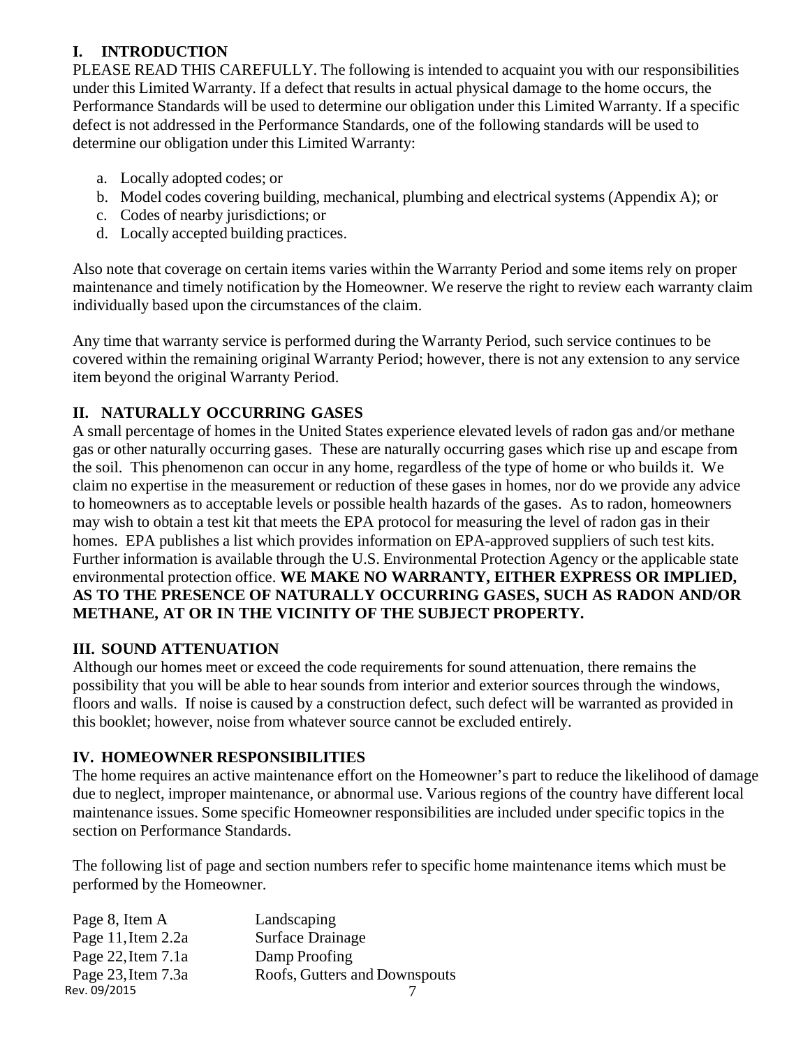## I. INTRODUCTION

PLEASE READ THIS CAREFULLY. The following is intended to acquaint you with our responsibilities under this Limited Warranty. If a defect that results in actual physical damage to the home occurs, the Performance Standards will be used to determine our obligation under this Limited Warranty. If a specific defect is not addressed in the Performance Standards, one of the following standards will be used to determine our obligation under this Limited Warranty:

a. Locally adopted codes; or
b. Model codes covering building, mechanical, plumbing and electrical systems (Appendix A); or
c. Codes of nearby jurisdictions; or
d. Locally accepted building practices.

Also note that coverage on certain items varies within the Warranty Period and some items rely on proper maintenance and timely notification by the Homeowner. We reserve the right to review each warranty claim individually based upon the circumstances of the claim.

Any time that warranty service is performed during the Warranty Period, such service continues to be covered within the remaining original Warranty Period; however, there is not any extension to any service item beyond the original Warranty Period.

## II. NATURALLY OCCURRING GASES

A small percentage of homes in the United States experience elevated levels of radon gas and/or methane gas or other naturally occurring gases. These are naturally occurring gases which rise up and escape from the soil. This phenomenon can occur in any home, regardless of the type of home or who builds it. We claim no expertise in the measurement or reduction of these gases in homes, nor do we provide any advice to homeowners as to acceptable levels or possible health hazards of the gases. As to radon, homeowners may wish to obtain a test kit that meets the EPA protocol for measuring the level of radon gas in their homes. EPA publishes a list which provides information on EPA-approved suppliers of such test kits. Further information is available through the U.S. Environmental Protection Agency or the applicable state environmental protection office. **WE MAKE NO WARRANTY, EITHER EXPRESS OR IMPLIED, AS TO THE PRESENCE OF NATURALLY OCCURRING GASES, SUCH AS RADON AND/OR METHANE, AT OR IN THE VICINITY OF THE SUBJECT PROPERTY.**

## III. SOUND ATTENUATION

Although our homes meet or exceed the code requirements for sound attenuation, there remains the possibility that you will be able to hear sounds from interior and exterior sources through the windows, floors and walls. If noise is caused by a construction defect, such defect will be warranted as provided in this booklet; however, noise from whatever source cannot be excluded entirely.

## IV. HOMEOWNER RESPONSIBILITIES

The home requires an active maintenance effort on the Homeowner's part to reduce the likelihood of damage due to neglect, improper maintenance, or abnormal use. Various regions of the country have different local maintenance issues. Some specific Homeowner responsibilities are included under specific topics in the section on Performance Standards.

The following list of page and section numbers refer to specific home maintenance items which must be performed by the Homeowner.

| | |
|---|---|
| Page 8, Item A | Landscaping |
| Page 11, Item 2.2a | Surface Drainage |
| Page 22, Item 7.1a | Damp Proofing |
| Page 23, Item 7.3a | Roofs, Gutters and Downspouts |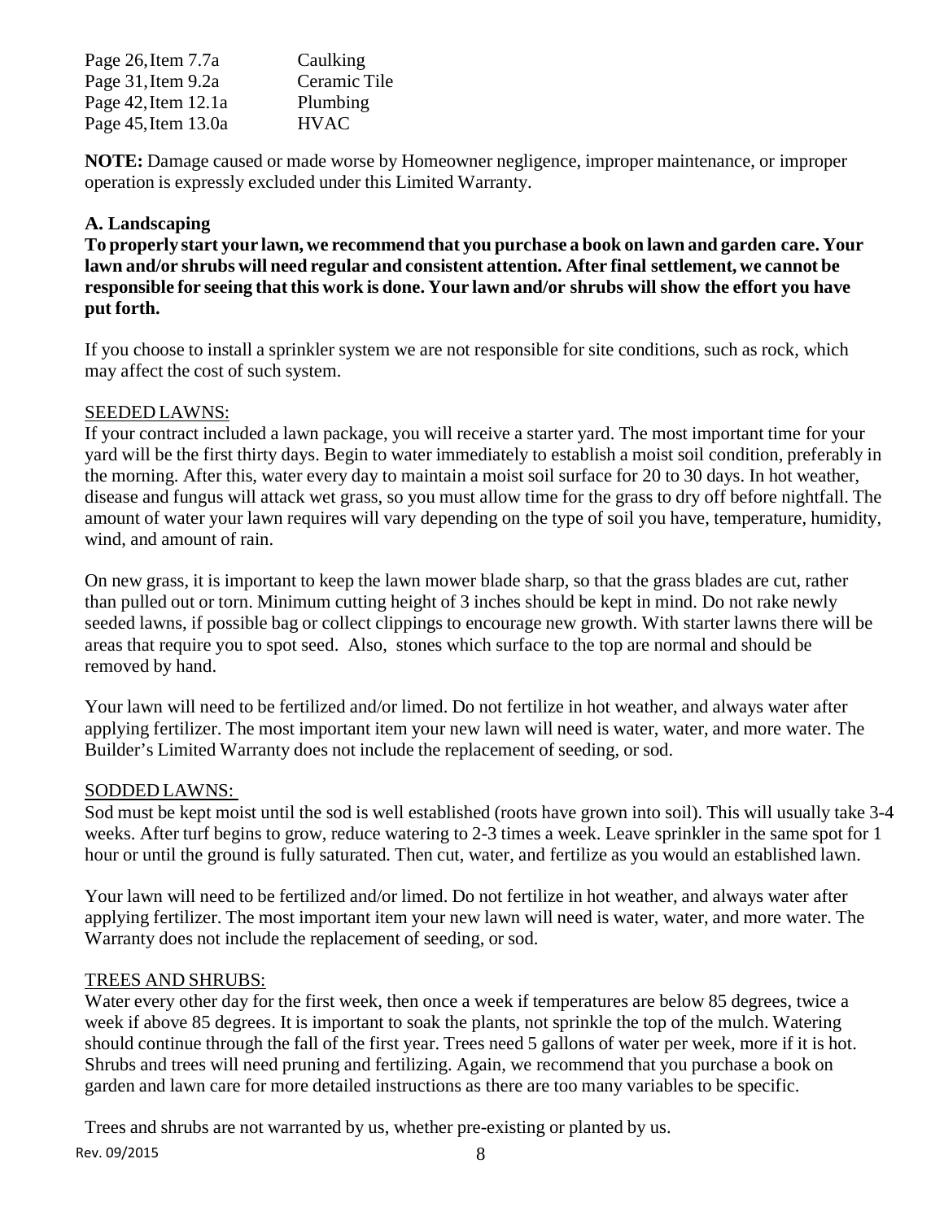| | |
|---|---|
| Page 26, Item 7.7a | Caulking |
| Page 31, Item 9.2a | Ceramic Tile |
| Page 42, Item 12.1a | Plumbing |
| Page 45, Item 13.0a | HVAC |

**NOTE:** Damage caused or made worse by Homeowner negligence, improper maintenance, or improper operation is expressly excluded under this Limited Warranty.

### A. Landscaping

**To properly start your lawn, we recommend that you purchase a book on lawn and garden care. Your lawn and/or shrubs will need regular and consistent attention. After final settlement, we cannot be responsible for seeing that this work is done. Your lawn and/or shrubs will show the effort you have put forth.**

If you choose to install a sprinkler system we are not responsible for site conditions, such as rock, which may affect the cost of such system.

<u>SEEDED LAWNS:</u>

If your contract included a lawn package, you will receive a starter yard. The most important time for your yard will be the first thirty days. Begin to water immediately to establish a moist soil condition, preferably in the morning. After this, water every day to maintain a moist soil surface for 20 to 30 days. In hot weather, disease and fungus will attack wet grass, so you must allow time for the grass to dry off before nightfall. The amount of water your lawn requires will vary depending on the type of soil you have, temperature, humidity, wind, and amount of rain.

On new grass, it is important to keep the lawn mower blade sharp, so that the grass blades are cut, rather than pulled out or torn. Minimum cutting height of 3 inches should be kept in mind. Do not rake newly seeded lawns, if possible bag or collect clippings to encourage new growth. With starter lawns there will be areas that require you to spot seed. Also, stones which surface to the top are normal and should be removed by hand.

Your lawn will need to be fertilized and/or limed. Do not fertilize in hot weather, and always water after applying fertilizer. The most important item your new lawn will need is water, water, and more water. The Builder's Limited Warranty does not include the replacement of seeding, or sod.

<u>SODDED LAWNS:</u>

Sod must be kept moist until the sod is well established (roots have grown into soil). This will usually take 3-4 weeks. After turf begins to grow, reduce watering to 2-3 times a week. Leave sprinkler in the same spot for 1 hour or until the ground is fully saturated. Then cut, water, and fertilize as you would an established lawn.

Your lawn will need to be fertilized and/or limed. Do not fertilize in hot weather, and always water after applying fertilizer. The most important item your new lawn will need is water, water, and more water. The Warranty does not include the replacement of seeding, or sod.

<u>TREES AND SHRUBS:</u>

Water every other day for the first week, then once a week if temperatures are below 85 degrees, twice a week if above 85 degrees. It is important to soak the plants, not sprinkle the top of the mulch. Watering should continue through the fall of the first year. Trees need 5 gallons of water per week, more if it is hot. Shrubs and trees will need pruning and fertilizing. Again, we recommend that you purchase a book on garden and lawn care for more detailed instructions as there are too many variables to be specific.

Trees and shrubs are not warranted by us, whether pre-existing or planted by us.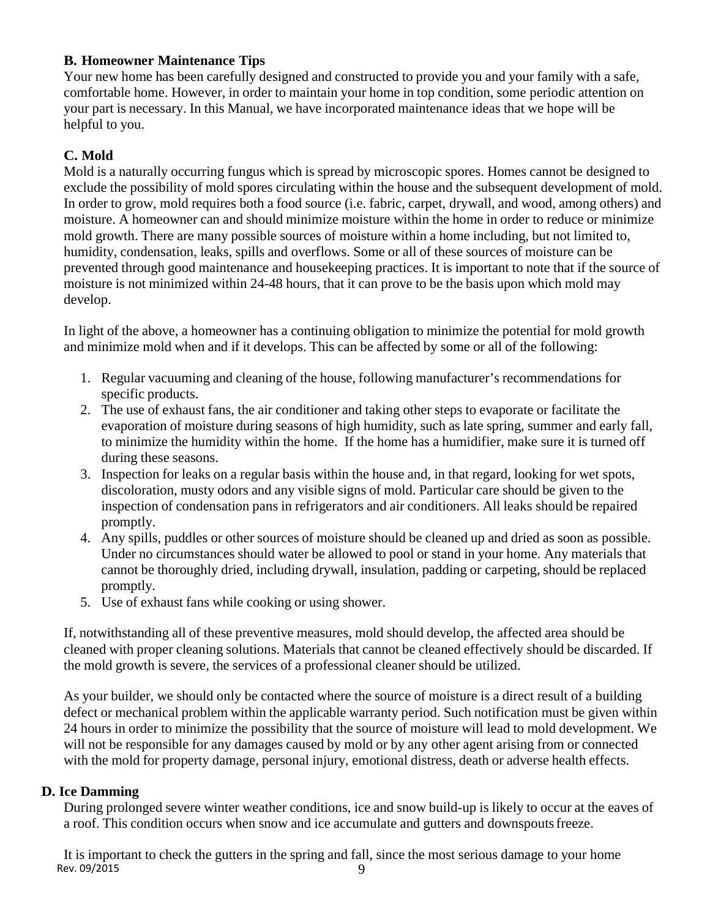### B. Homeowner Maintenance Tips

Your new home has been carefully designed and constructed to provide you and your family with a safe, comfortable home. However, in order to maintain your home in top condition, some periodic attention on your part is necessary. In this Manual, we have incorporated maintenance ideas that we hope will be helpful to you.

### C. Mold

Mold is a naturally occurring fungus which is spread by microscopic spores. Homes cannot be designed to exclude the possibility of mold spores circulating within the house and the subsequent development of mold. In order to grow, mold requires both a food source (i.e. fabric, carpet, drywall, and wood, among others) and moisture. A homeowner can and should minimize moisture within the home in order to reduce or minimize mold growth. There are many possible sources of moisture within a home including, but not limited to, humidity, condensation, leaks, spills and overflows. Some or all of these sources of moisture can be prevented through good maintenance and housekeeping practices. It is important to note that if the source of moisture is not minimized within 24-48 hours, that it can prove to be the basis upon which mold may develop.

In light of the above, a homeowner has a continuing obligation to minimize the potential for mold growth and minimize mold when and if it develops. This can be affected by some or all of the following:

1. Regular vacuuming and cleaning of the house, following manufacturer's recommendations for specific products.
2. The use of exhaust fans, the air conditioner and taking other steps to evaporate or facilitate the evaporation of moisture during seasons of high humidity, such as late spring, summer and early fall, to minimize the humidity within the home. If the home has a humidifier, make sure it is turned off during these seasons.
3. Inspection for leaks on a regular basis within the house and, in that regard, looking for wet spots, discoloration, musty odors and any visible signs of mold. Particular care should be given to the inspection of condensation pans in refrigerators and air conditioners. All leaks should be repaired promptly.
4. Any spills, puddles or other sources of moisture should be cleaned up and dried as soon as possible. Under no circumstances should water be allowed to pool or stand in your home. Any materials that cannot be thoroughly dried, including drywall, insulation, padding or carpeting, should be replaced promptly.
5. Use of exhaust fans while cooking or using shower.

If, notwithstanding all of these preventive measures, mold should develop, the affected area should be cleaned with proper cleaning solutions. Materials that cannot be cleaned effectively should be discarded. If the mold growth is severe, the services of a professional cleaner should be utilized.

As your builder, we should only be contacted where the source of moisture is a direct result of a building defect or mechanical problem within the applicable warranty period. Such notification must be given within 24 hours in order to minimize the possibility that the source of moisture will lead to mold development. We will not be responsible for any damages caused by mold or by any other agent arising from or connected with the mold for property damage, personal injury, emotional distress, death or adverse health effects.

### D. Ice Damming

During prolonged severe winter weather conditions, ice and snow build-up is likely to occur at the eaves of a roof. This condition occurs when snow and ice accumulate and gutters and downspouts freeze.

It is important to check the gutters in the spring and fall, since the most serious damage to your home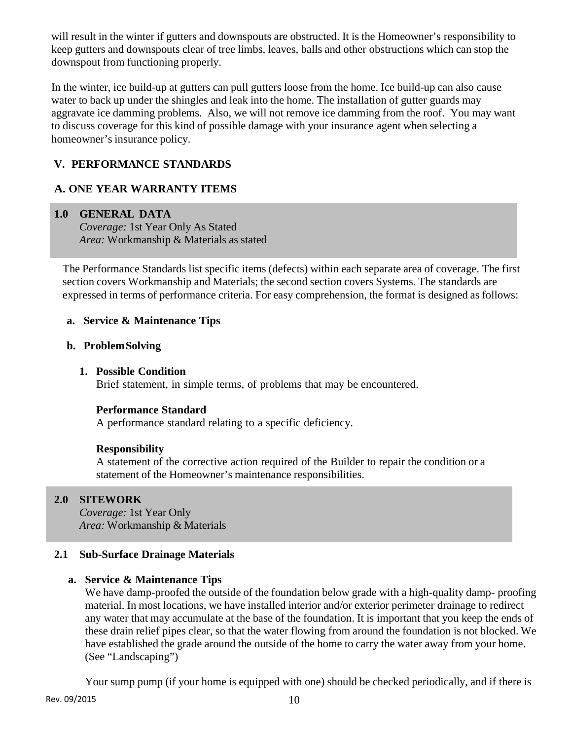will result in the winter if gutters and downspouts are obstructed. It is the Homeowner's responsibility to keep gutters and downspouts clear of tree limbs, leaves, balls and other obstructions which can stop the downspout from functioning properly.

In the winter, ice build-up at gutters can pull gutters loose from the home. Ice build-up can also cause water to back up under the shingles and leak into the home. The installation of gutter guards may aggravate ice damming problems. Also, we will not remove ice damming from the roof. You may want to discuss coverage for this kind of possible damage with your insurance agent when selecting a homeowner's insurance policy.

## V. PERFORMANCE STANDARDS

## A. ONE YEAR WARRANTY ITEMS

### 1.0 GENERAL DATA

*Coverage:* 1st Year Only As Stated
*Area:* Workmanship & Materials as stated

The Performance Standards list specific items (defects) within each separate area of coverage. The first section covers Workmanship and Materials; the second section covers Systems. The standards are expressed in terms of performance criteria. For easy comprehension, the format is designed as follows:

**a. Service & Maintenance Tips**

**b. Problem Solving**

**1. Possible Condition**
Brief statement, in simple terms, of problems that may be encountered.

**Performance Standard**
A performance standard relating to a specific deficiency.

**Responsibility**
A statement of the corrective action required of the Builder to repair the condition or a statement of the Homeowner's maintenance responsibilities.

### 2.0 SITEWORK

*Coverage:* 1st Year Only
*Area:* Workmanship & Materials

#### 2.1 Sub-Surface Drainage Materials

**a. Service & Maintenance Tips**

We have damp-proofed the outside of the foundation below grade with a high-quality damp- proofing material. In most locations, we have installed interior and/or exterior perimeter drainage to redirect any water that may accumulate at the base of the foundation. It is important that you keep the ends of these drain relief pipes clear, so that the water flowing from around the foundation is not blocked. We have established the grade around the outside of the home to carry the water away from your home. (See "Landscaping")

Your sump pump (if your home is equipped with one) should be checked periodically, and if there is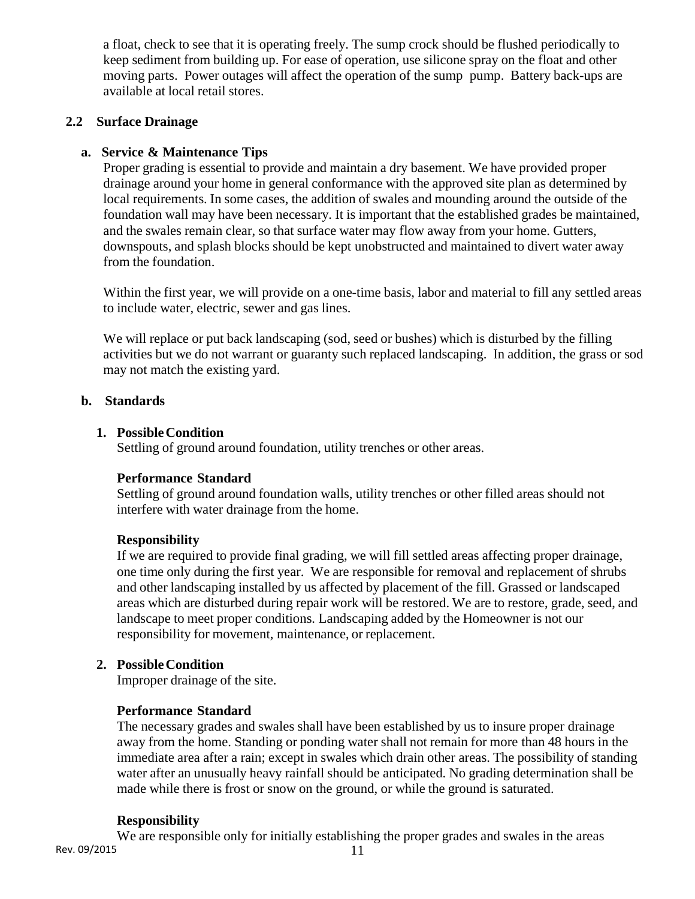a float, check to see that it is operating freely. The sump crock should be flushed periodically to keep sediment from building up. For ease of operation, use silicone spray on the float and other moving parts. Power outages will affect the operation of the sump pump. Battery back-ups are available at local retail stores.

## 2.2 Surface Drainage

### a. Service & Maintenance Tips

Proper grading is essential to provide and maintain a dry basement. We have provided proper drainage around your home in general conformance with the approved site plan as determined by local requirements. In some cases, the addition of swales and mounding around the outside of the foundation wall may have been necessary. It is important that the established grades be maintained, and the swales remain clear, so that surface water may flow away from your home. Gutters, downspouts, and splash blocks should be kept unobstructed and maintained to divert water away from the foundation.

Within the first year, we will provide on a one-time basis, labor and material to fill any settled areas to include water, electric, sewer and gas lines.

We will replace or put back landscaping (sod, seed or bushes) which is disturbed by the filling activities but we do not warrant or guaranty such replaced landscaping. In addition, the grass or sod may not match the existing yard.

### b. Standards

**1. Possible Condition**

Settling of ground around foundation, utility trenches or other areas.

**Performance Standard**

Settling of ground around foundation walls, utility trenches or other filled areas should not interfere with water drainage from the home.

**Responsibility**

If we are required to provide final grading, we will fill settled areas affecting proper drainage, one time only during the first year. We are responsible for removal and replacement of shrubs and other landscaping installed by us affected by placement of the fill. Grassed or landscaped areas which are disturbed during repair work will be restored. We are to restore, grade, seed, and landscape to meet proper conditions. Landscaping added by the Homeowner is not our responsibility for movement, maintenance, or replacement.

**2. Possible Condition**

Improper drainage of the site.

**Performance Standard**

The necessary grades and swales shall have been established by us to insure proper drainage away from the home. Standing or ponding water shall not remain for more than 48 hours in the immediate area after a rain; except in swales which drain other areas. The possibility of standing water after an unusually heavy rainfall should be anticipated. No grading determination shall be made while there is frost or snow on the ground, or while the ground is saturated.

**Responsibility**

We are responsible only for initially establishing the proper grades and swales in the areas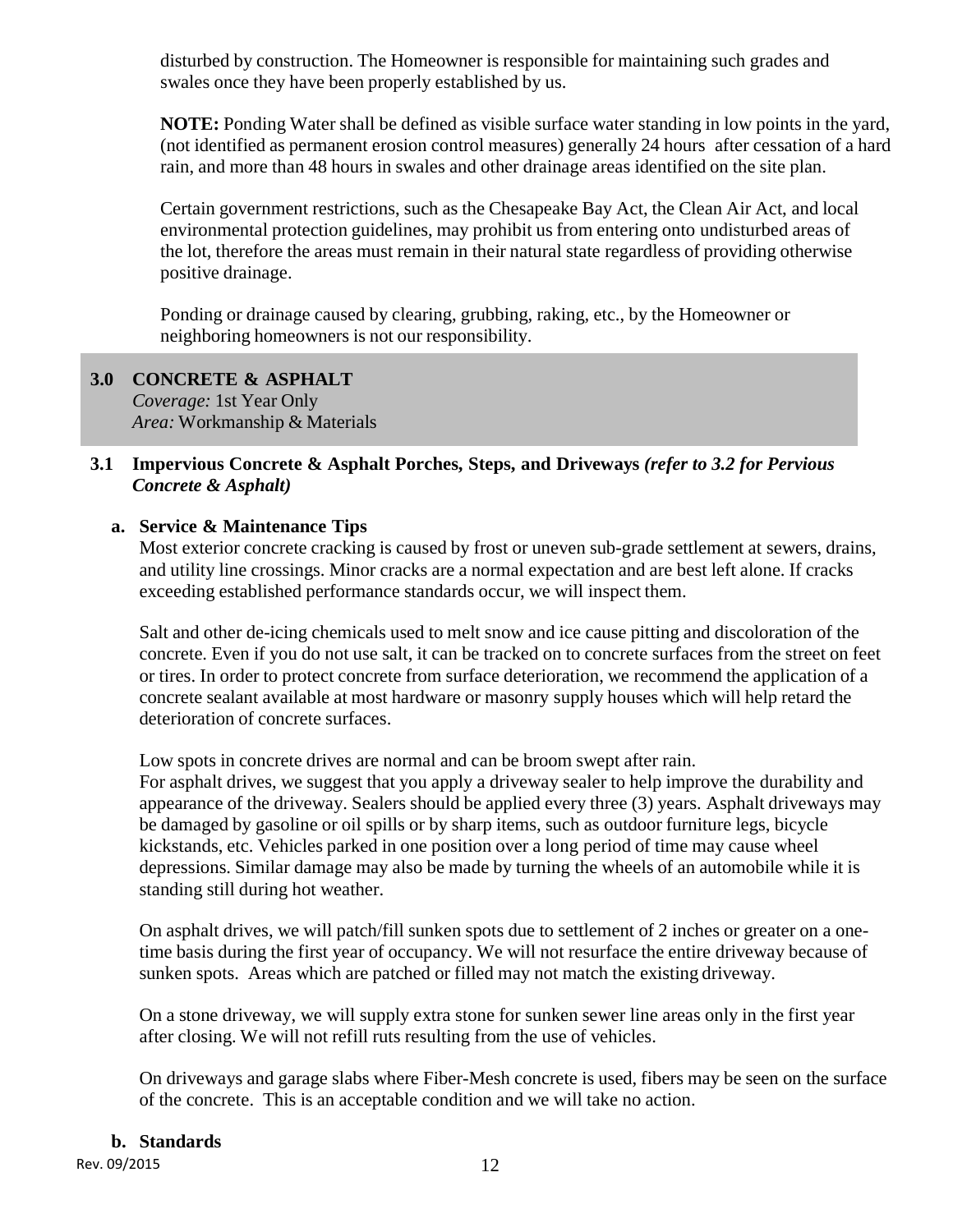disturbed by construction. The Homeowner is responsible for maintaining such grades and swales once they have been properly established by us.

**NOTE:** Ponding Water shall be defined as visible surface water standing in low points in the yard, (not identified as permanent erosion control measures) generally 24 hours after cessation of a hard rain, and more than 48 hours in swales and other drainage areas identified on the site plan.

Certain government restrictions, such as the Chesapeake Bay Act, the Clean Air Act, and local environmental protection guidelines, may prohibit us from entering onto undisturbed areas of the lot, therefore the areas must remain in their natural state regardless of providing otherwise positive drainage.

Ponding or drainage caused by clearing, grubbing, raking, etc., by the Homeowner or neighboring homeowners is not our responsibility.

## 3.0 CONCRETE & ASPHALT

*Coverage:* 1st Year Only
*Area:* Workmanship & Materials

### 3.1 Impervious Concrete & Asphalt Porches, Steps, and Driveways *(refer to 3.2 for Pervious Concrete & Asphalt)*

#### a. Service & Maintenance Tips

Most exterior concrete cracking is caused by frost or uneven sub-grade settlement at sewers, drains, and utility line crossings. Minor cracks are a normal expectation and are best left alone. If cracks exceeding established performance standards occur, we will inspect them.

Salt and other de-icing chemicals used to melt snow and ice cause pitting and discoloration of the concrete. Even if you do not use salt, it can be tracked on to concrete surfaces from the street on feet or tires. In order to protect concrete from surface deterioration, we recommend the application of a concrete sealant available at most hardware or masonry supply houses which will help retard the deterioration of concrete surfaces.

Low spots in concrete drives are normal and can be broom swept after rain.
For asphalt drives, we suggest that you apply a driveway sealer to help improve the durability and appearance of the driveway. Sealers should be applied every three (3) years. Asphalt driveways may be damaged by gasoline or oil spills or by sharp items, such as outdoor furniture legs, bicycle kickstands, etc. Vehicles parked in one position over a long period of time may cause wheel depressions. Similar damage may also be made by turning the wheels of an automobile while it is standing still during hot weather.

On asphalt drives, we will patch/fill sunken spots due to settlement of 2 inches or greater on a one-time basis during the first year of occupancy. We will not resurface the entire driveway because of sunken spots. Areas which are patched or filled may not match the existing driveway.

On a stone driveway, we will supply extra stone for sunken sewer line areas only in the first year after closing. We will not refill ruts resulting from the use of vehicles.

On driveways and garage slabs where Fiber-Mesh concrete is used, fibers may be seen on the surface of the concrete. This is an acceptable condition and we will take no action.

#### b. Standards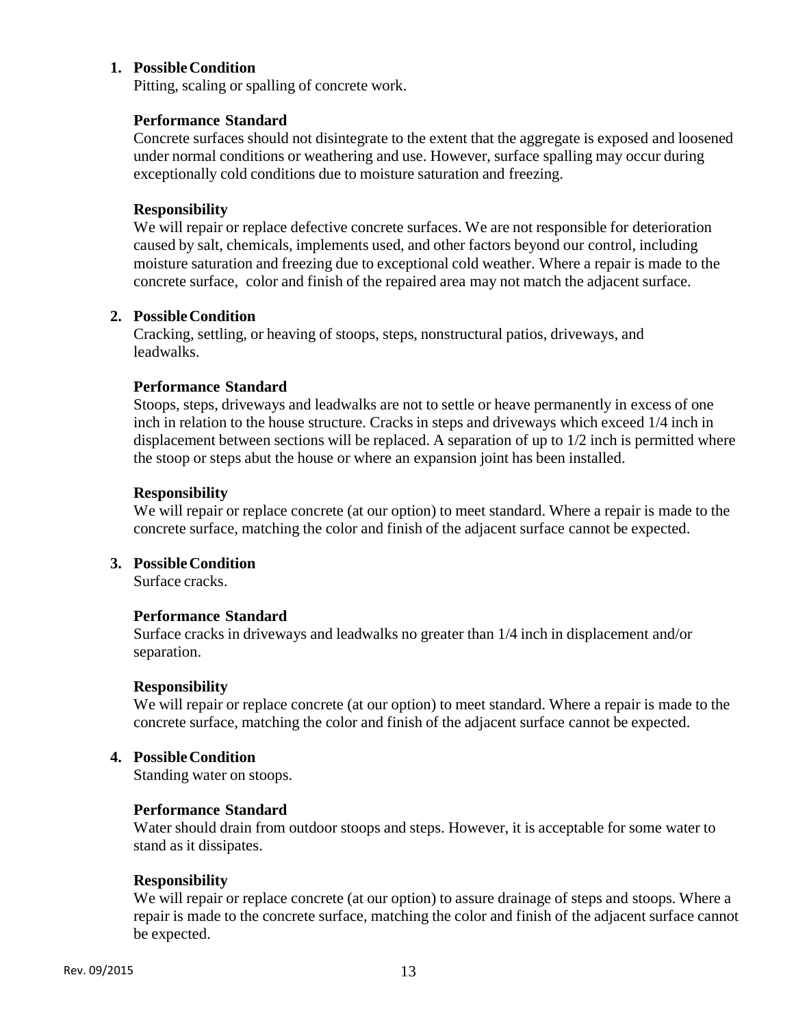1. **Possible Condition**
   Pitting, scaling or spalling of concrete work.

   **Performance Standard**
   Concrete surfaces should not disintegrate to the extent that the aggregate is exposed and loosened under normal conditions or weathering and use. However, surface spalling may occur during exceptionally cold conditions due to moisture saturation and freezing.

   **Responsibility**
   We will repair or replace defective concrete surfaces. We are not responsible for deterioration caused by salt, chemicals, implements used, and other factors beyond our control, including moisture saturation and freezing due to exceptional cold weather. Where a repair is made to the concrete surface, color and finish of the repaired area may not match the adjacent surface.

2. **Possible Condition**
   Cracking, settling, or heaving of stoops, steps, nonstructural patios, driveways, and leadwalks.

   **Performance Standard**
   Stoops, steps, driveways and leadwalks are not to settle or heave permanently in excess of one inch in relation to the house structure. Cracks in steps and driveways which exceed 1/4 inch in displacement between sections will be replaced. A separation of up to 1/2 inch is permitted where the stoop or steps abut the house or where an expansion joint has been installed.

   **Responsibility**
   We will repair or replace concrete (at our option) to meet standard. Where a repair is made to the concrete surface, matching the color and finish of the adjacent surface cannot be expected.

3. **Possible Condition**
   Surface cracks.

   **Performance Standard**
   Surface cracks in driveways and leadwalks no greater than 1/4 inch in displacement and/or separation.

   **Responsibility**
   We will repair or replace concrete (at our option) to meet standard. Where a repair is made to the concrete surface, matching the color and finish of the adjacent surface cannot be expected.

4. **Possible Condition**
   Standing water on stoops.

   **Performance Standard**
   Water should drain from outdoor stoops and steps. However, it is acceptable for some water to stand as it dissipates.

   **Responsibility**
   We will repair or replace concrete (at our option) to assure drainage of steps and stoops. Where a repair is made to the concrete surface, matching the color and finish of the adjacent surface cannot be expected.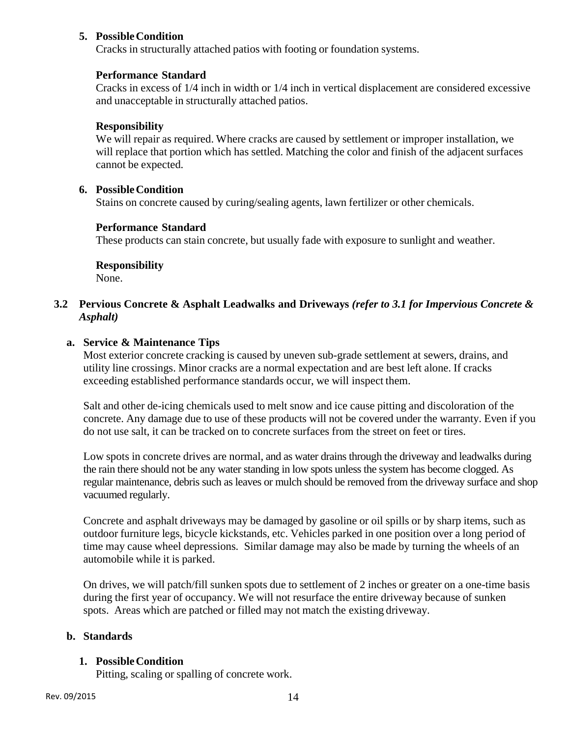5. **Possible Condition**
   Cracks in structurally attached patios with footing or foundation systems.

   **Performance Standard**
   Cracks in excess of 1/4 inch in width or 1/4 inch in vertical displacement are considered excessive and unacceptable in structurally attached patios.

   **Responsibility**
   We will repair as required. Where cracks are caused by settlement or improper installation, we will replace that portion which has settled. Matching the color and finish of the adjacent surfaces cannot be expected.

6. **Possible Condition**
   Stains on concrete caused by curing/sealing agents, lawn fertilizer or other chemicals.

   **Performance Standard**
   These products can stain concrete, but usually fade with exposure to sunlight and weather.

   **Responsibility**
   None.

## 3.2 Pervious Concrete & Asphalt Leadwalks and Driveways *(refer to 3.1 for Impervious Concrete & Asphalt)*

### a. Service & Maintenance Tips

Most exterior concrete cracking is caused by uneven sub-grade settlement at sewers, drains, and utility line crossings. Minor cracks are a normal expectation and are best left alone. If cracks exceeding established performance standards occur, we will inspect them.

Salt and other de-icing chemicals used to melt snow and ice cause pitting and discoloration of the concrete. Any damage due to use of these products will not be covered under the warranty. Even if you do not use salt, it can be tracked on to concrete surfaces from the street on feet or tires.

Low spots in concrete drives are normal, and as water drains through the driveway and leadwalks during the rain there should not be any water standing in low spots unless the system has become clogged. As regular maintenance, debris such as leaves or mulch should be removed from the driveway surface and shop vacuumed regularly.

Concrete and asphalt driveways may be damaged by gasoline or oil spills or by sharp items, such as outdoor furniture legs, bicycle kickstands, etc. Vehicles parked in one position over a long period of time may cause wheel depressions. Similar damage may also be made by turning the wheels of an automobile while it is parked.

On drives, we will patch/fill sunken spots due to settlement of 2 inches or greater on a one-time basis during the first year of occupancy. We will not resurface the entire driveway because of sunken spots. Areas which are patched or filled may not match the existing driveway.

### b. Standards

1. **Possible Condition**
   Pitting, scaling or spalling of concrete work.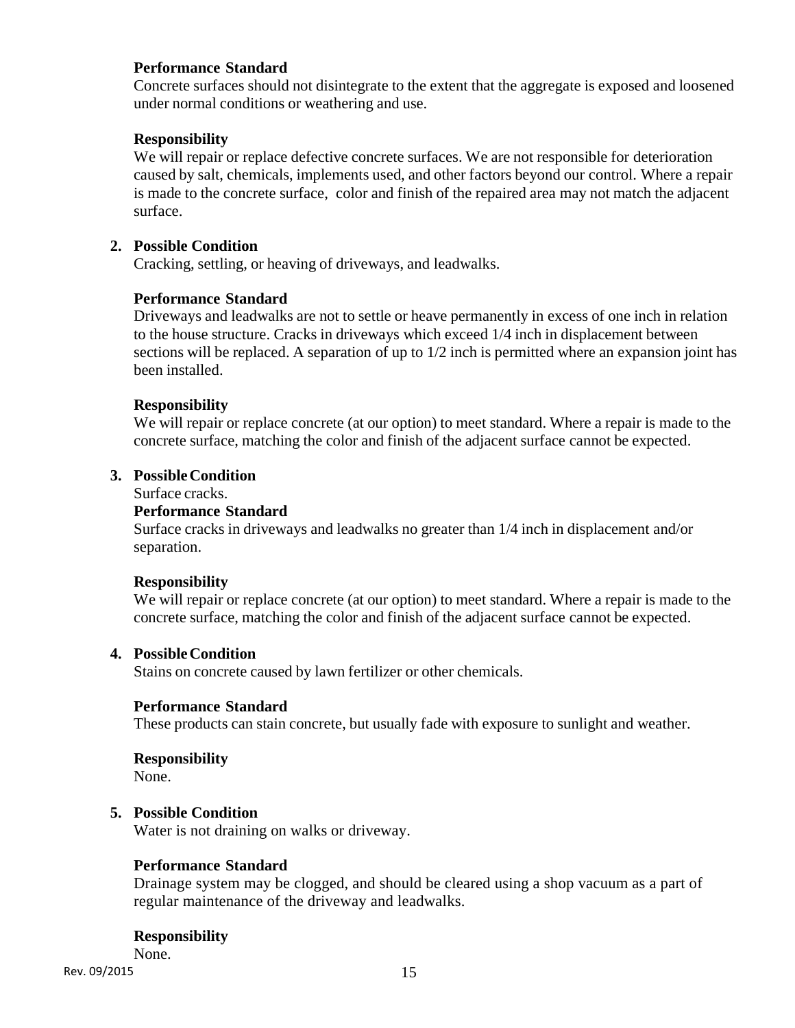**Performance Standard**

Concrete surfaces should not disintegrate to the extent that the aggregate is exposed and loosened under normal conditions or weathering and use.

**Responsibility**

We will repair or replace defective concrete surfaces. We are not responsible for deterioration caused by salt, chemicals, implements used, and other factors beyond our control. Where a repair is made to the concrete surface, color and finish of the repaired area may not match the adjacent surface.

2. **Possible Condition**

   Cracking, settling, or heaving of driveways, and leadwalks.

   **Performance Standard**

   Driveways and leadwalks are not to settle or heave permanently in excess of one inch in relation to the house structure. Cracks in driveways which exceed 1/4 inch in displacement between sections will be replaced. A separation of up to 1/2 inch is permitted where an expansion joint has been installed.

   **Responsibility**

   We will repair or replace concrete (at our option) to meet standard. Where a repair is made to the concrete surface, matching the color and finish of the adjacent surface cannot be expected.

3. **Possible Condition**

   Surface cracks.

   **Performance Standard**

   Surface cracks in driveways and leadwalks no greater than 1/4 inch in displacement and/or separation.

   **Responsibility**

   We will repair or replace concrete (at our option) to meet standard. Where a repair is made to the concrete surface, matching the color and finish of the adjacent surface cannot be expected.

4. **Possible Condition**

   Stains on concrete caused by lawn fertilizer or other chemicals.

   **Performance Standard**

   These products can stain concrete, but usually fade with exposure to sunlight and weather.

   **Responsibility**

   None.

5. **Possible Condition**

   Water is not draining on walks or driveway.

   **Performance Standard**

   Drainage system may be clogged, and should be cleared using a shop vacuum as a part of regular maintenance of the driveway and leadwalks.

   **Responsibility**

   None.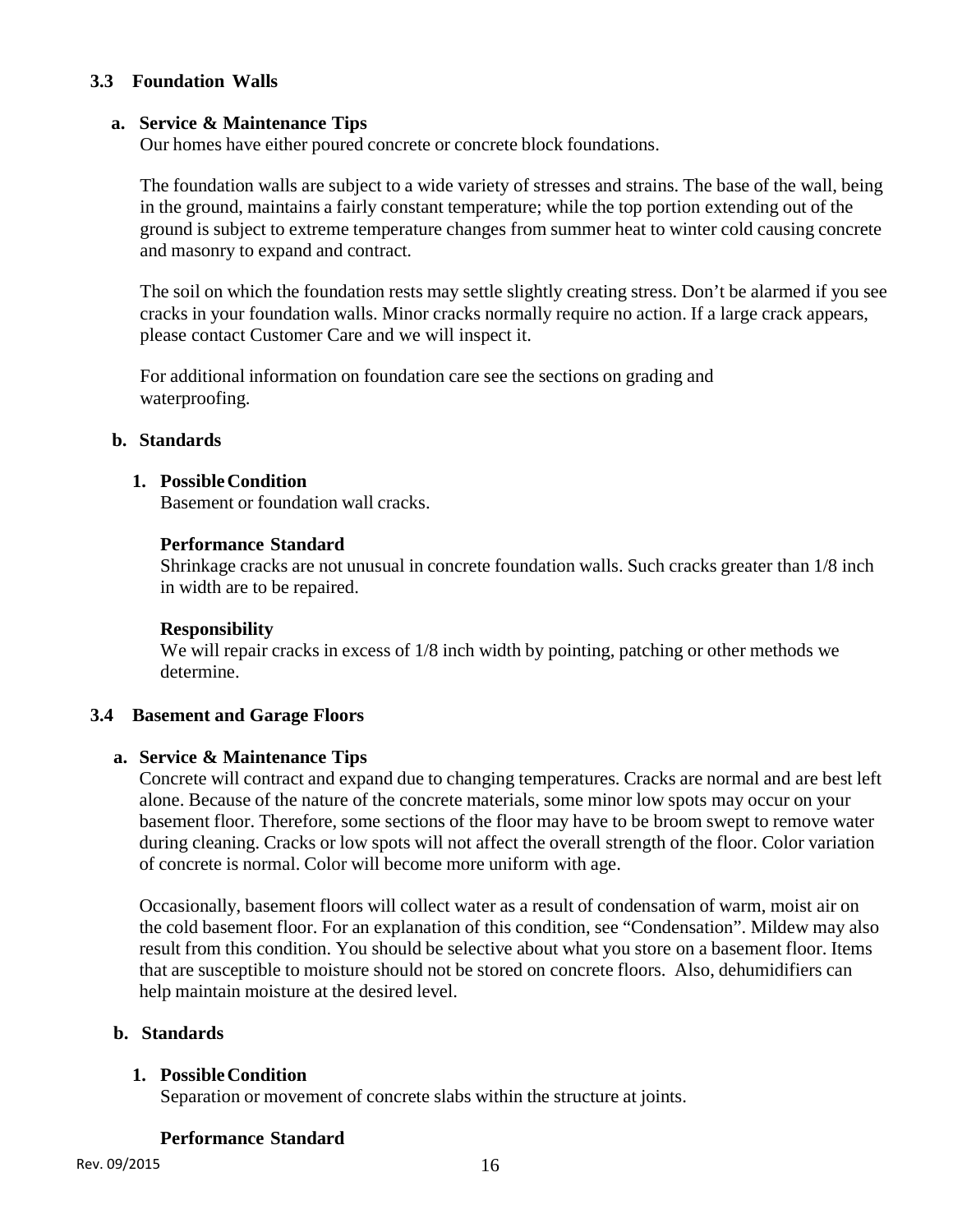## 3.3 Foundation Walls

### a. Service & Maintenance Tips

Our homes have either poured concrete or concrete block foundations.

The foundation walls are subject to a wide variety of stresses and strains. The base of the wall, being in the ground, maintains a fairly constant temperature; while the top portion extending out of the ground is subject to extreme temperature changes from summer heat to winter cold causing concrete and masonry to expand and contract.

The soil on which the foundation rests may settle slightly creating stress. Don't be alarmed if you see cracks in your foundation walls. Minor cracks normally require no action. If a large crack appears, please contact Customer Care and we will inspect it.

For additional information on foundation care see the sections on grading and waterproofing.

### b. Standards

**1. Possible Condition**

Basement or foundation wall cracks.

**Performance Standard**

Shrinkage cracks are not unusual in concrete foundation walls. Such cracks greater than 1/8 inch in width are to be repaired.

**Responsibility**

We will repair cracks in excess of 1/8 inch width by pointing, patching or other methods we determine.

## 3.4 Basement and Garage Floors

### a. Service & Maintenance Tips

Concrete will contract and expand due to changing temperatures. Cracks are normal and are best left alone. Because of the nature of the concrete materials, some minor low spots may occur on your basement floor. Therefore, some sections of the floor may have to be broom swept to remove water during cleaning. Cracks or low spots will not affect the overall strength of the floor. Color variation of concrete is normal. Color will become more uniform with age.

Occasionally, basement floors will collect water as a result of condensation of warm, moist air on the cold basement floor. For an explanation of this condition, see "Condensation". Mildew may also result from this condition. You should be selective about what you store on a basement floor. Items that are susceptible to moisture should not be stored on concrete floors. Also, dehumidifiers can help maintain moisture at the desired level.

### b. Standards

**1. Possible Condition**

Separation or movement of concrete slabs within the structure at joints.

**Performance Standard**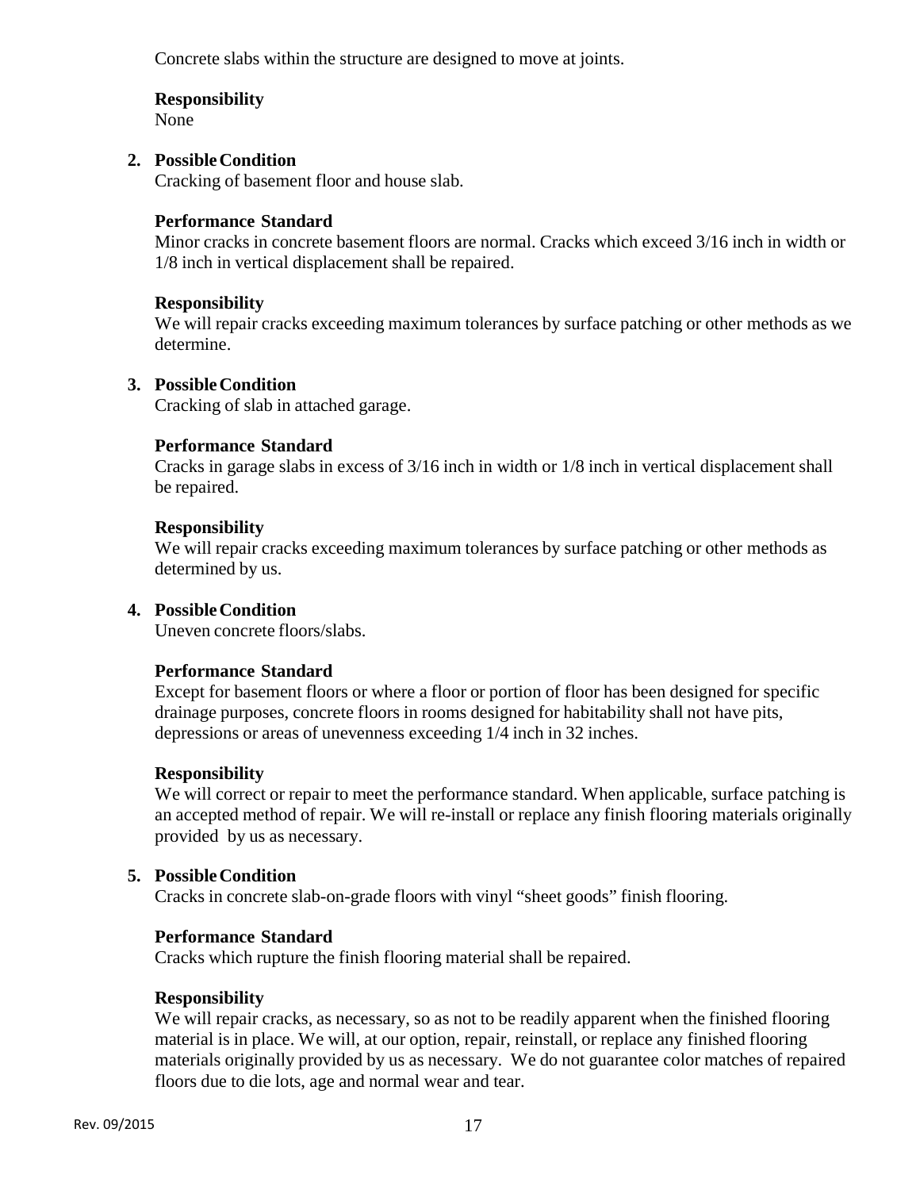Concrete slabs within the structure are designed to move at joints.

**Responsibility**
None

2. **Possible Condition**
   Cracking of basement floor and house slab.

   **Performance Standard**
   Minor cracks in concrete basement floors are normal. Cracks which exceed 3/16 inch in width or 1/8 inch in vertical displacement shall be repaired.

   **Responsibility**
   We will repair cracks exceeding maximum tolerances by surface patching or other methods as we determine.

3. **Possible Condition**
   Cracking of slab in attached garage.

   **Performance Standard**
   Cracks in garage slabs in excess of 3/16 inch in width or 1/8 inch in vertical displacement shall be repaired.

   **Responsibility**
   We will repair cracks exceeding maximum tolerances by surface patching or other methods as determined by us.

4. **Possible Condition**
   Uneven concrete floors/slabs.

   **Performance Standard**
   Except for basement floors or where a floor or portion of floor has been designed for specific drainage purposes, concrete floors in rooms designed for habitability shall not have pits, depressions or areas of unevenness exceeding 1/4 inch in 32 inches.

   **Responsibility**
   We will correct or repair to meet the performance standard. When applicable, surface patching is an accepted method of repair. We will re-install or replace any finish flooring materials originally provided by us as necessary.

5. **Possible Condition**
   Cracks in concrete slab-on-grade floors with vinyl "sheet goods" finish flooring.

   **Performance Standard**
   Cracks which rupture the finish flooring material shall be repaired.

   **Responsibility**
   We will repair cracks, as necessary, so as not to be readily apparent when the finished flooring material is in place. We will, at our option, repair, reinstall, or replace any finished flooring materials originally provided by us as necessary. We do not guarantee color matches of repaired floors due to die lots, age and normal wear and tear.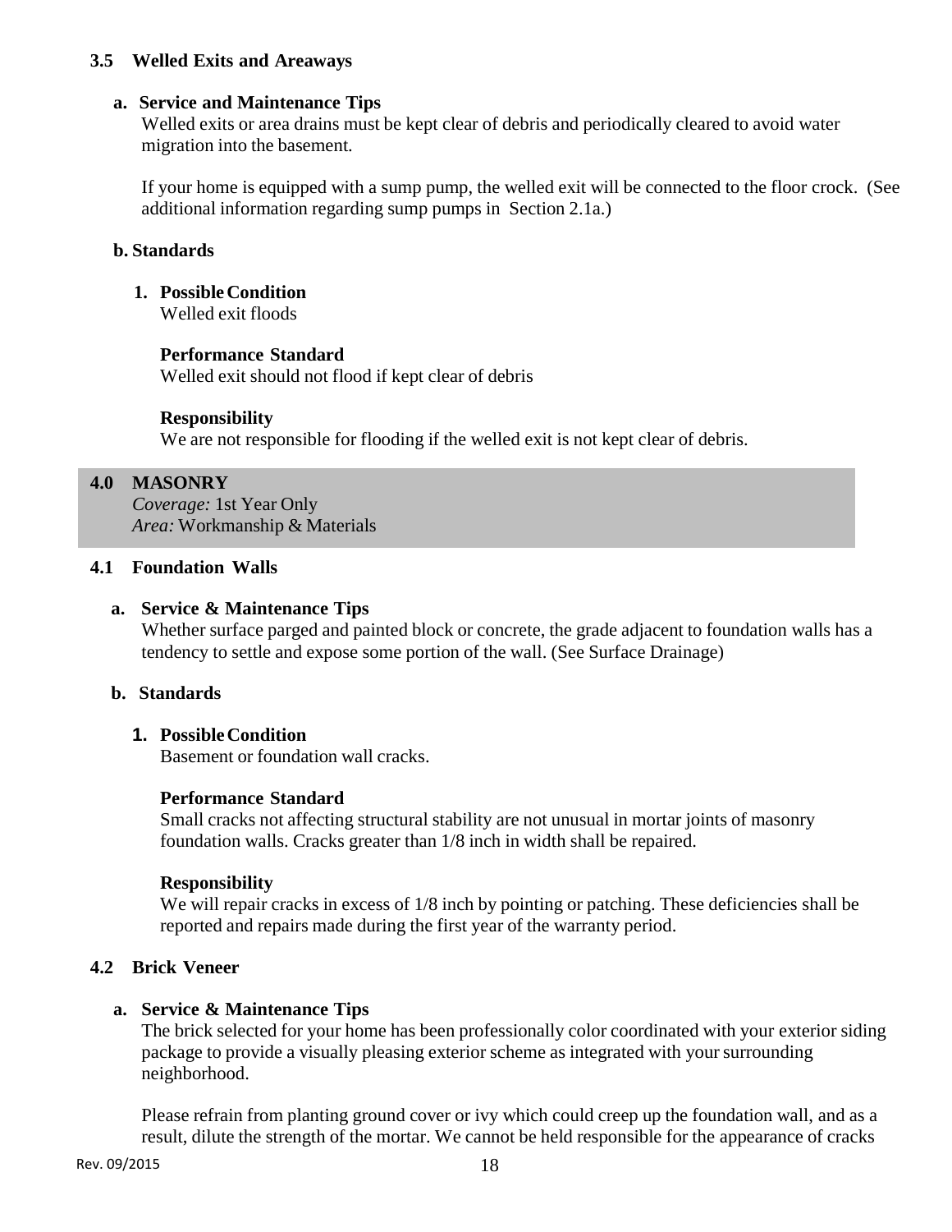### 3.5 Welled Exits and Areaways

**a. Service and Maintenance Tips**

Welled exits or area drains must be kept clear of debris and periodically cleared to avoid water migration into the basement.

If your home is equipped with a sump pump, the welled exit will be connected to the floor crock. (See additional information regarding sump pumps in Section 2.1a.)

**b. Standards**

**1. Possible Condition**
Welled exit floods

**Performance Standard**
Welled exit should not flood if kept clear of debris

**Responsibility**
We are not responsible for flooding if the welled exit is not kept clear of debris.

## 4.0 MASONRY

*Coverage:* 1st Year Only
*Area:* Workmanship & Materials

### 4.1 Foundation Walls

**a. Service & Maintenance Tips**

Whether surface parged and painted block or concrete, the grade adjacent to foundation walls has a tendency to settle and expose some portion of the wall. (See Surface Drainage)

**b. Standards**

**1. Possible Condition**
Basement or foundation wall cracks.

**Performance Standard**
Small cracks not affecting structural stability are not unusual in mortar joints of masonry foundation walls. Cracks greater than 1/8 inch in width shall be repaired.

**Responsibility**
We will repair cracks in excess of 1/8 inch by pointing or patching. These deficiencies shall be reported and repairs made during the first year of the warranty period.

### 4.2 Brick Veneer

**a. Service & Maintenance Tips**

The brick selected for your home has been professionally color coordinated with your exterior siding package to provide a visually pleasing exterior scheme as integrated with your surrounding neighborhood.

Please refrain from planting ground cover or ivy which could creep up the foundation wall, and as a result, dilute the strength of the mortar. We cannot be held responsible for the appearance of cracks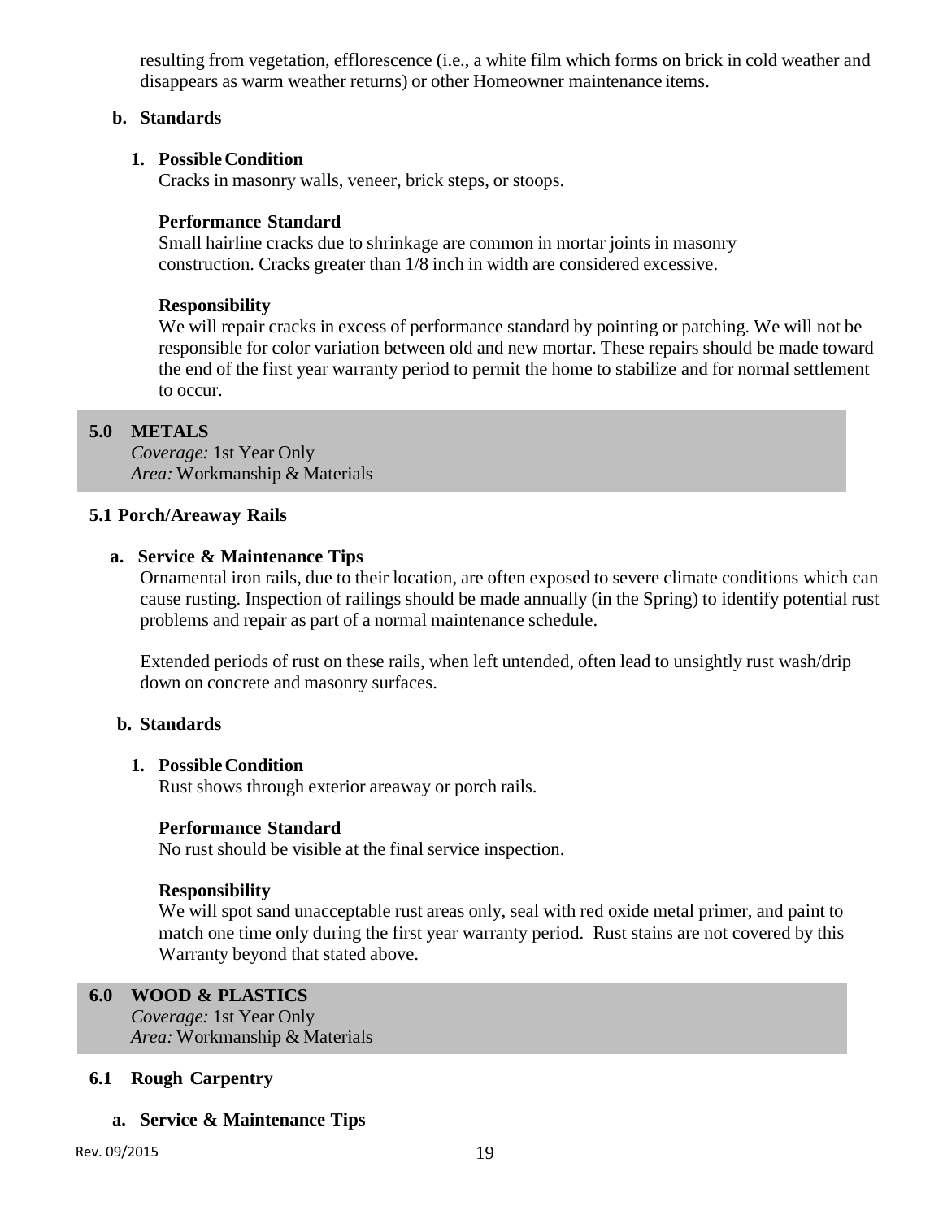resulting from vegetation, efflorescence (i.e., a white film which forms on brick in cold weather and disappears as warm weather returns) or other Homeowner maintenance items.

### b. Standards

**1. Possible Condition**

Cracks in masonry walls, veneer, brick steps, or stoops.

**Performance Standard**

Small hairline cracks due to shrinkage are common in mortar joints in masonry construction. Cracks greater than 1/8 inch in width are considered excessive.

**Responsibility**

We will repair cracks in excess of performance standard by pointing or patching. We will not be responsible for color variation between old and new mortar. These repairs should be made toward the end of the first year warranty period to permit the home to stabilize and for normal settlement to occur.

## 5.0 METALS

*Coverage:* 1st Year Only
*Area:* Workmanship & Materials

### 5.1 Porch/Areaway Rails

#### a. Service & Maintenance Tips

Ornamental iron rails, due to their location, are often exposed to severe climate conditions which can cause rusting. Inspection of railings should be made annually (in the Spring) to identify potential rust problems and repair as part of a normal maintenance schedule.

Extended periods of rust on these rails, when left untended, often lead to unsightly rust wash/drip down on concrete and masonry surfaces.

#### b. Standards

**1. Possible Condition**

Rust shows through exterior areaway or porch rails.

**Performance Standard**

No rust should be visible at the final service inspection.

**Responsibility**

We will spot sand unacceptable rust areas only, seal with red oxide metal primer, and paint to match one time only during the first year warranty period. Rust stains are not covered by this Warranty beyond that stated above.

## 6.0 WOOD & PLASTICS

*Coverage:* 1st Year Only
*Area:* Workmanship & Materials

### 6.1 Rough Carpentry

#### a. Service & Maintenance Tips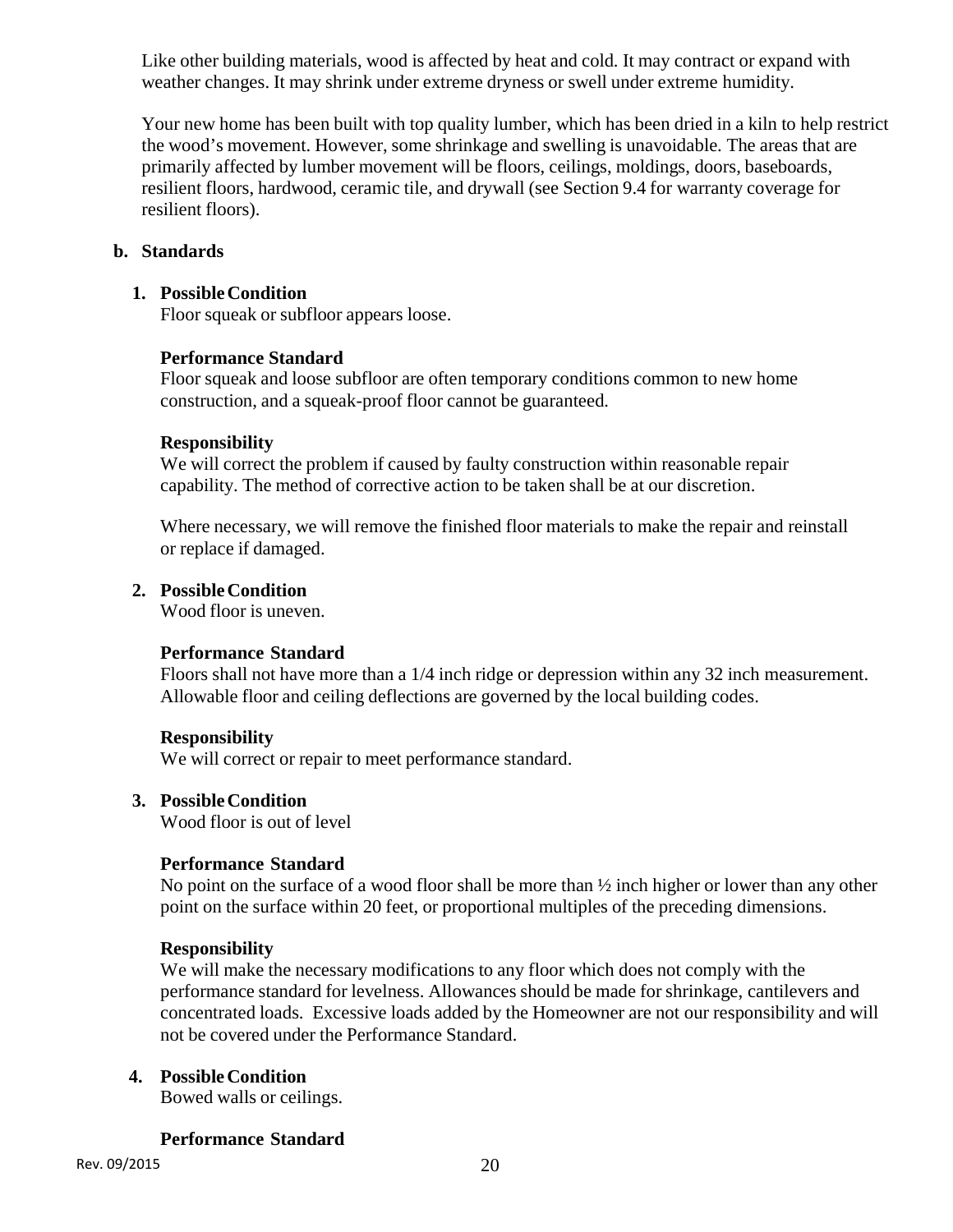Like other building materials, wood is affected by heat and cold. It may contract or expand with weather changes. It may shrink under extreme dryness or swell under extreme humidity.

Your new home has been built with top quality lumber, which has been dried in a kiln to help restrict the wood's movement. However, some shrinkage and swelling is unavoidable. The areas that are primarily affected by lumber movement will be floors, ceilings, moldings, doors, baseboards, resilient floors, hardwood, ceramic tile, and drywall (see Section 9.4 for warranty coverage for resilient floors).

**b. Standards**

**1. Possible Condition**
Floor squeak or subfloor appears loose.

**Performance Standard**
Floor squeak and loose subfloor are often temporary conditions common to new home construction, and a squeak-proof floor cannot be guaranteed.

**Responsibility**
We will correct the problem if caused by faulty construction within reasonable repair capability. The method of corrective action to be taken shall be at our discretion.

Where necessary, we will remove the finished floor materials to make the repair and reinstall or replace if damaged.

**2. Possible Condition**
Wood floor is uneven.

**Performance Standard**
Floors shall not have more than a 1/4 inch ridge or depression within any 32 inch measurement. Allowable floor and ceiling deflections are governed by the local building codes.

**Responsibility**
We will correct or repair to meet performance standard.

**3. Possible Condition**
Wood floor is out of level

**Performance Standard**
No point on the surface of a wood floor shall be more than ½ inch higher or lower than any other point on the surface within 20 feet, or proportional multiples of the preceding dimensions.

**Responsibility**
We will make the necessary modifications to any floor which does not comply with the performance standard for levelness. Allowances should be made for shrinkage, cantilevers and concentrated loads. Excessive loads added by the Homeowner are not our responsibility and will not be covered under the Performance Standard.

**4. Possible Condition**
Bowed walls or ceilings.

**Performance Standard**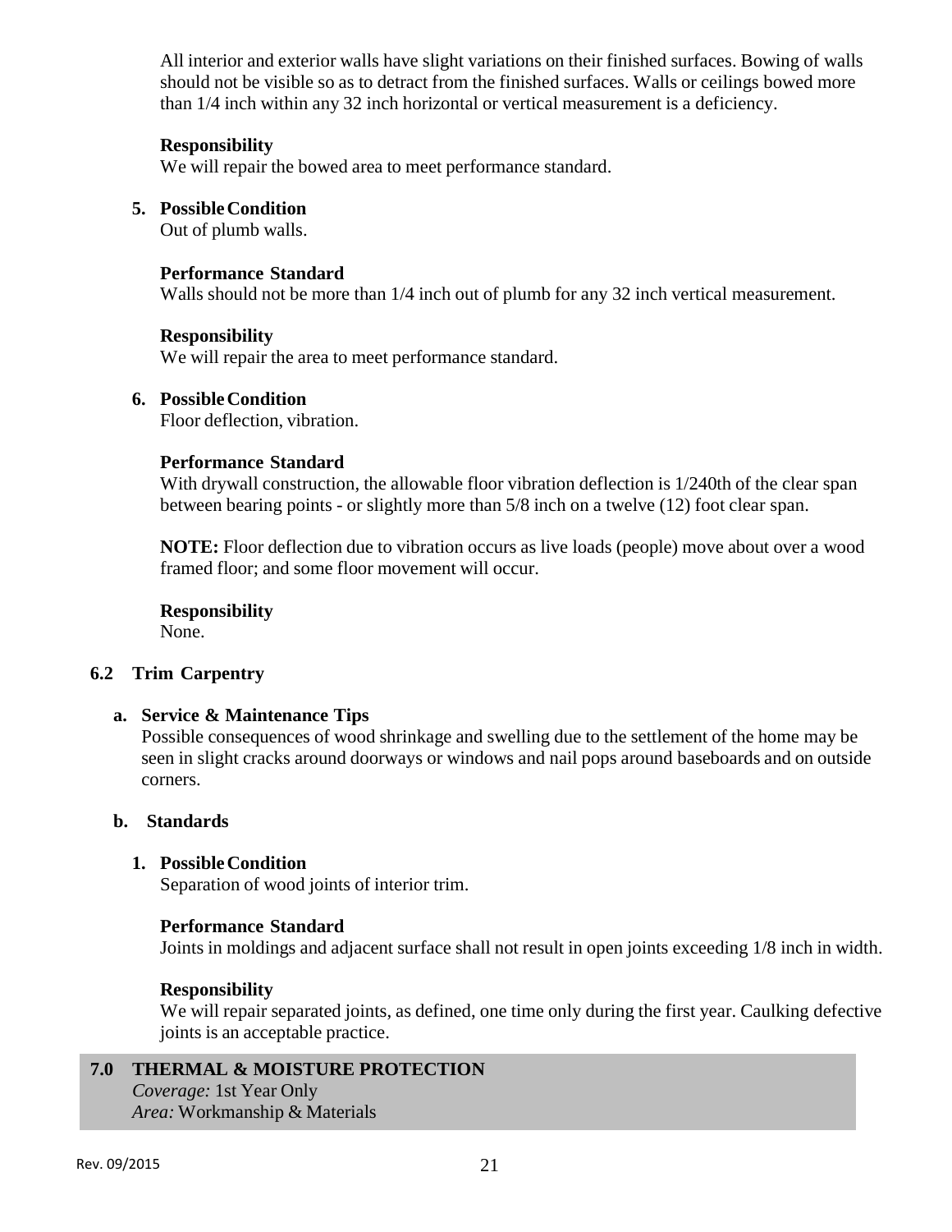All interior and exterior walls have slight variations on their finished surfaces. Bowing of walls should not be visible so as to detract from the finished surfaces. Walls or ceilings bowed more than 1/4 inch within any 32 inch horizontal or vertical measurement is a deficiency.

**Responsibility**
We will repair the bowed area to meet performance standard.

5. **Possible Condition**
   Out of plumb walls.

   **Performance Standard**
   Walls should not be more than 1/4 inch out of plumb for any 32 inch vertical measurement.

   **Responsibility**
   We will repair the area to meet performance standard.

6. **Possible Condition**
   Floor deflection, vibration.

   **Performance Standard**
   With drywall construction, the allowable floor vibration deflection is 1/240th of the clear span between bearing points - or slightly more than 5/8 inch on a twelve (12) foot clear span.

   **NOTE:** Floor deflection due to vibration occurs as live loads (people) move about over a wood framed floor; and some floor movement will occur.

   **Responsibility**
   None.

### 6.2 Trim Carpentry

**a. Service & Maintenance Tips**

Possible consequences of wood shrinkage and swelling due to the settlement of the home may be seen in slight cracks around doorways or windows and nail pops around baseboards and on outside corners.

**b. Standards**

1. **Possible Condition**
   Separation of wood joints of interior trim.

   **Performance Standard**
   Joints in moldings and adjacent surface shall not result in open joints exceeding 1/8 inch in width.

   **Responsibility**
   We will repair separated joints, as defined, one time only during the first year. Caulking defective joints is an acceptable practice.

## 7.0 THERMAL & MOISTURE PROTECTION

*Coverage:* 1st Year Only
*Area:* Workmanship & Materials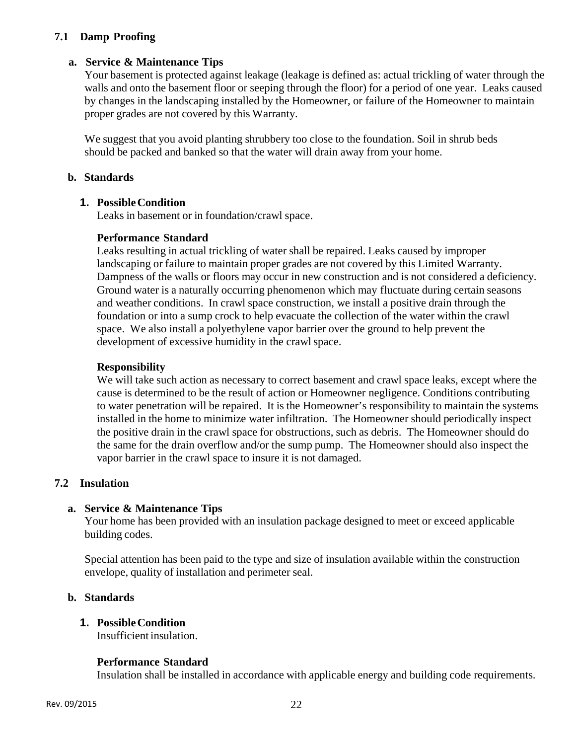## 7.1 Damp Proofing

### a. Service & Maintenance Tips

Your basement is protected against leakage (leakage is defined as: actual trickling of water through the walls and onto the basement floor or seeping through the floor) for a period of one year. Leaks caused by changes in the landscaping installed by the Homeowner, or failure of the Homeowner to maintain proper grades are not covered by this Warranty.

We suggest that you avoid planting shrubbery too close to the foundation. Soil in shrub beds should be packed and banked so that the water will drain away from your home.

### b. Standards

1. **Possible Condition**

   Leaks in basement or in foundation/crawl space.

   **Performance Standard**

   Leaks resulting in actual trickling of water shall be repaired. Leaks caused by improper landscaping or failure to maintain proper grades are not covered by this Limited Warranty. Dampness of the walls or floors may occur in new construction and is not considered a deficiency. Ground water is a naturally occurring phenomenon which may fluctuate during certain seasons and weather conditions. In crawl space construction, we install a positive drain through the foundation or into a sump crock to help evacuate the collection of the water within the crawl space. We also install a polyethylene vapor barrier over the ground to help prevent the development of excessive humidity in the crawl space.

   **Responsibility**

   We will take such action as necessary to correct basement and crawl space leaks, except where the cause is determined to be the result of action or Homeowner negligence. Conditions contributing to water penetration will be repaired. It is the Homeowner's responsibility to maintain the systems installed in the home to minimize water infiltration. The Homeowner should periodically inspect the positive drain in the crawl space for obstructions, such as debris. The Homeowner should do the same for the drain overflow and/or the sump pump. The Homeowner should also inspect the vapor barrier in the crawl space to insure it is not damaged.

## 7.2 Insulation

### a. Service & Maintenance Tips

Your home has been provided with an insulation package designed to meet or exceed applicable building codes.

Special attention has been paid to the type and size of insulation available within the construction envelope, quality of installation and perimeter seal.

### b. Standards

1. **Possible Condition**

   Insufficient insulation.

   **Performance Standard**

   Insulation shall be installed in accordance with applicable energy and building code requirements.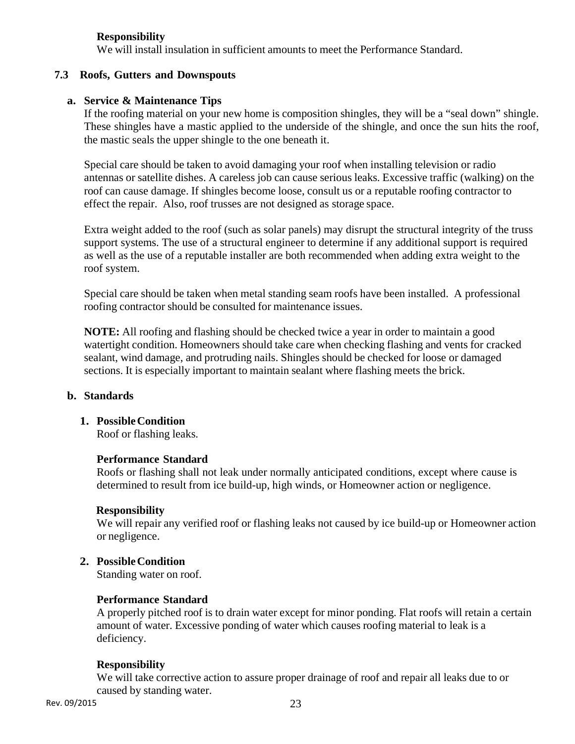**Responsibility**
We will install insulation in sufficient amounts to meet the Performance Standard.

## 7.3 Roofs, Gutters and Downspouts

### a. Service & Maintenance Tips

If the roofing material on your new home is composition shingles, they will be a "seal down" shingle. These shingles have a mastic applied to the underside of the shingle, and once the sun hits the roof, the mastic seals the upper shingle to the one beneath it.

Special care should be taken to avoid damaging your roof when installing television or radio antennas or satellite dishes. A careless job can cause serious leaks. Excessive traffic (walking) on the roof can cause damage. If shingles become loose, consult us or a reputable roofing contractor to effect the repair. Also, roof trusses are not designed as storage space.

Extra weight added to the roof (such as solar panels) may disrupt the structural integrity of the truss support systems. The use of a structural engineer to determine if any additional support is required as well as the use of a reputable installer are both recommended when adding extra weight to the roof system.

Special care should be taken when metal standing seam roofs have been installed. A professional roofing contractor should be consulted for maintenance issues.

**NOTE:** All roofing and flashing should be checked twice a year in order to maintain a good watertight condition. Homeowners should take care when checking flashing and vents for cracked sealant, wind damage, and protruding nails. Shingles should be checked for loose or damaged sections. It is especially important to maintain sealant where flashing meets the brick.

### b. Standards

**1. Possible Condition**
Roof or flashing leaks.

**Performance Standard**
Roofs or flashing shall not leak under normally anticipated conditions, except where cause is determined to result from ice build-up, high winds, or Homeowner action or negligence.

**Responsibility**
We will repair any verified roof or flashing leaks not caused by ice build-up or Homeowner action or negligence.

**2. Possible Condition**
Standing water on roof.

**Performance Standard**
A properly pitched roof is to drain water except for minor ponding. Flat roofs will retain a certain amount of water. Excessive ponding of water which causes roofing material to leak is a deficiency.

**Responsibility**
We will take corrective action to assure proper drainage of roof and repair all leaks due to or caused by standing water.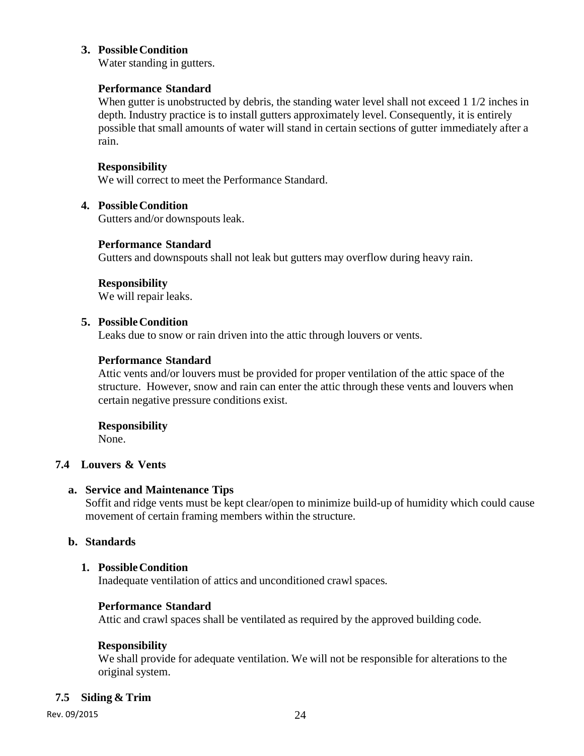3. **Possible Condition**

   Water standing in gutters.

   **Performance Standard**

   When gutter is unobstructed by debris, the standing water level shall not exceed 1 1/2 inches in depth. Industry practice is to install gutters approximately level. Consequently, it is entirely possible that small amounts of water will stand in certain sections of gutter immediately after a rain.

   **Responsibility**

   We will correct to meet the Performance Standard.

4. **Possible Condition**

   Gutters and/or downspouts leak.

   **Performance Standard**

   Gutters and downspouts shall not leak but gutters may overflow during heavy rain.

   **Responsibility**

   We will repair leaks.

5. **Possible Condition**

   Leaks due to snow or rain driven into the attic through louvers or vents.

   **Performance Standard**

   Attic vents and/or louvers must be provided for proper ventilation of the attic space of the structure. However, snow and rain can enter the attic through these vents and louvers when certain negative pressure conditions exist.

   **Responsibility**

   None.

### 7.4 Louvers & Vents

**a. Service and Maintenance Tips**

Soffit and ridge vents must be kept clear/open to minimize build-up of humidity which could cause movement of certain framing members within the structure.

**b. Standards**

1. **Possible Condition**

   Inadequate ventilation of attics and unconditioned crawl spaces.

   **Performance Standard**

   Attic and crawl spaces shall be ventilated as required by the approved building code.

   **Responsibility**

   We shall provide for adequate ventilation. We will not be responsible for alterations to the original system.

### 7.5 Siding & Trim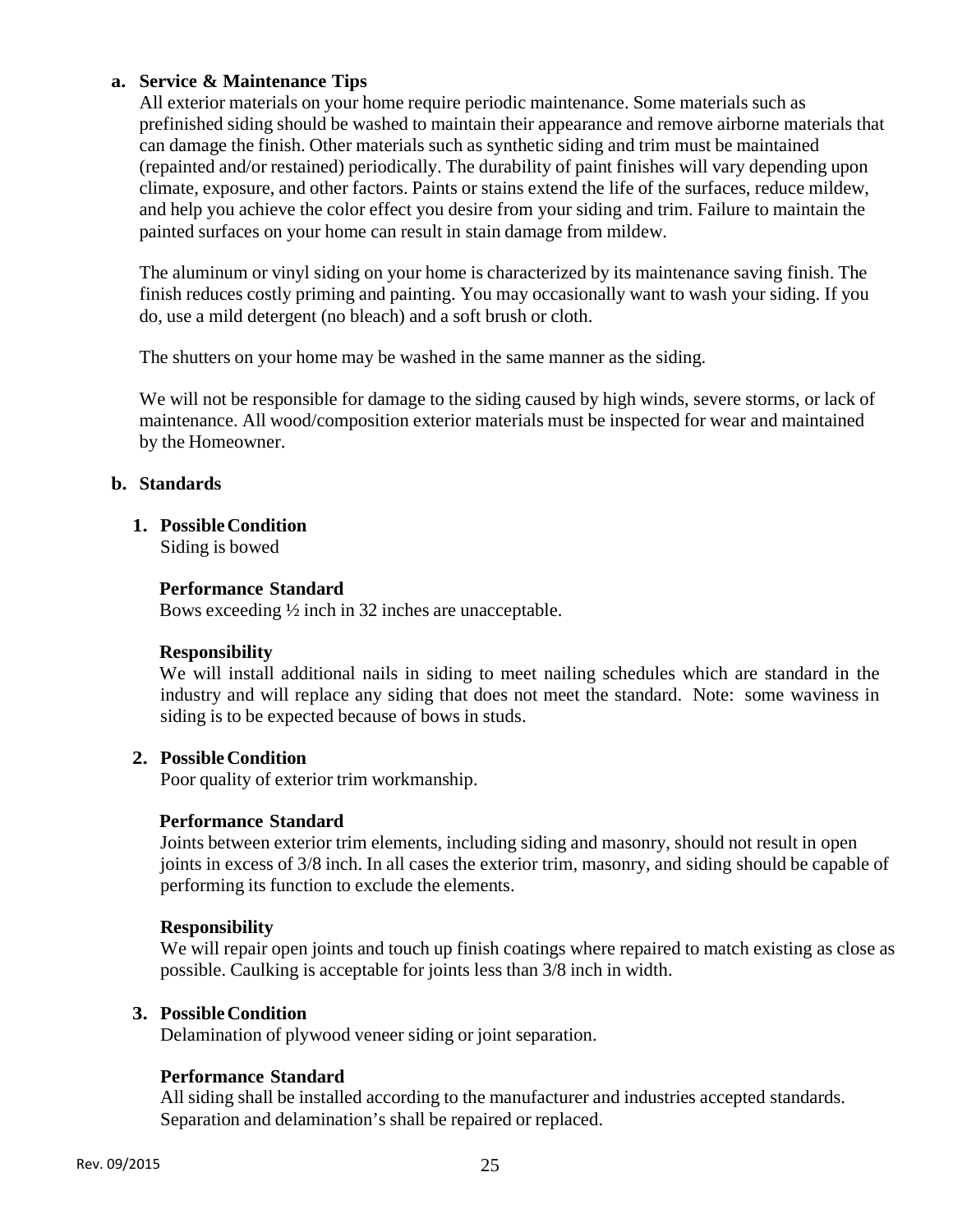**a. Service & Maintenance Tips**

All exterior materials on your home require periodic maintenance. Some materials such as prefinished siding should be washed to maintain their appearance and remove airborne materials that can damage the finish. Other materials such as synthetic siding and trim must be maintained (repainted and/or restained) periodically. The durability of paint finishes will vary depending upon climate, exposure, and other factors. Paints or stains extend the life of the surfaces, reduce mildew, and help you achieve the color effect you desire from your siding and trim. Failure to maintain the painted surfaces on your home can result in stain damage from mildew.

The aluminum or vinyl siding on your home is characterized by its maintenance saving finish. The finish reduces costly priming and painting. You may occasionally want to wash your siding. If you do, use a mild detergent (no bleach) and a soft brush or cloth.

The shutters on your home may be washed in the same manner as the siding.

We will not be responsible for damage to the siding caused by high winds, severe storms, or lack of maintenance. All wood/composition exterior materials must be inspected for wear and maintained by the Homeowner.

**b. Standards**

**1. Possible Condition**

Siding is bowed

**Performance Standard**

Bows exceeding ½ inch in 32 inches are unacceptable.

**Responsibility**

We will install additional nails in siding to meet nailing schedules which are standard in the industry and will replace any siding that does not meet the standard. Note: some waviness in siding is to be expected because of bows in studs.

**2. Possible Condition**

Poor quality of exterior trim workmanship.

**Performance Standard**

Joints between exterior trim elements, including siding and masonry, should not result in open joints in excess of 3/8 inch. In all cases the exterior trim, masonry, and siding should be capable of performing its function to exclude the elements.

**Responsibility**

We will repair open joints and touch up finish coatings where repaired to match existing as close as possible. Caulking is acceptable for joints less than 3/8 inch in width.

**3. Possible Condition**

Delamination of plywood veneer siding or joint separation.

**Performance Standard**

All siding shall be installed according to the manufacturer and industries accepted standards. Separation and delamination's shall be repaired or replaced.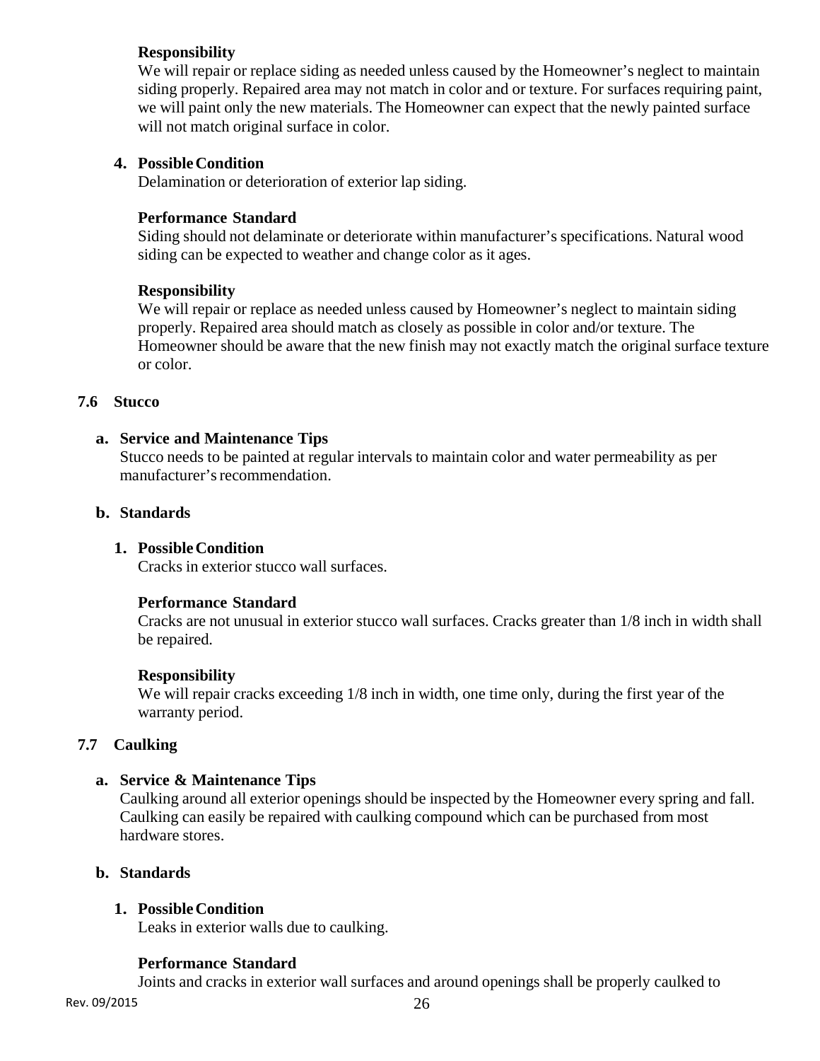**Responsibility**

We will repair or replace siding as needed unless caused by the Homeowner's neglect to maintain siding properly. Repaired area may not match in color and or texture. For surfaces requiring paint, we will paint only the new materials. The Homeowner can expect that the newly painted surface will not match original surface in color.

**4. Possible Condition**

Delamination or deterioration of exterior lap siding.

**Performance Standard**

Siding should not delaminate or deteriorate within manufacturer's specifications. Natural wood siding can be expected to weather and change color as it ages.

**Responsibility**

We will repair or replace as needed unless caused by Homeowner's neglect to maintain siding properly. Repaired area should match as closely as possible in color and/or texture. The Homeowner should be aware that the new finish may not exactly match the original surface texture or color.

## 7.6 Stucco

### a. Service and Maintenance Tips

Stucco needs to be painted at regular intervals to maintain color and water permeability as per manufacturer's recommendation.

### b. Standards

**1. Possible Condition**

Cracks in exterior stucco wall surfaces.

**Performance Standard**

Cracks are not unusual in exterior stucco wall surfaces. Cracks greater than 1/8 inch in width shall be repaired.

**Responsibility**

We will repair cracks exceeding 1/8 inch in width, one time only, during the first year of the warranty period.

## 7.7 Caulking

### a. Service & Maintenance Tips

Caulking around all exterior openings should be inspected by the Homeowner every spring and fall. Caulking can easily be repaired with caulking compound which can be purchased from most hardware stores.

### b. Standards

**1. Possible Condition**

Leaks in exterior walls due to caulking.

**Performance Standard**

Joints and cracks in exterior wall surfaces and around openings shall be properly caulked to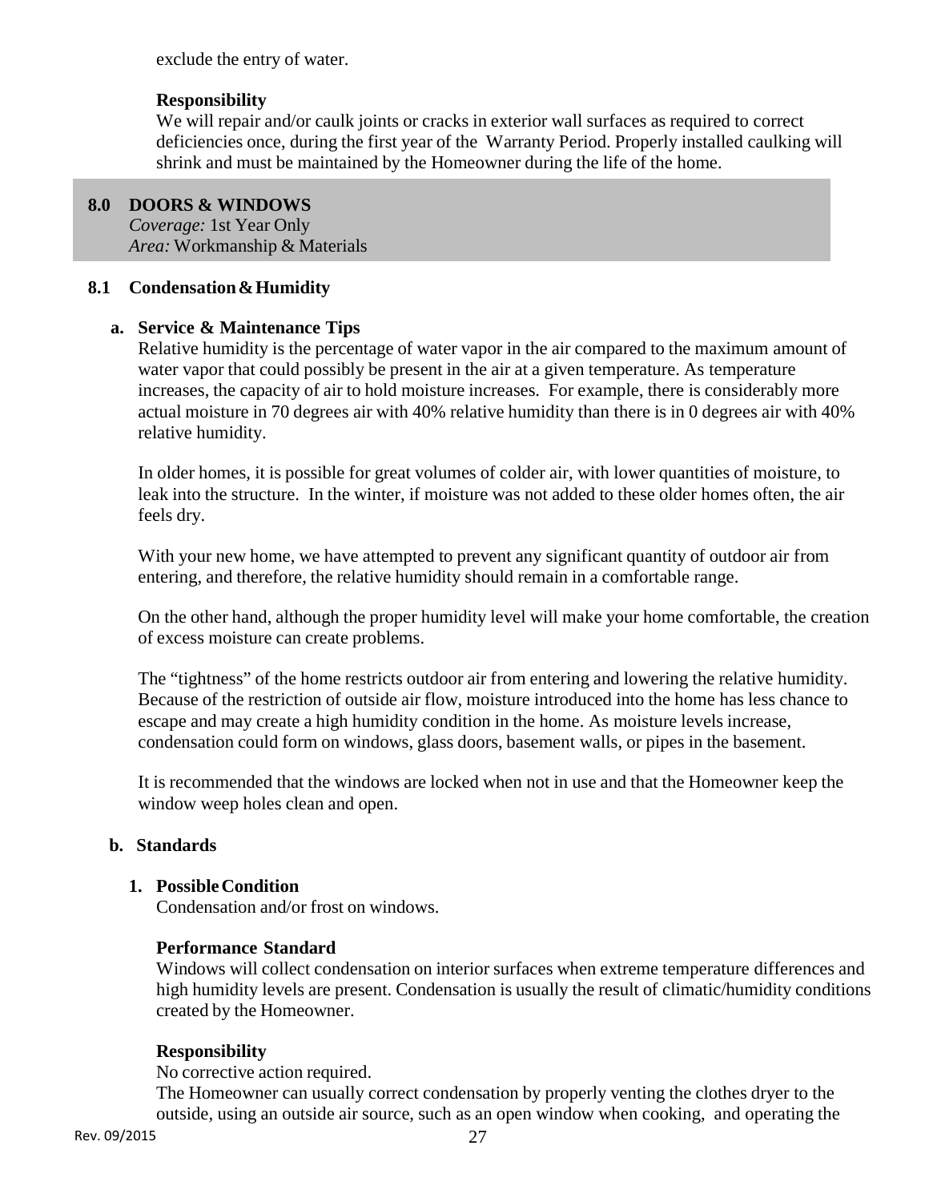exclude the entry of water.

**Responsibility**

We will repair and/or caulk joints or cracks in exterior wall surfaces as required to correct deficiencies once, during the first year of the Warranty Period. Properly installed caulking will shrink and must be maintained by the Homeowner during the life of the home.

## 8.0 DOORS & WINDOWS

*Coverage:* 1st Year Only
*Area:* Workmanship & Materials

### 8.1 Condensation & Humidity

**a. Service & Maintenance Tips**

Relative humidity is the percentage of water vapor in the air compared to the maximum amount of water vapor that could possibly be present in the air at a given temperature. As temperature increases, the capacity of air to hold moisture increases. For example, there is considerably more actual moisture in 70 degrees air with 40% relative humidity than there is in 0 degrees air with 40% relative humidity.

In older homes, it is possible for great volumes of colder air, with lower quantities of moisture, to leak into the structure. In the winter, if moisture was not added to these older homes often, the air feels dry.

With your new home, we have attempted to prevent any significant quantity of outdoor air from entering, and therefore, the relative humidity should remain in a comfortable range.

On the other hand, although the proper humidity level will make your home comfortable, the creation of excess moisture can create problems.

The "tightness" of the home restricts outdoor air from entering and lowering the relative humidity. Because of the restriction of outside air flow, moisture introduced into the home has less chance to escape and may create a high humidity condition in the home. As moisture levels increase, condensation could form on windows, glass doors, basement walls, or pipes in the basement.

It is recommended that the windows are locked when not in use and that the Homeowner keep the window weep holes clean and open.

**b. Standards**

**1. Possible Condition**

Condensation and/or frost on windows.

**Performance Standard**

Windows will collect condensation on interior surfaces when extreme temperature differences and high humidity levels are present. Condensation is usually the result of climatic/humidity conditions created by the Homeowner.

**Responsibility**

No corrective action required.
The Homeowner can usually correct condensation by properly venting the clothes dryer to the outside, using an outside air source, such as an open window when cooking, and operating the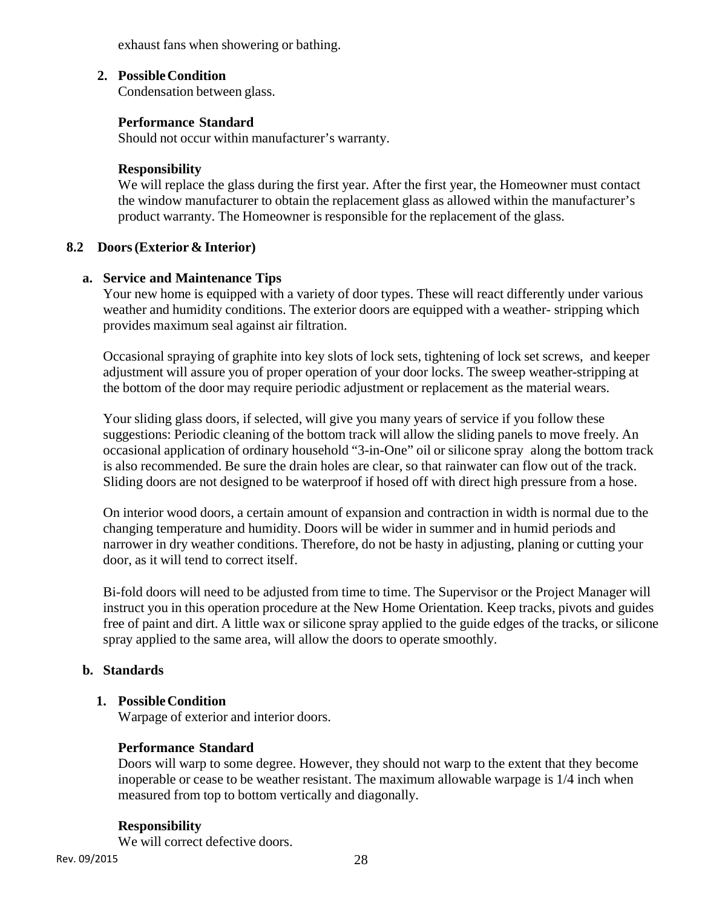exhaust fans when showering or bathing.

2. **Possible Condition**
   Condensation between glass.

   **Performance Standard**
   Should not occur within manufacturer's warranty.

   **Responsibility**
   We will replace the glass during the first year. After the first year, the Homeowner must contact the window manufacturer to obtain the replacement glass as allowed within the manufacturer's product warranty. The Homeowner is responsible for the replacement of the glass.

## 8.2 Doors (Exterior & Interior)

### a. Service and Maintenance Tips

Your new home is equipped with a variety of door types. These will react differently under various weather and humidity conditions. The exterior doors are equipped with a weather- stripping which provides maximum seal against air filtration.

Occasional spraying of graphite into key slots of lock sets, tightening of lock set screws, and keeper adjustment will assure you of proper operation of your door locks. The sweep weather-stripping at the bottom of the door may require periodic adjustment or replacement as the material wears.

Your sliding glass doors, if selected, will give you many years of service if you follow these suggestions: Periodic cleaning of the bottom track will allow the sliding panels to move freely. An occasional application of ordinary household "3-in-One" oil or silicone spray along the bottom track is also recommended. Be sure the drain holes are clear, so that rainwater can flow out of the track. Sliding doors are not designed to be waterproof if hosed off with direct high pressure from a hose.

On interior wood doors, a certain amount of expansion and contraction in width is normal due to the changing temperature and humidity. Doors will be wider in summer and in humid periods and narrower in dry weather conditions. Therefore, do not be hasty in adjusting, planing or cutting your door, as it will tend to correct itself.

Bi-fold doors will need to be adjusted from time to time. The Supervisor or the Project Manager will instruct you in this operation procedure at the New Home Orientation. Keep tracks, pivots and guides free of paint and dirt. A little wax or silicone spray applied to the guide edges of the tracks, or silicone spray applied to the same area, will allow the doors to operate smoothly.

### b. Standards

1. **Possible Condition**
   Warpage of exterior and interior doors.

   **Performance Standard**
   Doors will warp to some degree. However, they should not warp to the extent that they become inoperable or cease to be weather resistant. The maximum allowable warpage is 1/4 inch when measured from top to bottom vertically and diagonally.

   **Responsibility**
   We will correct defective doors.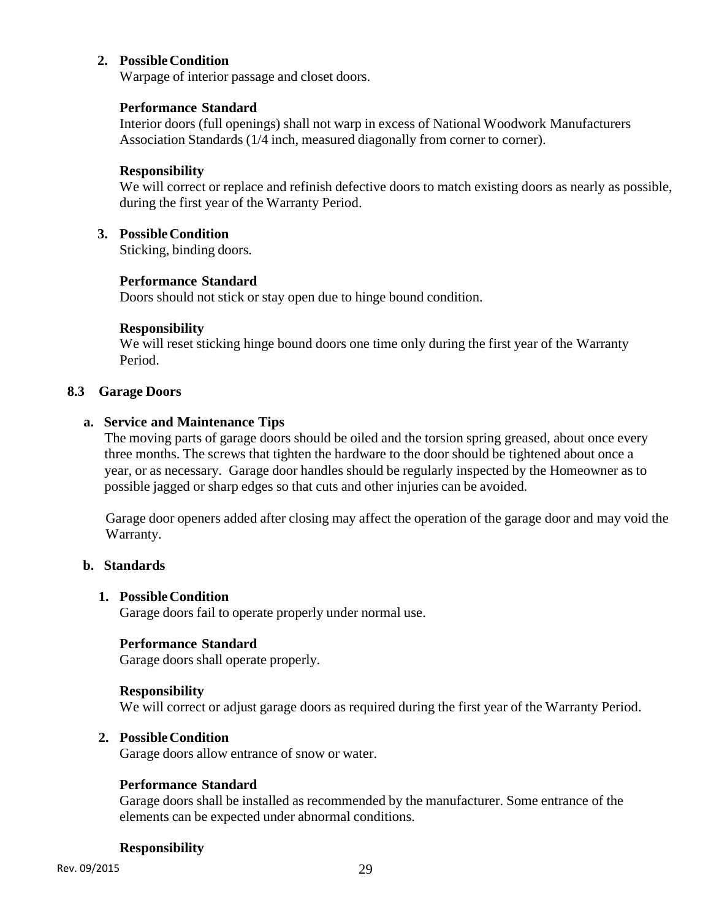**2. Possible Condition**

Warpage of interior passage and closet doors.

**Performance Standard**

Interior doors (full openings) shall not warp in excess of National Woodwork Manufacturers Association Standards (1/4 inch, measured diagonally from corner to corner).

**Responsibility**

We will correct or replace and refinish defective doors to match existing doors as nearly as possible, during the first year of the Warranty Period.

**3. Possible Condition**

Sticking, binding doors.

**Performance Standard**

Doors should not stick or stay open due to hinge bound condition.

**Responsibility**

We will reset sticking hinge bound doors one time only during the first year of the Warranty Period.

## 8.3 Garage Doors

### a. Service and Maintenance Tips

The moving parts of garage doors should be oiled and the torsion spring greased, about once every three months. The screws that tighten the hardware to the door should be tightened about once a year, or as necessary. Garage door handles should be regularly inspected by the Homeowner as to possible jagged or sharp edges so that cuts and other injuries can be avoided.

Garage door openers added after closing may affect the operation of the garage door and may void the Warranty.

### b. Standards

**1. Possible Condition**

Garage doors fail to operate properly under normal use.

**Performance Standard**

Garage doors shall operate properly.

**Responsibility**

We will correct or adjust garage doors as required during the first year of the Warranty Period.

**2. Possible Condition**

Garage doors allow entrance of snow or water.

**Performance Standard**

Garage doors shall be installed as recommended by the manufacturer. Some entrance of the elements can be expected under abnormal conditions.

**Responsibility**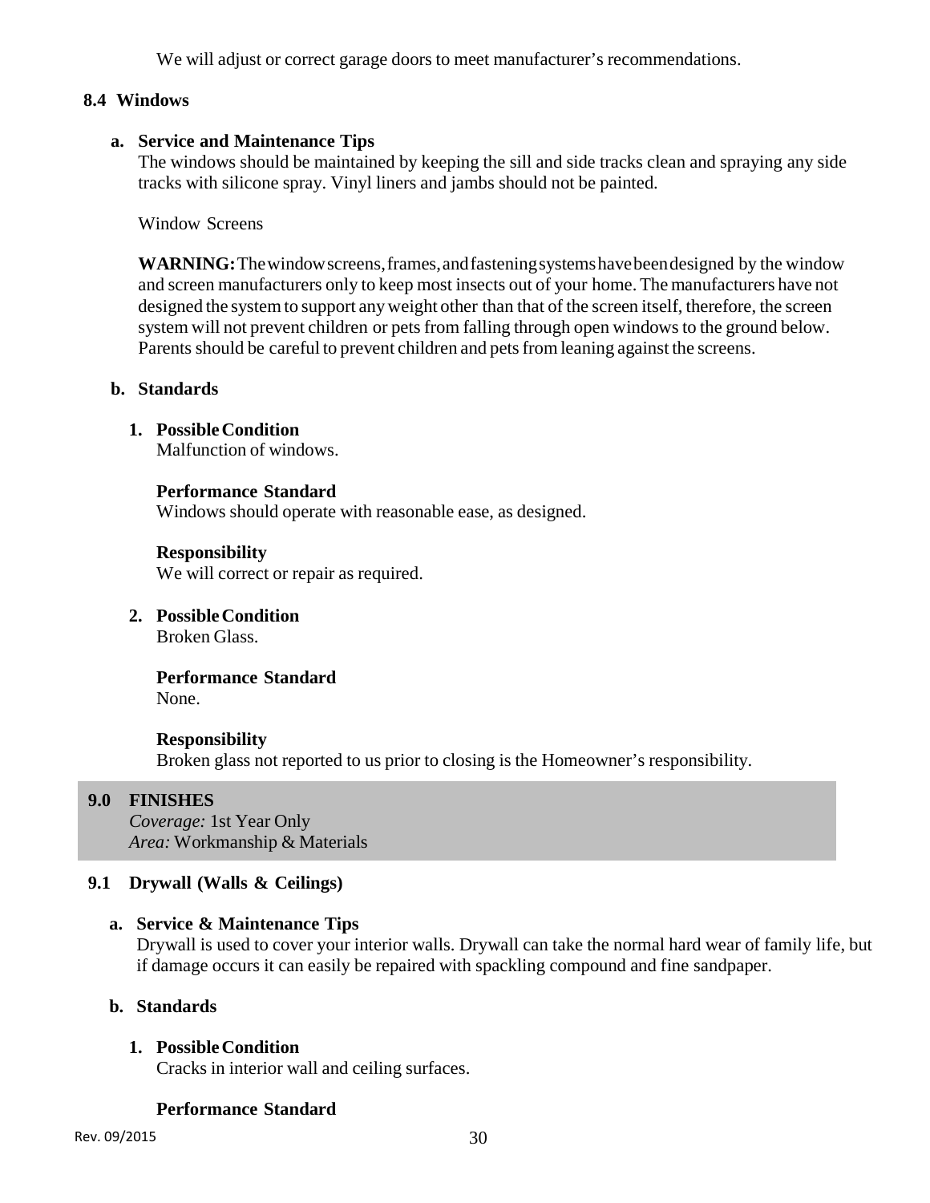We will adjust or correct garage doors to meet manufacturer's recommendations.

## 8.4 Windows

### a. Service and Maintenance Tips

The windows should be maintained by keeping the sill and side tracks clean and spraying any side tracks with silicone spray. Vinyl liners and jambs should not be painted.

Window Screens

**WARNING:** The window screens, frames, and fastening systems have been designed by the window and screen manufacturers only to keep most insects out of your home. The manufacturers have not designed the system to support any weight other than that of the screen itself, therefore, the screen system will not prevent children or pets from falling through open windows to the ground below. Parents should be careful to prevent children and pets from leaning against the screens.

### b. Standards

1. **Possible Condition**
   Malfunction of windows.

   **Performance Standard**
   Windows should operate with reasonable ease, as designed.

   **Responsibility**
   We will correct or repair as required.

2. **Possible Condition**
   Broken Glass.

   **Performance Standard**
   None.

   **Responsibility**
   Broken glass not reported to us prior to closing is the Homeowner's responsibility.

# 9.0 FINISHES

*Coverage:* 1st Year Only
*Area:* Workmanship & Materials

## 9.1 Drywall (Walls & Ceilings)

### a. Service & Maintenance Tips

Drywall is used to cover your interior walls. Drywall can take the normal hard wear of family life, but if damage occurs it can easily be repaired with spackling compound and fine sandpaper.

### b. Standards

1. **Possible Condition**
   Cracks in interior wall and ceiling surfaces.

   **Performance Standard**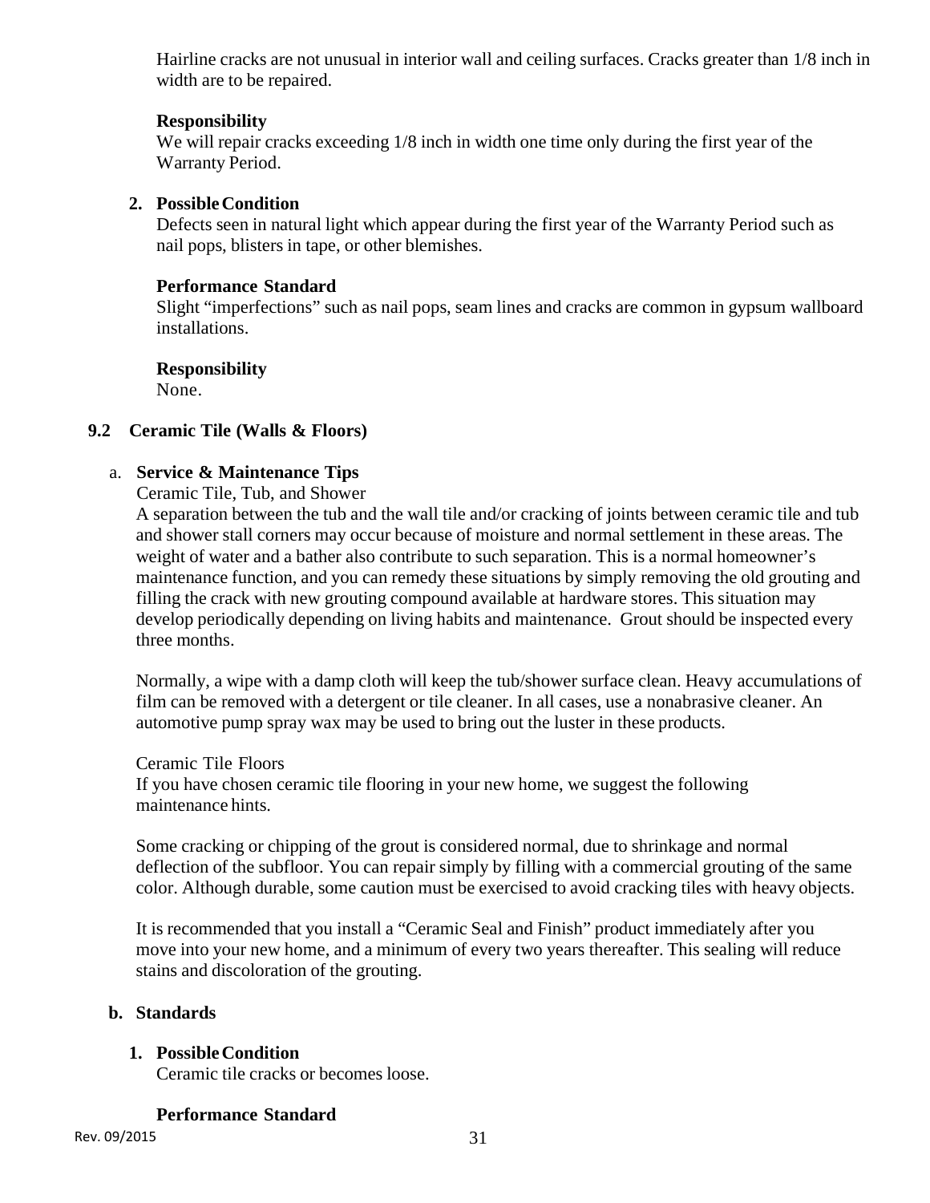Hairline cracks are not unusual in interior wall and ceiling surfaces. Cracks greater than 1/8 inch in width are to be repaired.

**Responsibility**
We will repair cracks exceeding 1/8 inch in width one time only during the first year of the Warranty Period.

**2. Possible Condition**
Defects seen in natural light which appear during the first year of the Warranty Period such as nail pops, blisters in tape, or other blemishes.

**Performance Standard**
Slight "imperfections" such as nail pops, seam lines and cracks are common in gypsum wallboard installations.

**Responsibility**
None.

### 9.2 Ceramic Tile (Walls & Floors)

a. **Service & Maintenance Tips**

Ceramic Tile, Tub, and Shower

A separation between the tub and the wall tile and/or cracking of joints between ceramic tile and tub and shower stall corners may occur because of moisture and normal settlement in these areas. The weight of water and a bather also contribute to such separation. This is a normal homeowner's maintenance function, and you can remedy these situations by simply removing the old grouting and filling the crack with new grouting compound available at hardware stores. This situation may develop periodically depending on living habits and maintenance. Grout should be inspected every three months.

Normally, a wipe with a damp cloth will keep the tub/shower surface clean. Heavy accumulations of film can be removed with a detergent or tile cleaner. In all cases, use a nonabrasive cleaner. An automotive pump spray wax may be used to bring out the luster in these products.

Ceramic Tile Floors

If you have chosen ceramic tile flooring in your new home, we suggest the following maintenance hints.

Some cracking or chipping of the grout is considered normal, due to shrinkage and normal deflection of the subfloor. You can repair simply by filling with a commercial grouting of the same color. Although durable, some caution must be exercised to avoid cracking tiles with heavy objects.

It is recommended that you install a "Ceramic Seal and Finish" product immediately after you move into your new home, and a minimum of every two years thereafter. This sealing will reduce stains and discoloration of the grouting.

**b. Standards**

**1. Possible Condition**
Ceramic tile cracks or becomes loose.

**Performance Standard**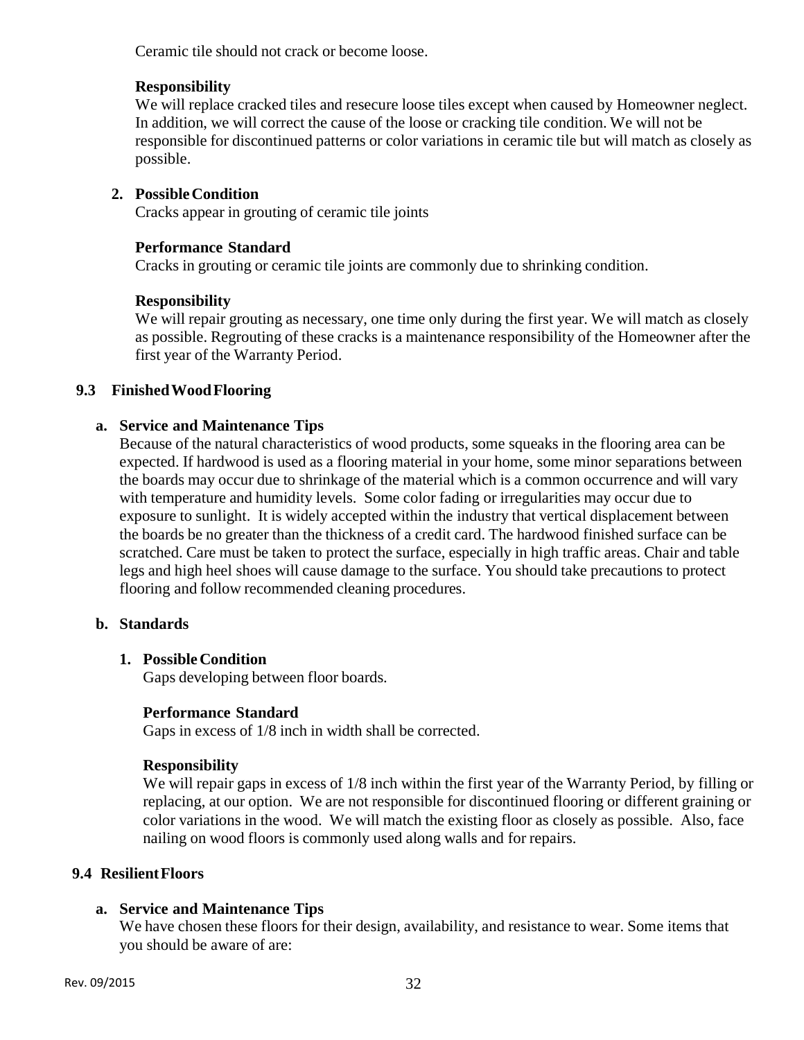Ceramic tile should not crack or become loose.

**Responsibility**

We will replace cracked tiles and resecure loose tiles except when caused by Homeowner neglect. In addition, we will correct the cause of the loose or cracking tile condition. We will not be responsible for discontinued patterns or color variations in ceramic tile but will match as closely as possible.

2. **Possible Condition**

Cracks appear in grouting of ceramic tile joints

**Performance Standard**

Cracks in grouting or ceramic tile joints are commonly due to shrinking condition.

**Responsibility**

We will repair grouting as necessary, one time only during the first year. We will match as closely as possible. Regrouting of these cracks is a maintenance responsibility of the Homeowner after the first year of the Warranty Period.

### 9.3 Finished Wood Flooring

**a. Service and Maintenance Tips**

Because of the natural characteristics of wood products, some squeaks in the flooring area can be expected. If hardwood is used as a flooring material in your home, some minor separations between the boards may occur due to shrinkage of the material which is a common occurrence and will vary with temperature and humidity levels. Some color fading or irregularities may occur due to exposure to sunlight. It is widely accepted within the industry that vertical displacement between the boards be no greater than the thickness of a credit card. The hardwood finished surface can be scratched. Care must be taken to protect the surface, especially in high traffic areas. Chair and table legs and high heel shoes will cause damage to the surface. You should take precautions to protect flooring and follow recommended cleaning procedures.

**b. Standards**

1. **Possible Condition**

Gaps developing between floor boards.

**Performance Standard**

Gaps in excess of 1/8 inch in width shall be corrected.

**Responsibility**

We will repair gaps in excess of 1/8 inch within the first year of the Warranty Period, by filling or replacing, at our option. We are not responsible for discontinued flooring or different graining or color variations in the wood. We will match the existing floor as closely as possible. Also, face nailing on wood floors is commonly used along walls and for repairs.

### 9.4 Resilient Floors

**a. Service and Maintenance Tips**

We have chosen these floors for their design, availability, and resistance to wear. Some items that you should be aware of are: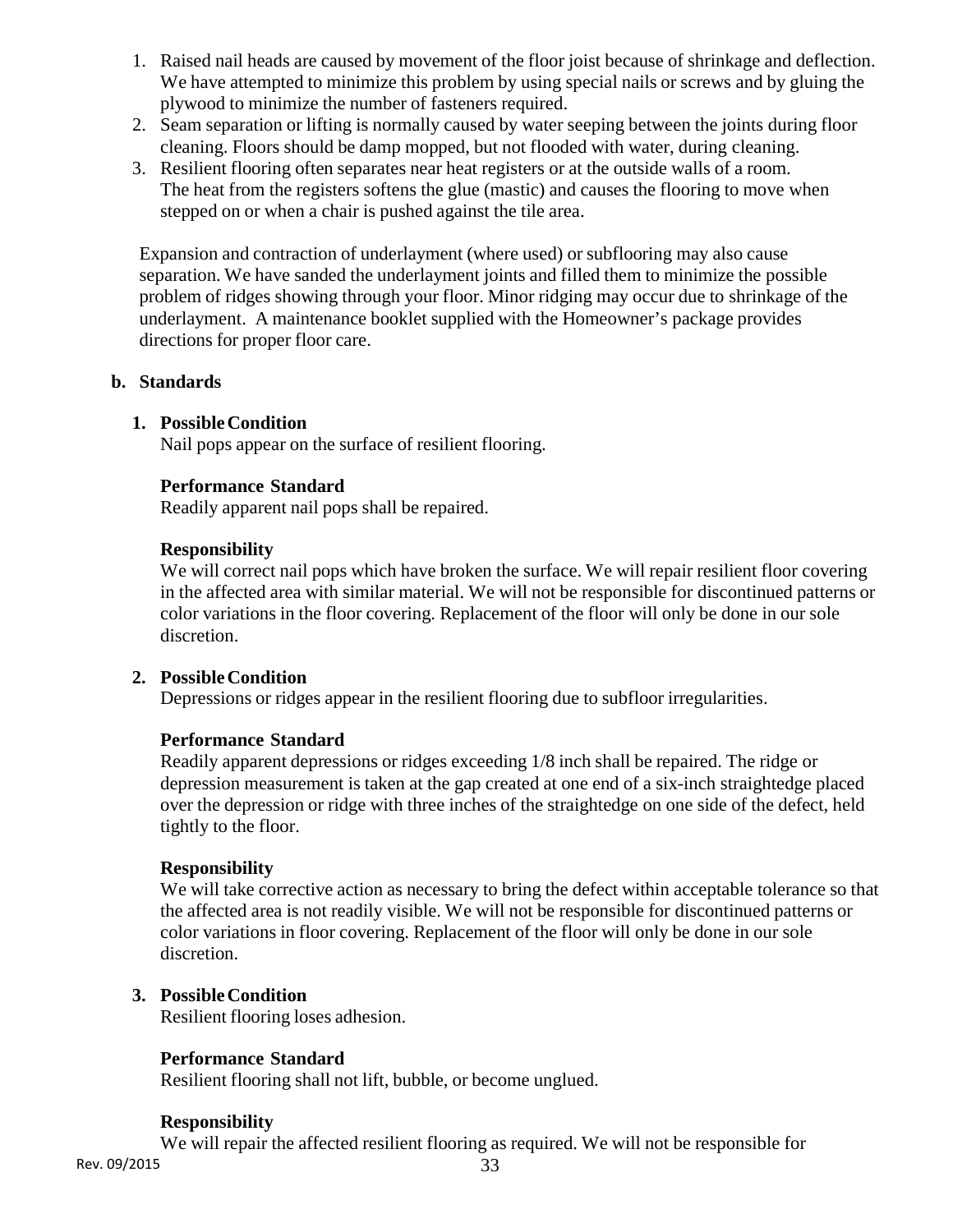1. Raised nail heads are caused by movement of the floor joist because of shrinkage and deflection. We have attempted to minimize this problem by using special nails or screws and by gluing the plywood to minimize the number of fasteners required.
2. Seam separation or lifting is normally caused by water seeping between the joints during floor cleaning. Floors should be damp mopped, but not flooded with water, during cleaning.
3. Resilient flooring often separates near heat registers or at the outside walls of a room. The heat from the registers softens the glue (mastic) and causes the flooring to move when stepped on or when a chair is pushed against the tile area.

Expansion and contraction of underlayment (where used) or subflooring may also cause separation. We have sanded the underlayment joints and filled them to minimize the possible problem of ridges showing through your floor. Minor ridging may occur due to shrinkage of the underlayment. A maintenance booklet supplied with the Homeowner's package provides directions for proper floor care.

**b. Standards**

**1. Possible Condition**
Nail pops appear on the surface of resilient flooring.

**Performance Standard**
Readily apparent nail pops shall be repaired.

**Responsibility**
We will correct nail pops which have broken the surface. We will repair resilient floor covering in the affected area with similar material. We will not be responsible for discontinued patterns or color variations in the floor covering. Replacement of the floor will only be done in our sole discretion.

**2. Possible Condition**
Depressions or ridges appear in the resilient flooring due to subfloor irregularities.

**Performance Standard**
Readily apparent depressions or ridges exceeding 1/8 inch shall be repaired. The ridge or depression measurement is taken at the gap created at one end of a six-inch straightedge placed over the depression or ridge with three inches of the straightedge on one side of the defect, held tightly to the floor.

**Responsibility**
We will take corrective action as necessary to bring the defect within acceptable tolerance so that the affected area is not readily visible. We will not be responsible for discontinued patterns or color variations in floor covering. Replacement of the floor will only be done in our sole discretion.

**3. Possible Condition**
Resilient flooring loses adhesion.

**Performance Standard**
Resilient flooring shall not lift, bubble, or become unglued.

**Responsibility**
We will repair the affected resilient flooring as required. We will not be responsible for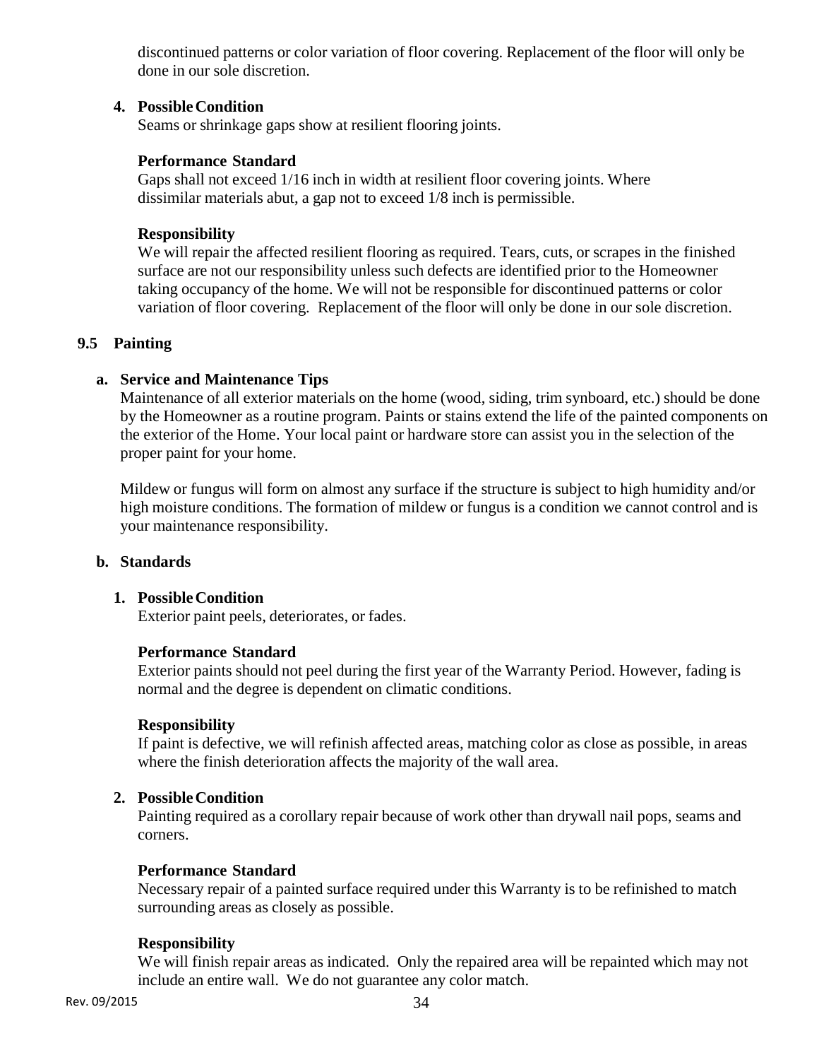discontinued patterns or color variation of floor covering. Replacement of the floor will only be done in our sole discretion.

4. **Possible Condition**
   Seams or shrinkage gaps show at resilient flooring joints.

   **Performance Standard**
   Gaps shall not exceed 1/16 inch in width at resilient floor covering joints. Where dissimilar materials abut, a gap not to exceed 1/8 inch is permissible.

   **Responsibility**
   We will repair the affected resilient flooring as required. Tears, cuts, or scrapes in the finished surface are not our responsibility unless such defects are identified prior to the Homeowner taking occupancy of the home. We will not be responsible for discontinued patterns or color variation of floor covering. Replacement of the floor will only be done in our sole discretion.

## 9.5 Painting

### a. Service and Maintenance Tips

Maintenance of all exterior materials on the home (wood, siding, trim synboard, etc.) should be done by the Homeowner as a routine program. Paints or stains extend the life of the painted components on the exterior of the Home. Your local paint or hardware store can assist you in the selection of the proper paint for your home.

Mildew or fungus will form on almost any surface if the structure is subject to high humidity and/or high moisture conditions. The formation of mildew or fungus is a condition we cannot control and is your maintenance responsibility.

### b. Standards

1. **Possible Condition**
   Exterior paint peels, deteriorates, or fades.

   **Performance Standard**
   Exterior paints should not peel during the first year of the Warranty Period. However, fading is normal and the degree is dependent on climatic conditions.

   **Responsibility**
   If paint is defective, we will refinish affected areas, matching color as close as possible, in areas where the finish deterioration affects the majority of the wall area.

2. **Possible Condition**
   Painting required as a corollary repair because of work other than drywall nail pops, seams and corners.

   **Performance Standard**
   Necessary repair of a painted surface required under this Warranty is to be refinished to match surrounding areas as closely as possible.

   **Responsibility**
   We will finish repair areas as indicated. Only the repaired area will be repainted which may not include an entire wall. We do not guarantee any color match.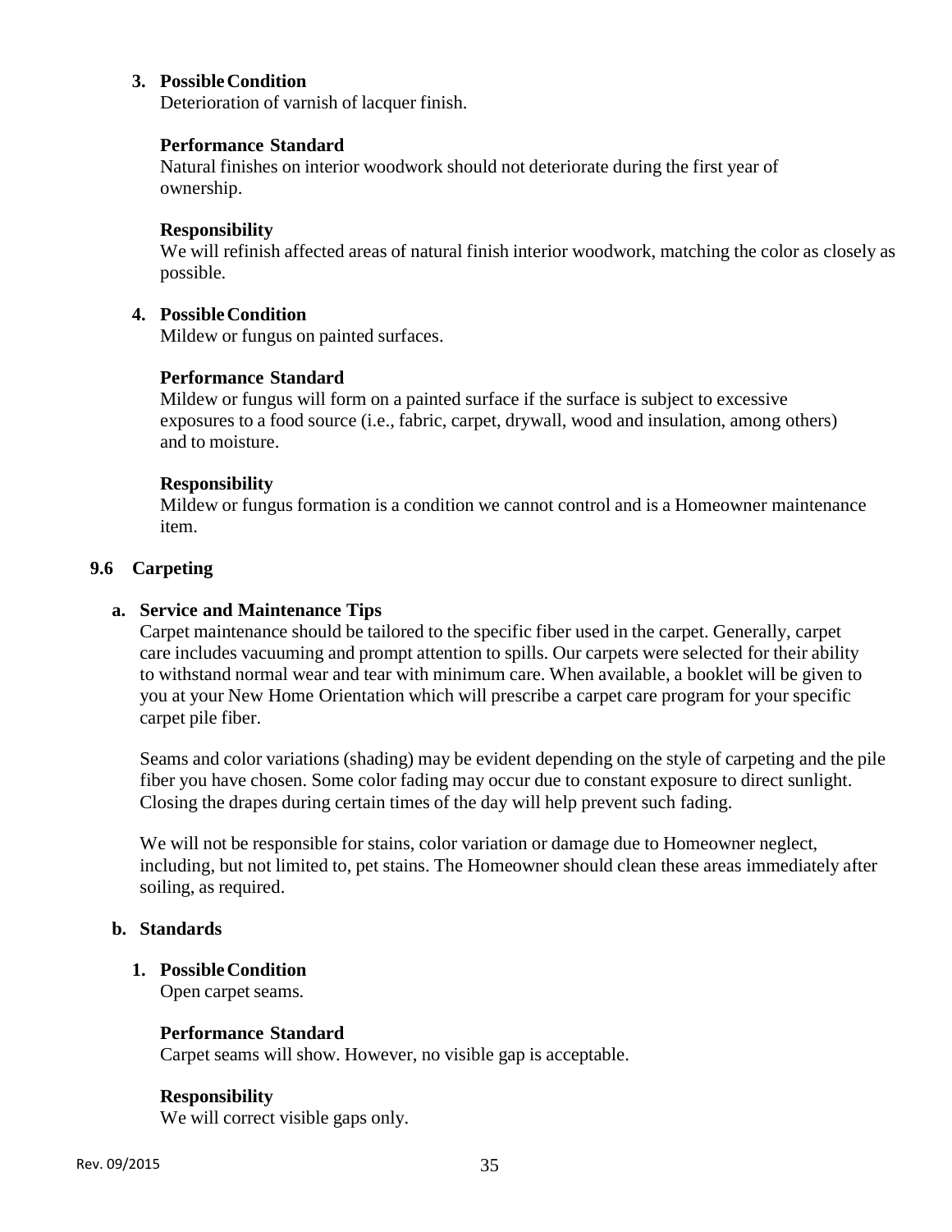3. **Possible Condition**
   Deterioration of varnish of lacquer finish.

   **Performance Standard**
   Natural finishes on interior woodwork should not deteriorate during the first year of ownership.

   **Responsibility**
   We will refinish affected areas of natural finish interior woodwork, matching the color as closely as possible.

4. **Possible Condition**
   Mildew or fungus on painted surfaces.

   **Performance Standard**
   Mildew or fungus will form on a painted surface if the surface is subject to excessive exposures to a food source (i.e., fabric, carpet, drywall, wood and insulation, among others) and to moisture.

   **Responsibility**
   Mildew or fungus formation is a condition we cannot control and is a Homeowner maintenance item.

## 9.6 Carpeting

### a. Service and Maintenance Tips

Carpet maintenance should be tailored to the specific fiber used in the carpet. Generally, carpet care includes vacuuming and prompt attention to spills. Our carpets were selected for their ability to withstand normal wear and tear with minimum care. When available, a booklet will be given to you at your New Home Orientation which will prescribe a carpet care program for your specific carpet pile fiber.

Seams and color variations (shading) may be evident depending on the style of carpeting and the pile fiber you have chosen. Some color fading may occur due to constant exposure to direct sunlight. Closing the drapes during certain times of the day will help prevent such fading.

We will not be responsible for stains, color variation or damage due to Homeowner neglect, including, but not limited to, pet stains. The Homeowner should clean these areas immediately after soiling, as required.

### b. Standards

1. **Possible Condition**
   Open carpet seams.

   **Performance Standard**
   Carpet seams will show. However, no visible gap is acceptable.

   **Responsibility**
   We will correct visible gaps only.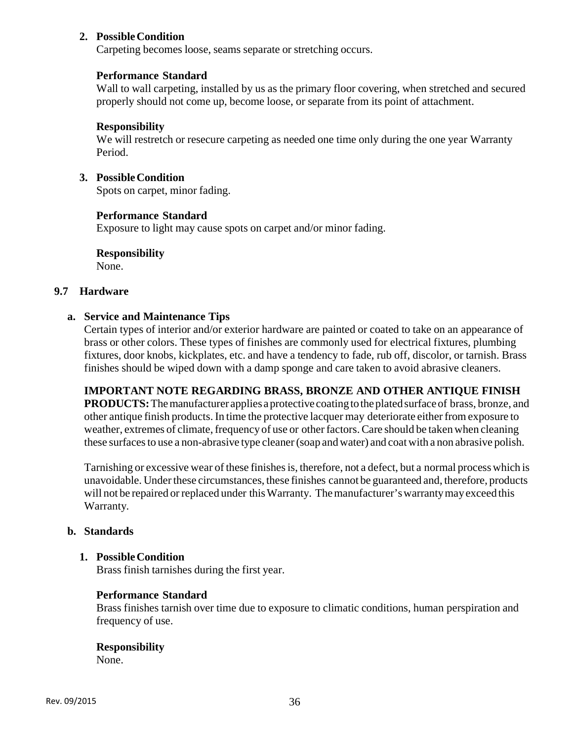**2. Possible Condition**
Carpeting becomes loose, seams separate or stretching occurs.

**Performance Standard**
Wall to wall carpeting, installed by us as the primary floor covering, when stretched and secured properly should not come up, become loose, or separate from its point of attachment.

**Responsibility**
We will restretch or resecure carpeting as needed one time only during the one year Warranty Period.

**3. Possible Condition**
Spots on carpet, minor fading.

**Performance Standard**
Exposure to light may cause spots on carpet and/or minor fading.

**Responsibility**
None.

## 9.7 Hardware

### a. Service and Maintenance Tips

Certain types of interior and/or exterior hardware are painted or coated to take on an appearance of brass or other colors. These types of finishes are commonly used for electrical fixtures, plumbing fixtures, door knobs, kickplates, etc. and have a tendency to fade, rub off, discolor, or tarnish. Brass finishes should be wiped down with a damp sponge and care taken to avoid abrasive cleaners.

**IMPORTANT NOTE REGARDING BRASS, BRONZE AND OTHER ANTIQUE FINISH PRODUCTS:** The manufacturer applies a protective coating to the plated surface of brass, bronze, and other antique finish products. In time the protective lacquer may deteriorate either from exposure to weather, extremes of climate, frequency of use or other factors. Care should be taken when cleaning these surfaces to use a non-abrasive type cleaner (soap and water) and coat with a non abrasive polish.

Tarnishing or excessive wear of these finishes is, therefore, not a defect, but a normal process which is unavoidable. Under these circumstances, these finishes cannot be guaranteed and, therefore, products will not be repaired or replaced under this Warranty. The manufacturer's warranty may exceed this Warranty.

### b. Standards

**1. Possible Condition**
Brass finish tarnishes during the first year.

**Performance Standard**
Brass finishes tarnish over time due to exposure to climatic conditions, human perspiration and frequency of use.

**Responsibility**
None.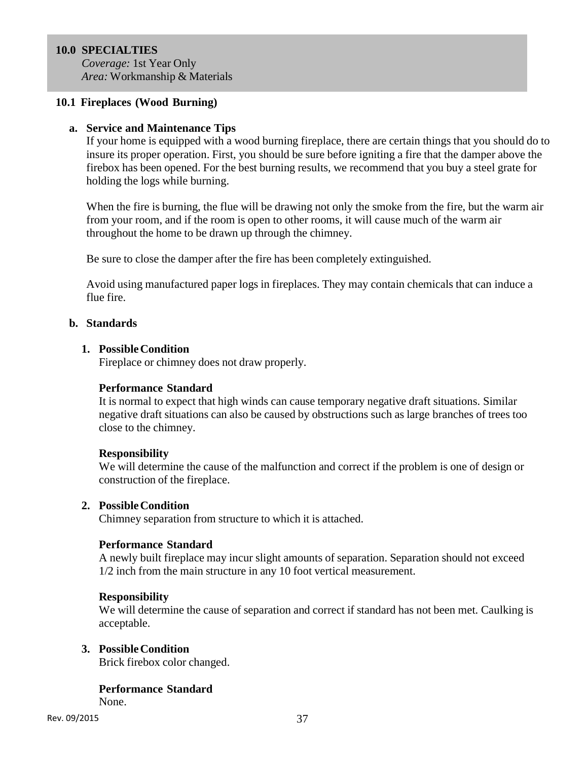## 10.0 SPECIALTIES

*Coverage:* 1st Year Only
*Area:* Workmanship & Materials

### 10.1 Fireplaces (Wood Burning)

**a. Service and Maintenance Tips**

If your home is equipped with a wood burning fireplace, there are certain things that you should do to insure its proper operation. First, you should be sure before igniting a fire that the damper above the firebox has been opened. For the best burning results, we recommend that you buy a steel grate for holding the logs while burning.

When the fire is burning, the flue will be drawing not only the smoke from the fire, but the warm air from your room, and if the room is open to other rooms, it will cause much of the warm air throughout the home to be drawn up through the chimney.

Be sure to close the damper after the fire has been completely extinguished.

Avoid using manufactured paper logs in fireplaces. They may contain chemicals that can induce a flue fire.

**b. Standards**

**1. Possible Condition**

Fireplace or chimney does not draw properly.

**Performance Standard**

It is normal to expect that high winds can cause temporary negative draft situations. Similar negative draft situations can also be caused by obstructions such as large branches of trees too close to the chimney.

**Responsibility**

We will determine the cause of the malfunction and correct if the problem is one of design or construction of the fireplace.

**2. Possible Condition**

Chimney separation from structure to which it is attached.

**Performance Standard**

A newly built fireplace may incur slight amounts of separation. Separation should not exceed 1/2 inch from the main structure in any 10 foot vertical measurement.

**Responsibility**

We will determine the cause of separation and correct if standard has not been met. Caulking is acceptable.

**3. Possible Condition**

Brick firebox color changed.

**Performance Standard**

None.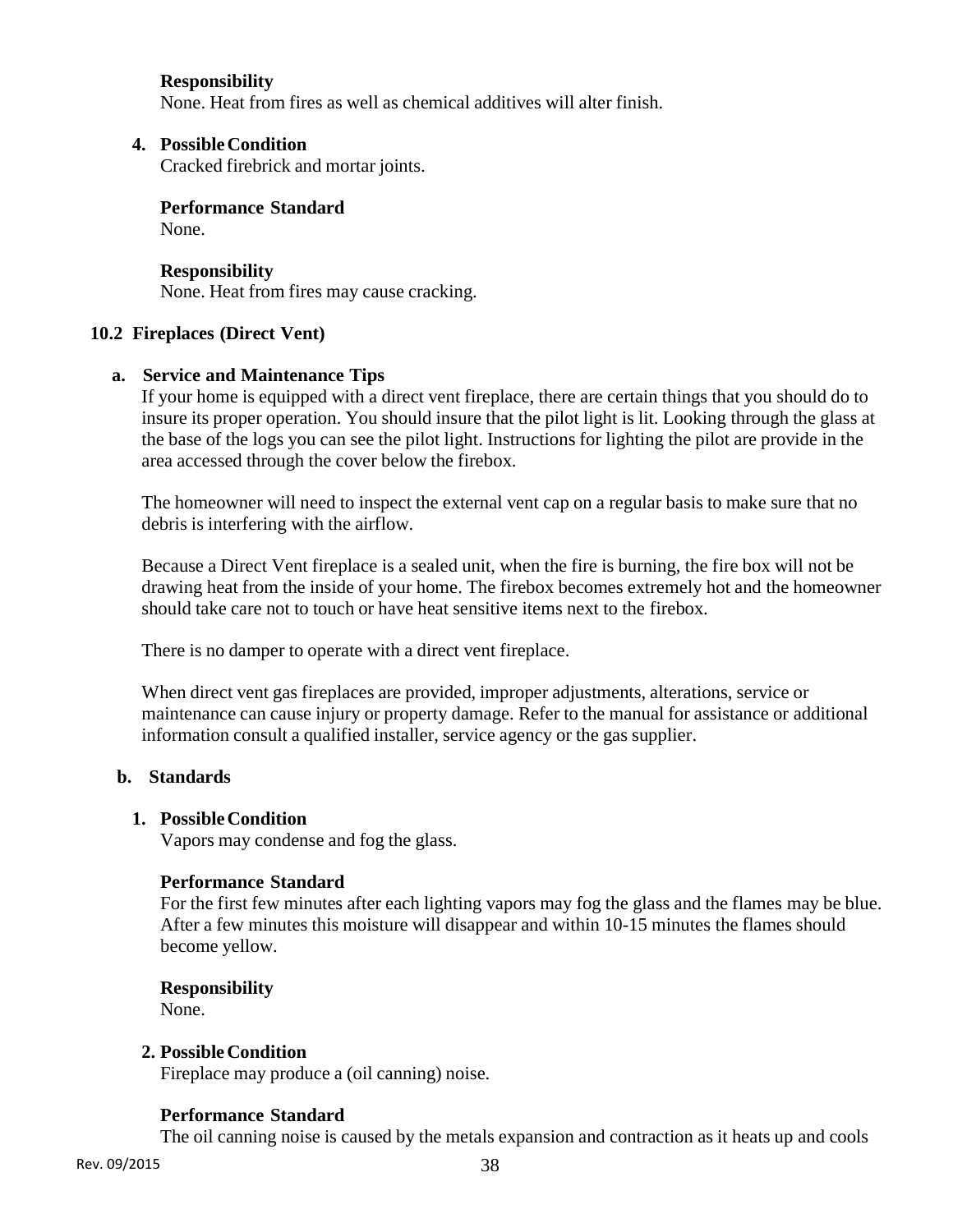**Responsibility**
None. Heat from fires as well as chemical additives will alter finish.

4. **Possible Condition**
Cracked firebrick and mortar joints.

**Performance Standard**
None.

**Responsibility**
None. Heat from fires may cause cracking.

## 10.2 Fireplaces (Direct Vent)

### a. Service and Maintenance Tips

If your home is equipped with a direct vent fireplace, there are certain things that you should do to insure its proper operation. You should insure that the pilot light is lit. Looking through the glass at the base of the logs you can see the pilot light. Instructions for lighting the pilot are provide in the area accessed through the cover below the firebox.

The homeowner will need to inspect the external vent cap on a regular basis to make sure that no debris is interfering with the airflow.

Because a Direct Vent fireplace is a sealed unit, when the fire is burning, the fire box will not be drawing heat from the inside of your home. The firebox becomes extremely hot and the homeowner should take care not to touch or have heat sensitive items next to the firebox.

There is no damper to operate with a direct vent fireplace.

When direct vent gas fireplaces are provided, improper adjustments, alterations, service or maintenance can cause injury or property damage. Refer to the manual for assistance or additional information consult a qualified installer, service agency or the gas supplier.

### b. Standards

1. **Possible Condition**
Vapors may condense and fog the glass.

**Performance Standard**
For the first few minutes after each lighting vapors may fog the glass and the flames may be blue. After a few minutes this moisture will disappear and within 10-15 minutes the flames should become yellow.

**Responsibility**
None.

2. **Possible Condition**
Fireplace may produce a (oil canning) noise.

**Performance Standard**
The oil canning noise is caused by the metals expansion and contraction as it heats up and cools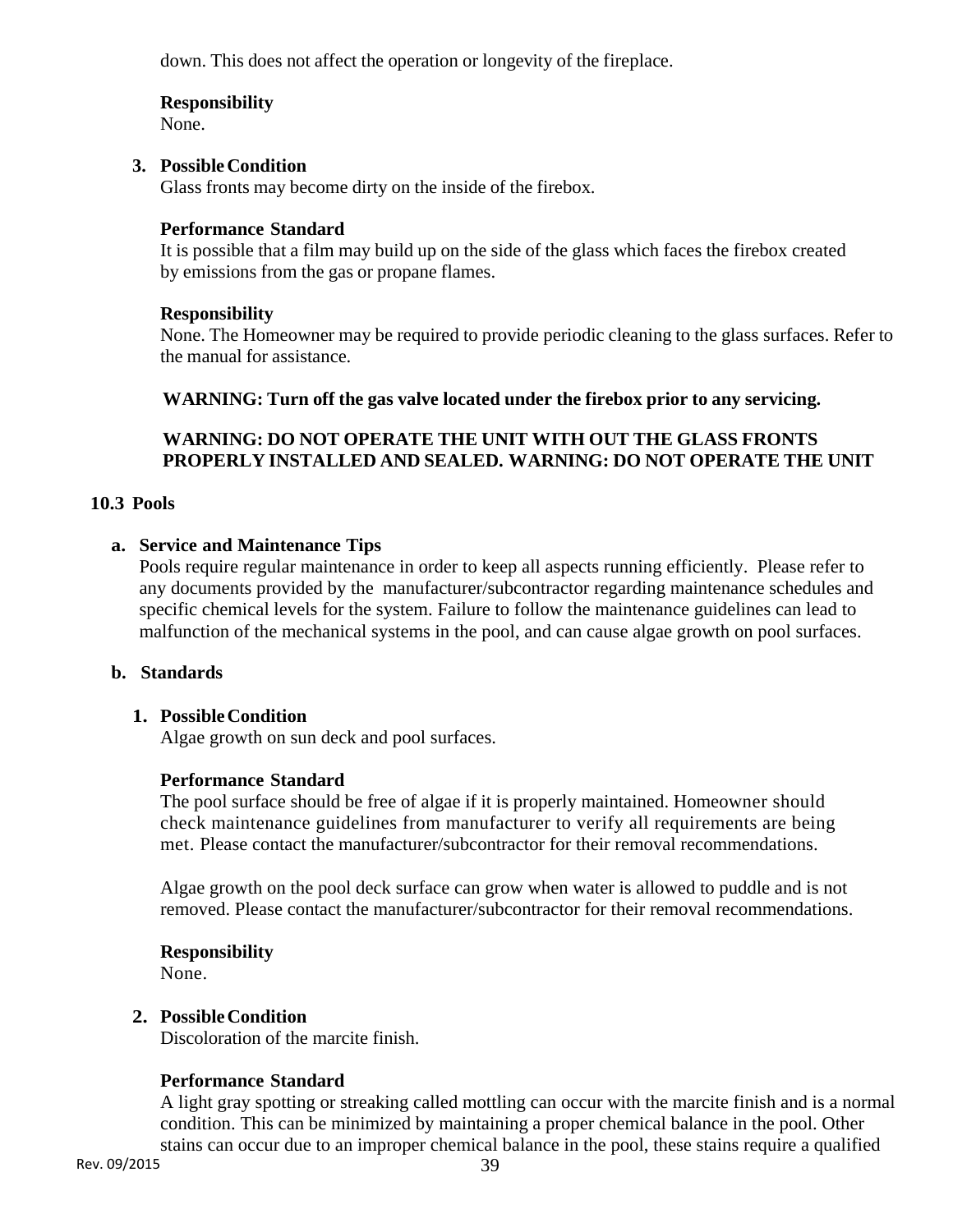down. This does not affect the operation or longevity of the fireplace.

**Responsibility**
None.

3. **Possible Condition**
Glass fronts may become dirty on the inside of the firebox.

**Performance Standard**
It is possible that a film may build up on the side of the glass which faces the firebox created by emissions from the gas or propane flames.

**Responsibility**
None. The Homeowner may be required to provide periodic cleaning to the glass surfaces. Refer to the manual for assistance.

**WARNING: Turn off the gas valve located under the firebox prior to any servicing.**

**WARNING: DO NOT OPERATE THE UNIT WITH OUT THE GLASS FRONTS PROPERLY INSTALLED AND SEALED. WARNING: DO NOT OPERATE THE UNIT**

## 10.3 Pools

### a. Service and Maintenance Tips

Pools require regular maintenance in order to keep all aspects running efficiently. Please refer to any documents provided by the manufacturer/subcontractor regarding maintenance schedules and specific chemical levels for the system. Failure to follow the maintenance guidelines can lead to malfunction of the mechanical systems in the pool, and can cause algae growth on pool surfaces.

### b. Standards

1. **Possible Condition**
Algae growth on sun deck and pool surfaces.

**Performance Standard**
The pool surface should be free of algae if it is properly maintained. Homeowner should check maintenance guidelines from manufacturer to verify all requirements are being met. Please contact the manufacturer/subcontractor for their removal recommendations.

Algae growth on the pool deck surface can grow when water is allowed to puddle and is not removed. Please contact the manufacturer/subcontractor for their removal recommendations.

**Responsibility**
None.

2. **Possible Condition**
Discoloration of the marcite finish.

**Performance Standard**
A light gray spotting or streaking called mottling can occur with the marcite finish and is a normal condition. This can be minimized by maintaining a proper chemical balance in the pool. Other stains can occur due to an improper chemical balance in the pool, these stains require a qualified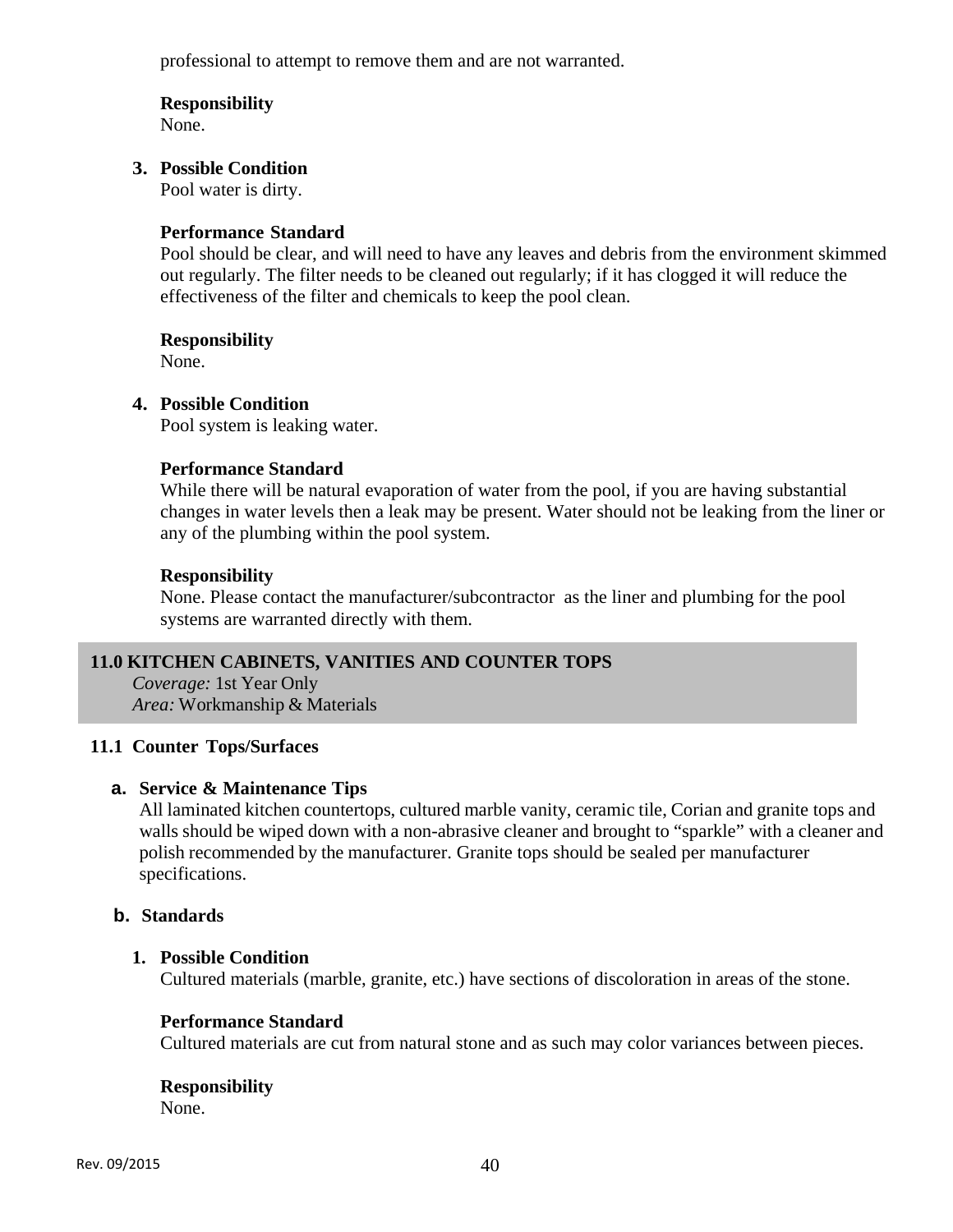professional to attempt to remove them and are not warranted.

**Responsibility**
None.

3. **Possible Condition**
   Pool water is dirty.

   **Performance Standard**
   Pool should be clear, and will need to have any leaves and debris from the environment skimmed out regularly. The filter needs to be cleaned out regularly; if it has clogged it will reduce the effectiveness of the filter and chemicals to keep the pool clean.

   **Responsibility**
   None.

4. **Possible Condition**
   Pool system is leaking water.

   **Performance Standard**
   While there will be natural evaporation of water from the pool, if you are having substantial changes in water levels then a leak may be present. Water should not be leaking from the liner or any of the plumbing within the pool system.

   **Responsibility**
   None. Please contact the manufacturer/subcontractor as the liner and plumbing for the pool systems are warranted directly with them.

## 11.0 KITCHEN CABINETS, VANITIES AND COUNTER TOPS

*Coverage:* 1st Year Only
*Area:* Workmanship & Materials

### 11.1 Counter Tops/Surfaces

**a. Service & Maintenance Tips**

All laminated kitchen countertops, cultured marble vanity, ceramic tile, Corian and granite tops and walls should be wiped down with a non-abrasive cleaner and brought to "sparkle" with a cleaner and polish recommended by the manufacturer. Granite tops should be sealed per manufacturer specifications.

**b. Standards**

1. **Possible Condition**
   Cultured materials (marble, granite, etc.) have sections of discoloration in areas of the stone.

   **Performance Standard**
   Cultured materials are cut from natural stone and as such may color variances between pieces.

   **Responsibility**
   None.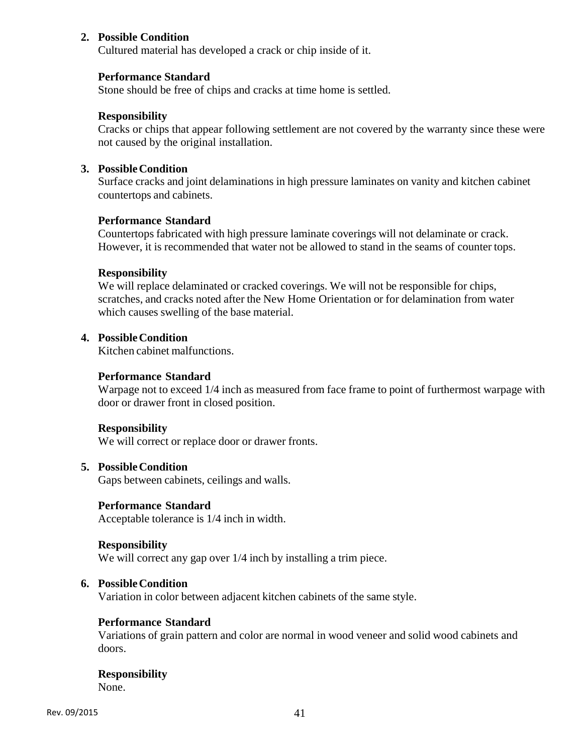2. **Possible Condition**

   Cultured material has developed a crack or chip inside of it.

   **Performance Standard**

   Stone should be free of chips and cracks at time home is settled.

   **Responsibility**

   Cracks or chips that appear following settlement are not covered by the warranty since these were not caused by the original installation.

3. **Possible Condition**

   Surface cracks and joint delaminations in high pressure laminates on vanity and kitchen cabinet countertops and cabinets.

   **Performance Standard**

   Countertops fabricated with high pressure laminate coverings will not delaminate or crack. However, it is recommended that water not be allowed to stand in the seams of counter tops.

   **Responsibility**

   We will replace delaminated or cracked coverings. We will not be responsible for chips, scratches, and cracks noted after the New Home Orientation or for delamination from water which causes swelling of the base material.

4. **Possible Condition**

   Kitchen cabinet malfunctions.

   **Performance Standard**

   Warpage not to exceed 1/4 inch as measured from face frame to point of furthermost warpage with door or drawer front in closed position.

   **Responsibility**

   We will correct or replace door or drawer fronts.

5. **Possible Condition**

   Gaps between cabinets, ceilings and walls.

   **Performance Standard**

   Acceptable tolerance is 1/4 inch in width.

   **Responsibility**

   We will correct any gap over 1/4 inch by installing a trim piece.

6. **Possible Condition**

   Variation in color between adjacent kitchen cabinets of the same style.

   **Performance Standard**

   Variations of grain pattern and color are normal in wood veneer and solid wood cabinets and doors.

   **Responsibility**

   None.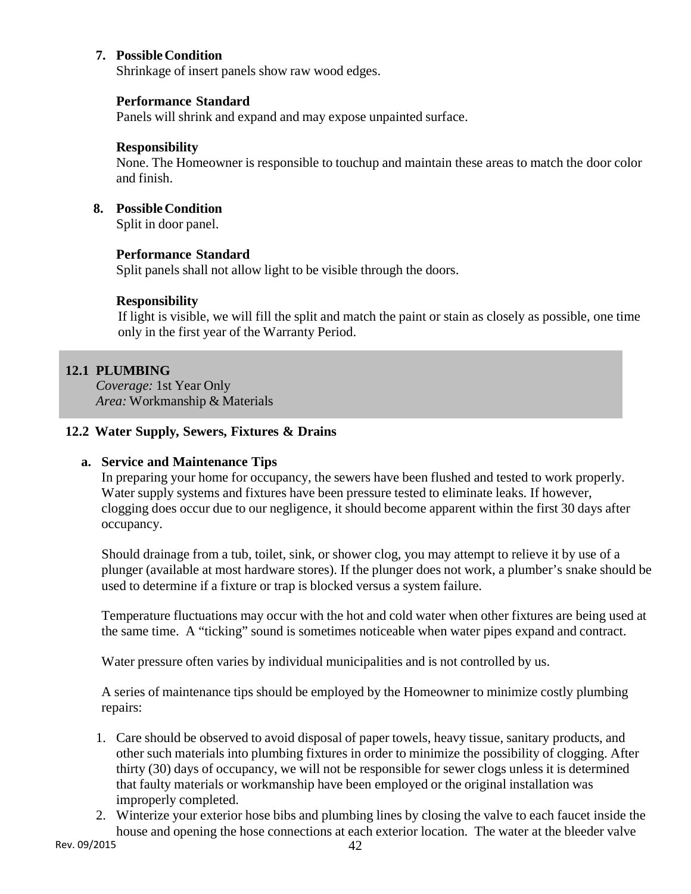**7. Possible Condition**

Shrinkage of insert panels show raw wood edges.

**Performance Standard**

Panels will shrink and expand and may expose unpainted surface.

**Responsibility**

None. The Homeowner is responsible to touchup and maintain these areas to match the door color and finish.

**8. Possible Condition**

Split in door panel.

**Performance Standard**

Split panels shall not allow light to be visible through the doors.

**Responsibility**

If light is visible, we will fill the split and match the paint or stain as closely as possible, one time only in the first year of the Warranty Period.

## 12.1 PLUMBING

*Coverage:* 1st Year Only
*Area:* Workmanship & Materials

### 12.2 Water Supply, Sewers, Fixtures & Drains

**a. Service and Maintenance Tips**

In preparing your home for occupancy, the sewers have been flushed and tested to work properly. Water supply systems and fixtures have been pressure tested to eliminate leaks. If however, clogging does occur due to our negligence, it should become apparent within the first 30 days after occupancy.

Should drainage from a tub, toilet, sink, or shower clog, you may attempt to relieve it by use of a plunger (available at most hardware stores). If the plunger does not work, a plumber's snake should be used to determine if a fixture or trap is blocked versus a system failure.

Temperature fluctuations may occur with the hot and cold water when other fixtures are being used at the same time. A "ticking" sound is sometimes noticeable when water pipes expand and contract.

Water pressure often varies by individual municipalities and is not controlled by us.

A series of maintenance tips should be employed by the Homeowner to minimize costly plumbing repairs:

1. Care should be observed to avoid disposal of paper towels, heavy tissue, sanitary products, and other such materials into plumbing fixtures in order to minimize the possibility of clogging. After thirty (30) days of occupancy, we will not be responsible for sewer clogs unless it is determined that faulty materials or workmanship have been employed or the original installation was improperly completed.
2. Winterize your exterior hose bibs and plumbing lines by closing the valve to each faucet inside the house and opening the hose connections at each exterior location. The water at the bleeder valve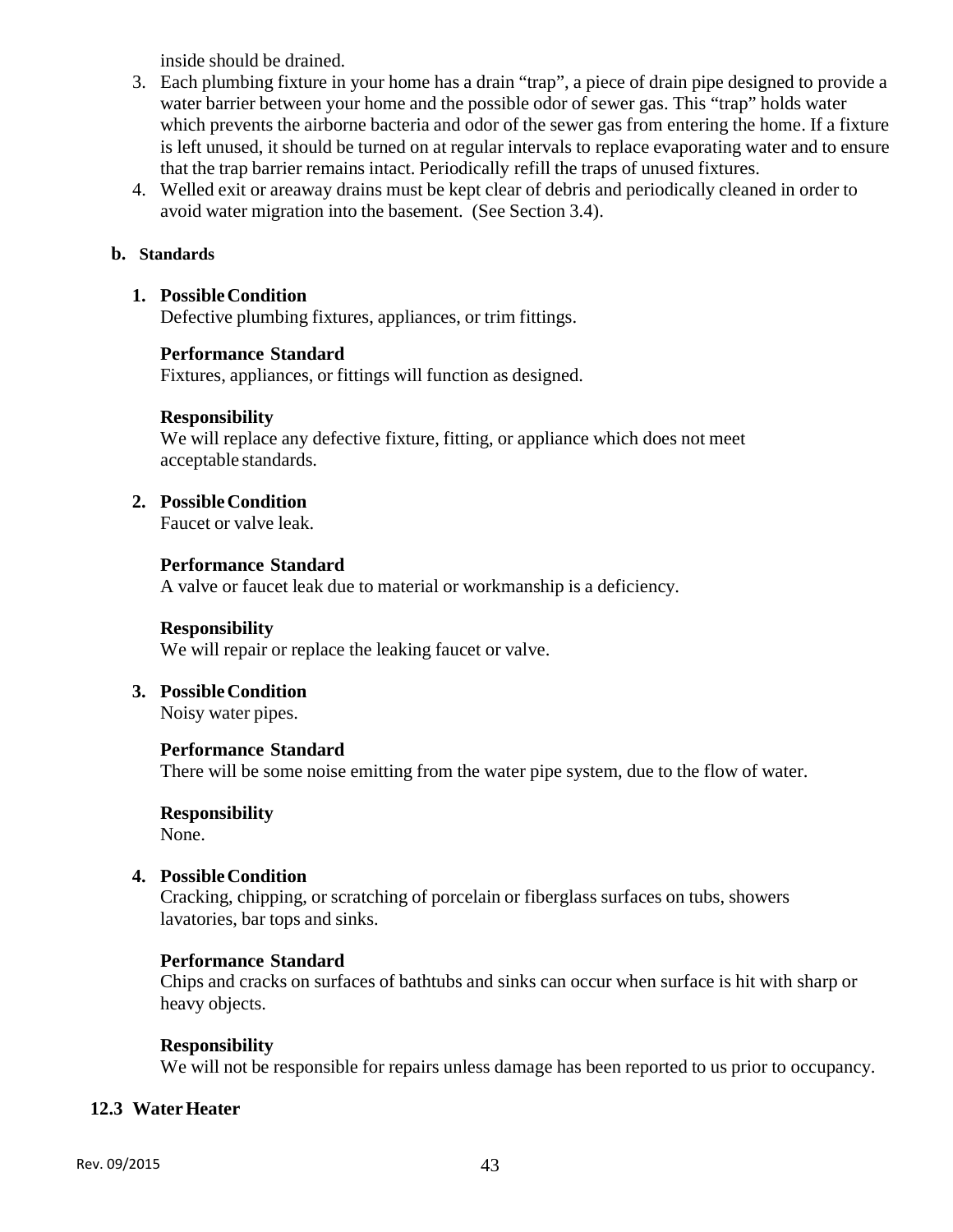inside should be drained.

3. Each plumbing fixture in your home has a drain "trap", a piece of drain pipe designed to provide a water barrier between your home and the possible odor of sewer gas. This "trap" holds water which prevents the airborne bacteria and odor of the sewer gas from entering the home. If a fixture is left unused, it should be turned on at regular intervals to replace evaporating water and to ensure that the trap barrier remains intact. Periodically refill the traps of unused fixtures.
4. Welled exit or areaway drains must be kept clear of debris and periodically cleaned in order to avoid water migration into the basement. (See Section 3.4).

**b. Standards**

**1. Possible Condition**
Defective plumbing fixtures, appliances, or trim fittings.

**Performance Standard**
Fixtures, appliances, or fittings will function as designed.

**Responsibility**
We will replace any defective fixture, fitting, or appliance which does not meet acceptable standards.

**2. Possible Condition**
Faucet or valve leak.

**Performance Standard**
A valve or faucet leak due to material or workmanship is a deficiency.

**Responsibility**
We will repair or replace the leaking faucet or valve.

**3. Possible Condition**
Noisy water pipes.

**Performance Standard**
There will be some noise emitting from the water pipe system, due to the flow of water.

**Responsibility**
None.

**4. Possible Condition**
Cracking, chipping, or scratching of porcelain or fiberglass surfaces on tubs, showers lavatories, bar tops and sinks.

**Performance Standard**
Chips and cracks on surfaces of bathtubs and sinks can occur when surface is hit with sharp or heavy objects.

**Responsibility**
We will not be responsible for repairs unless damage has been reported to us prior to occupancy.

## 12.3 Water Heater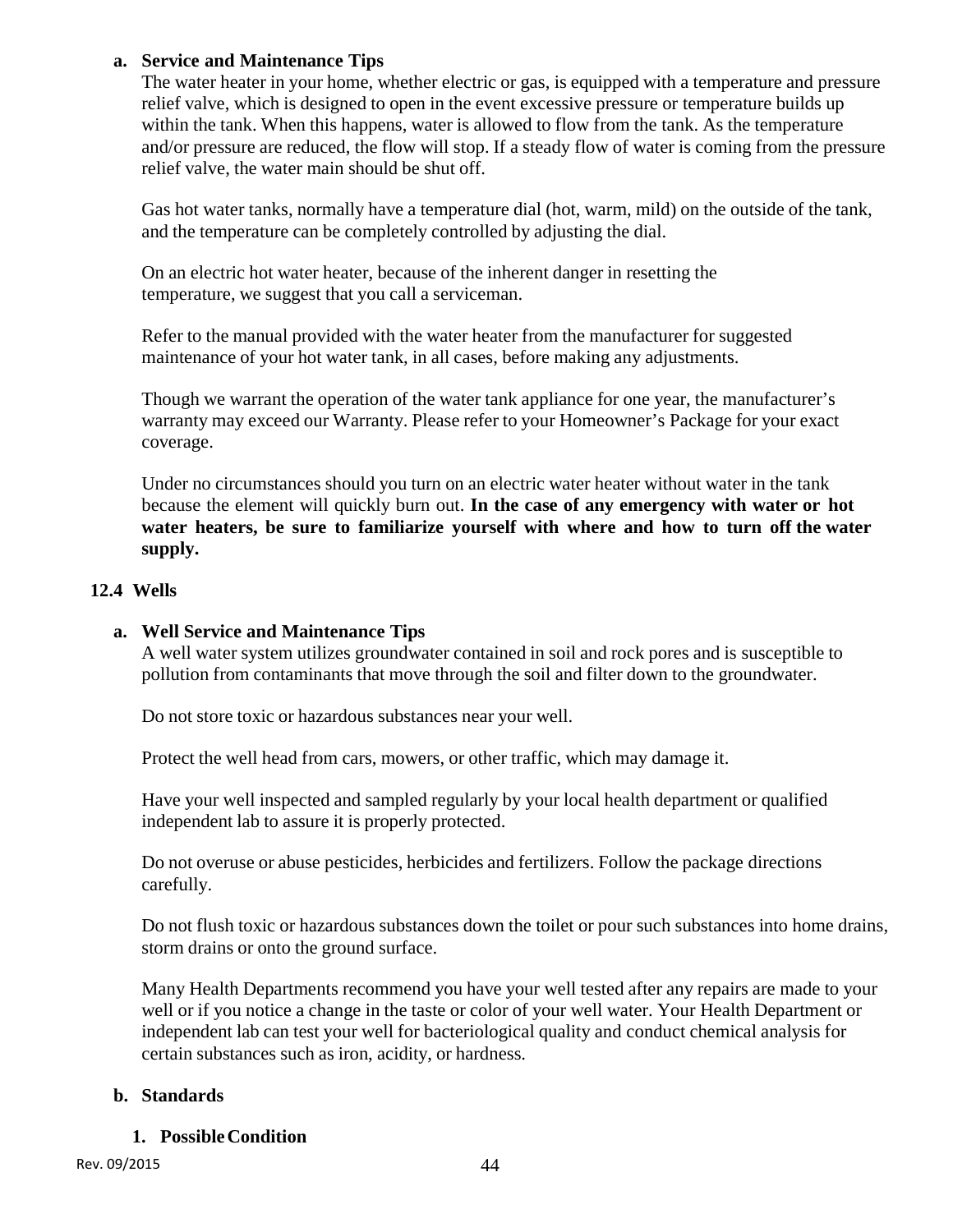**a. Service and Maintenance Tips**

The water heater in your home, whether electric or gas, is equipped with a temperature and pressure relief valve, which is designed to open in the event excessive pressure or temperature builds up within the tank. When this happens, water is allowed to flow from the tank. As the temperature and/or pressure are reduced, the flow will stop. If a steady flow of water is coming from the pressure relief valve, the water main should be shut off.

Gas hot water tanks, normally have a temperature dial (hot, warm, mild) on the outside of the tank, and the temperature can be completely controlled by adjusting the dial.

On an electric hot water heater, because of the inherent danger in resetting the temperature, we suggest that you call a serviceman.

Refer to the manual provided with the water heater from the manufacturer for suggested maintenance of your hot water tank, in all cases, before making any adjustments.

Though we warrant the operation of the water tank appliance for one year, the manufacturer's warranty may exceed our Warranty. Please refer to your Homeowner's Package for your exact coverage.

Under no circumstances should you turn on an electric water heater without water in the tank because the element will quickly burn out. **In the case of any emergency with water or hot water heaters, be sure to familiarize yourself with where and how to turn off the water supply.**

## 12.4 Wells

**a. Well Service and Maintenance Tips**

A well water system utilizes groundwater contained in soil and rock pores and is susceptible to pollution from contaminants that move through the soil and filter down to the groundwater.

Do not store toxic or hazardous substances near your well.

Protect the well head from cars, mowers, or other traffic, which may damage it.

Have your well inspected and sampled regularly by your local health department or qualified independent lab to assure it is properly protected.

Do not overuse or abuse pesticides, herbicides and fertilizers. Follow the package directions carefully.

Do not flush toxic or hazardous substances down the toilet or pour such substances into home drains, storm drains or onto the ground surface.

Many Health Departments recommend you have your well tested after any repairs are made to your well or if you notice a change in the taste or color of your well water. Your Health Department or independent lab can test your well for bacteriological quality and conduct chemical analysis for certain substances such as iron, acidity, or hardness.

**b. Standards**

**1. Possible Condition**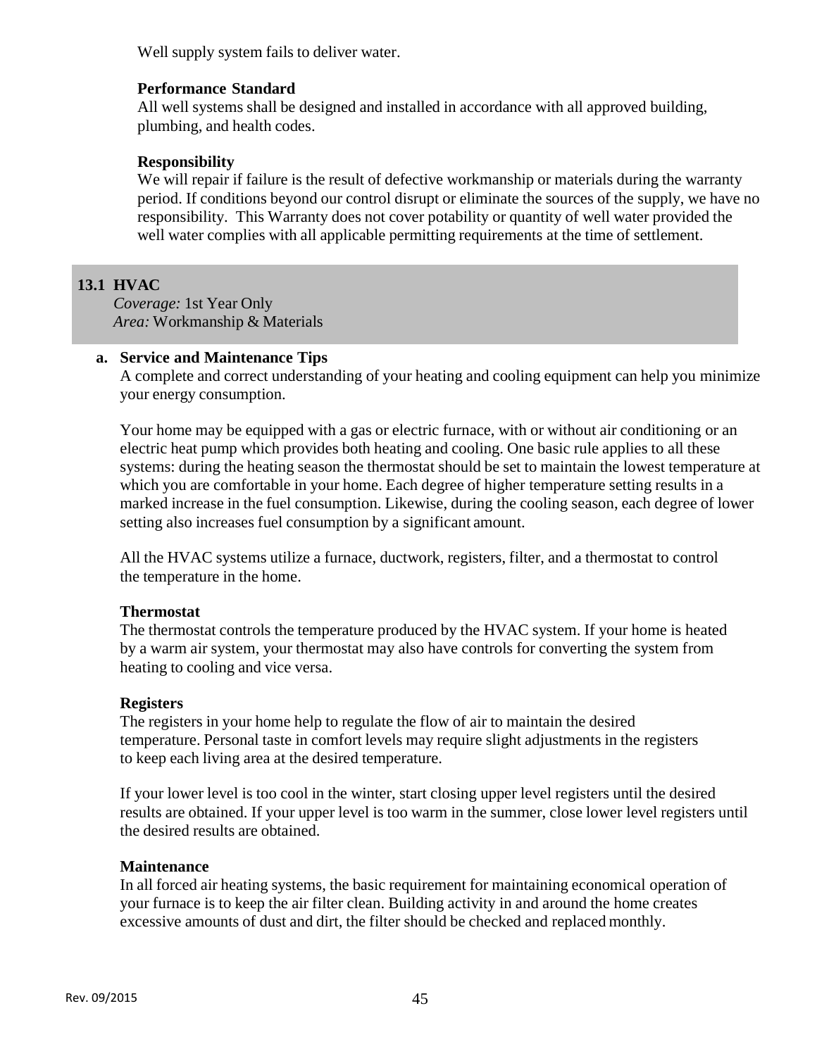Well supply system fails to deliver water.

**Performance Standard**
All well systems shall be designed and installed in accordance with all approved building, plumbing, and health codes.

**Responsibility**
We will repair if failure is the result of defective workmanship or materials during the warranty period. If conditions beyond our control disrupt or eliminate the sources of the supply, we have no responsibility. This Warranty does not cover potability or quantity of well water provided the well water complies with all applicable permitting requirements at the time of settlement.

## 13.1 HVAC

*Coverage:* 1st Year Only
*Area:* Workmanship & Materials

**a. Service and Maintenance Tips**

A complete and correct understanding of your heating and cooling equipment can help you minimize your energy consumption.

Your home may be equipped with a gas or electric furnace, with or without air conditioning or an electric heat pump which provides both heating and cooling. One basic rule applies to all these systems: during the heating season the thermostat should be set to maintain the lowest temperature at which you are comfortable in your home. Each degree of higher temperature setting results in a marked increase in the fuel consumption. Likewise, during the cooling season, each degree of lower setting also increases fuel consumption by a significant amount.

All the HVAC systems utilize a furnace, ductwork, registers, filter, and a thermostat to control the temperature in the home.

**Thermostat**
The thermostat controls the temperature produced by the HVAC system. If your home is heated by a warm air system, your thermostat may also have controls for converting the system from heating to cooling and vice versa.

**Registers**
The registers in your home help to regulate the flow of air to maintain the desired temperature. Personal taste in comfort levels may require slight adjustments in the registers to keep each living area at the desired temperature.

If your lower level is too cool in the winter, start closing upper level registers until the desired results are obtained. If your upper level is too warm in the summer, close lower level registers until the desired results are obtained.

**Maintenance**
In all forced air heating systems, the basic requirement for maintaining economical operation of your furnace is to keep the air filter clean. Building activity in and around the home creates excessive amounts of dust and dirt, the filter should be checked and replaced monthly.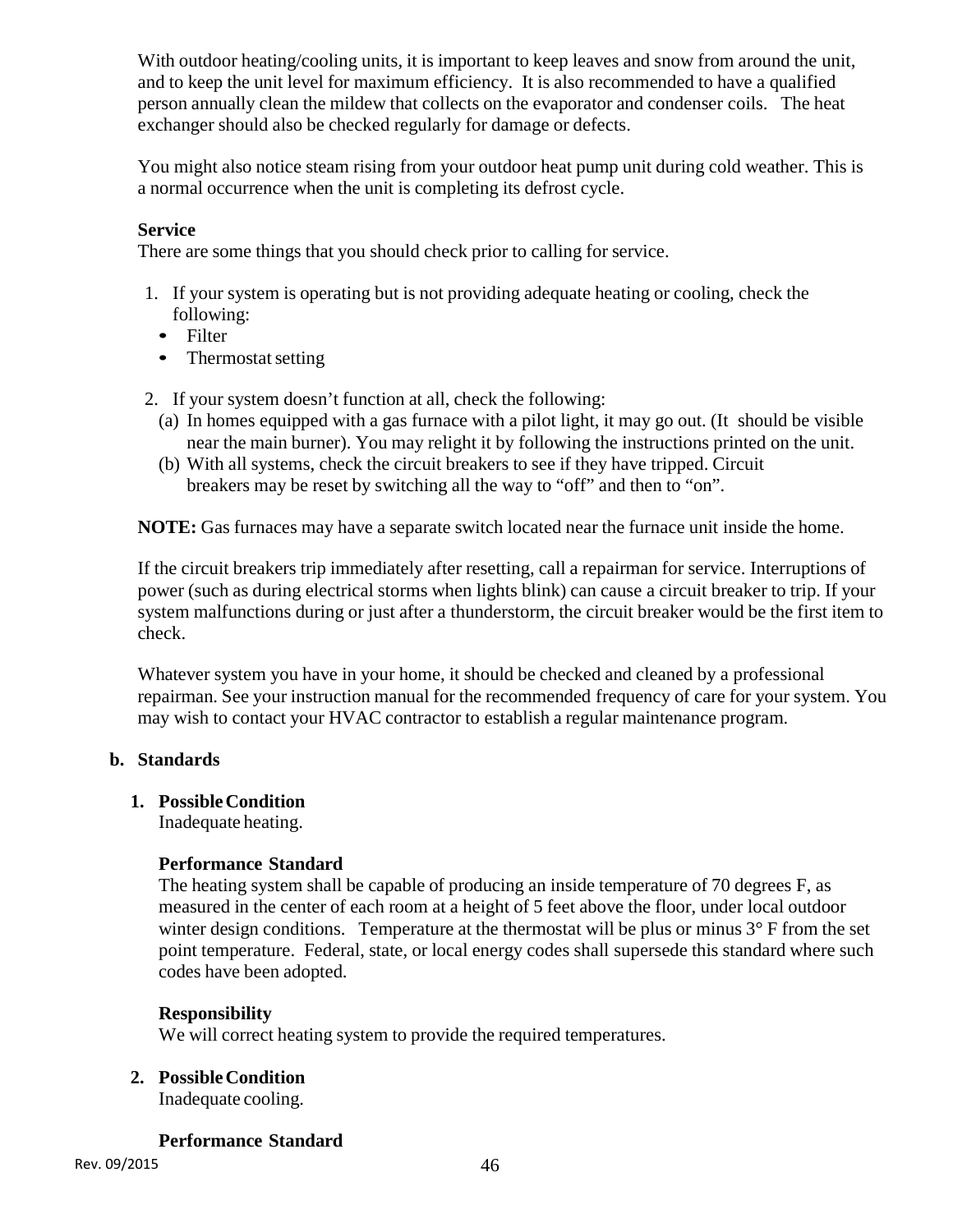With outdoor heating/cooling units, it is important to keep leaves and snow from around the unit, and to keep the unit level for maximum efficiency. It is also recommended to have a qualified person annually clean the mildew that collects on the evaporator and condenser coils. The heat exchanger should also be checked regularly for damage or defects.

You might also notice steam rising from your outdoor heat pump unit during cold weather. This is a normal occurrence when the unit is completing its defrost cycle.

**Service**

There are some things that you should check prior to calling for service.

1. If your system is operating but is not providing adequate heating or cooling, check the following:
   - Filter
   - Thermostat setting

2. If your system doesn't function at all, check the following:
   (a) In homes equipped with a gas furnace with a pilot light, it may go out. (It should be visible near the main burner). You may relight it by following the instructions printed on the unit.
   (b) With all systems, check the circuit breakers to see if they have tripped. Circuit breakers may be reset by switching all the way to "off" and then to "on".

**NOTE:** Gas furnaces may have a separate switch located near the furnace unit inside the home.

If the circuit breakers trip immediately after resetting, call a repairman for service. Interruptions of power (such as during electrical storms when lights blink) can cause a circuit breaker to trip. If your system malfunctions during or just after a thunderstorm, the circuit breaker would be the first item to check.

Whatever system you have in your home, it should be checked and cleaned by a professional repairman. See your instruction manual for the recommended frequency of care for your system. You may wish to contact your HVAC contractor to establish a regular maintenance program.

**b. Standards**

**1. Possible Condition**

Inadequate heating.

**Performance Standard**

The heating system shall be capable of producing an inside temperature of 70 degrees F, as measured in the center of each room at a height of 5 feet above the floor, under local outdoor winter design conditions. Temperature at the thermostat will be plus or minus 3° F from the set point temperature. Federal, state, or local energy codes shall supersede this standard where such codes have been adopted.

**Responsibility**

We will correct heating system to provide the required temperatures.

**2. Possible Condition**

Inadequate cooling.

**Performance Standard**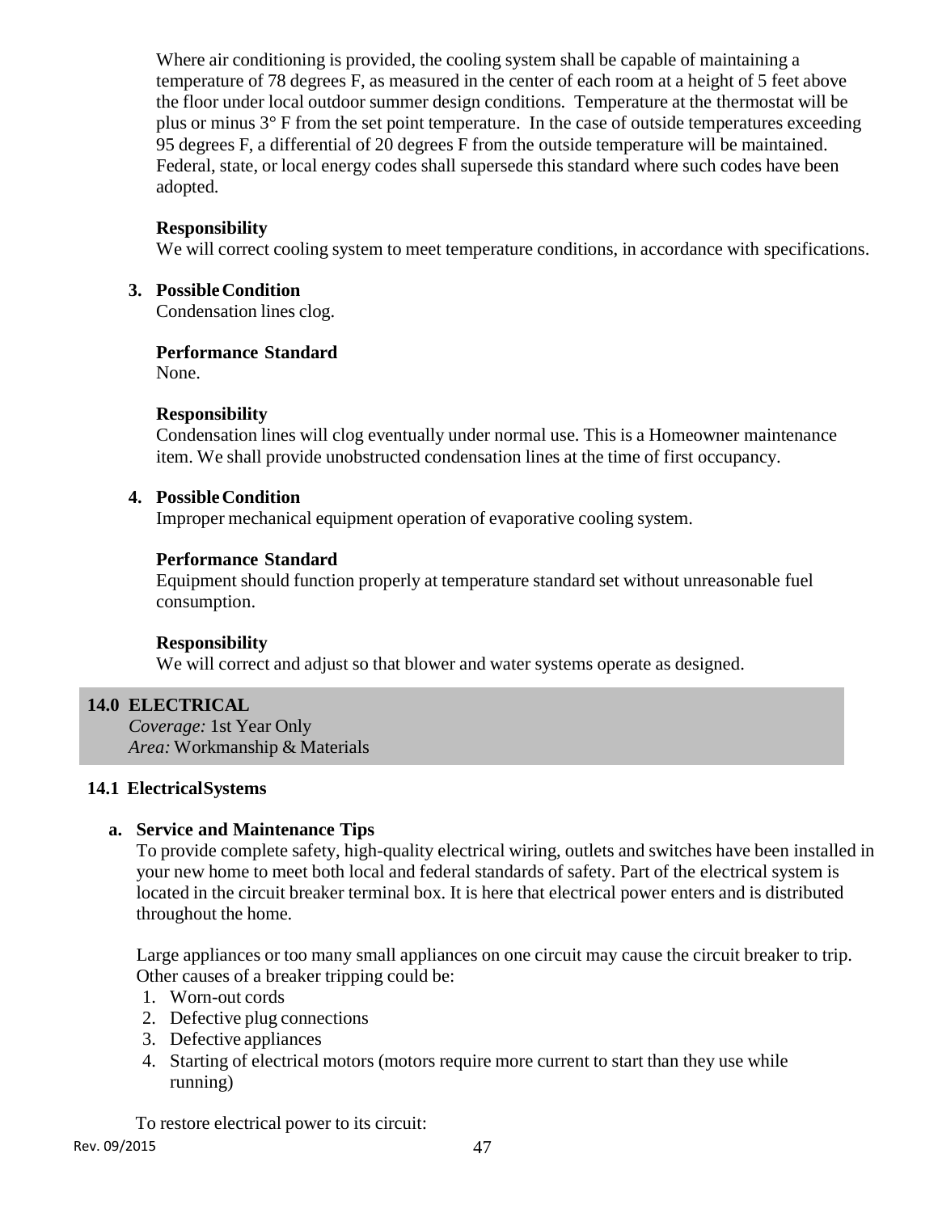Where air conditioning is provided, the cooling system shall be capable of maintaining a temperature of 78 degrees F, as measured in the center of each room at a height of 5 feet above the floor under local outdoor summer design conditions. Temperature at the thermostat will be plus or minus 3° F from the set point temperature. In the case of outside temperatures exceeding 95 degrees F, a differential of 20 degrees F from the outside temperature will be maintained. Federal, state, or local energy codes shall supersede this standard where such codes have been adopted.

**Responsibility**
We will correct cooling system to meet temperature conditions, in accordance with specifications.

**3. Possible Condition**
Condensation lines clog.

**Performance Standard**
None.

**Responsibility**
Condensation lines will clog eventually under normal use. This is a Homeowner maintenance item. We shall provide unobstructed condensation lines at the time of first occupancy.

**4. Possible Condition**
Improper mechanical equipment operation of evaporative cooling system.

**Performance Standard**
Equipment should function properly at temperature standard set without unreasonable fuel consumption.

**Responsibility**
We will correct and adjust so that blower and water systems operate as designed.

## 14.0 ELECTRICAL

*Coverage:* 1st Year Only
*Area:* Workmanship & Materials

### 14.1 Electrical Systems

**a. Service and Maintenance Tips**

To provide complete safety, high-quality electrical wiring, outlets and switches have been installed in your new home to meet both local and federal standards of safety. Part of the electrical system is located in the circuit breaker terminal box. It is here that electrical power enters and is distributed throughout the home.

Large appliances or too many small appliances on one circuit may cause the circuit breaker to trip. Other causes of a breaker tripping could be:

1. Worn-out cords
2. Defective plug connections
3. Defective appliances
4. Starting of electrical motors (motors require more current to start than they use while running)

To restore electrical power to its circuit: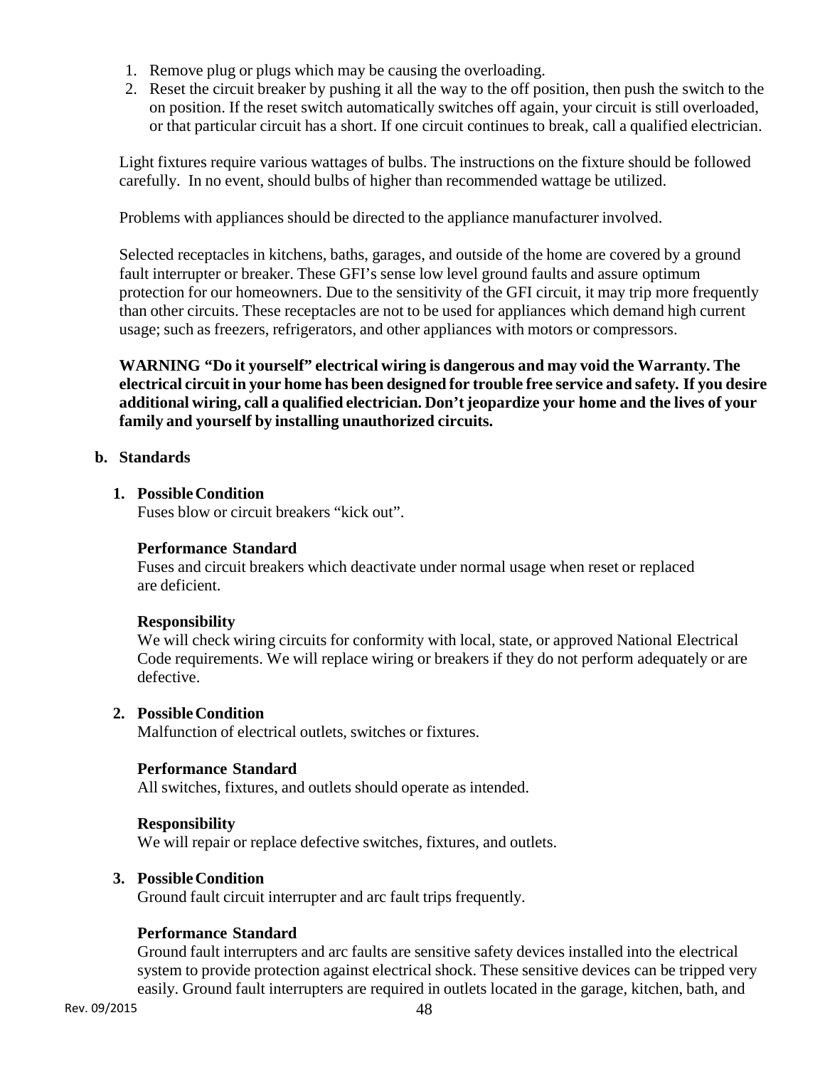1. Remove plug or plugs which may be causing the overloading.
2. Reset the circuit breaker by pushing it all the way to the off position, then push the switch to the on position. If the reset switch automatically switches off again, your circuit is still overloaded, or that particular circuit has a short. If one circuit continues to break, call a qualified electrician.

Light fixtures require various wattages of bulbs. The instructions on the fixture should be followed carefully. In no event, should bulbs of higher than recommended wattage be utilized.

Problems with appliances should be directed to the appliance manufacturer involved.

Selected receptacles in kitchens, baths, garages, and outside of the home are covered by a ground fault interrupter or breaker. These GFI's sense low level ground faults and assure optimum protection for our homeowners. Due to the sensitivity of the GFI circuit, it may trip more frequently than other circuits. These receptacles are not to be used for appliances which demand high current usage; such as freezers, refrigerators, and other appliances with motors or compressors.

**WARNING "Do it yourself" electrical wiring is dangerous and may void the Warranty. The electrical circuit in your home has been designed for trouble free service and safety. If you desire additional wiring, call a qualified electrician. Don't jeopardize your home and the lives of your family and yourself by installing unauthorized circuits.**

**b. Standards**

**1. Possible Condition**
Fuses blow or circuit breakers "kick out".

**Performance Standard**
Fuses and circuit breakers which deactivate under normal usage when reset or replaced are deficient.

**Responsibility**
We will check wiring circuits for conformity with local, state, or approved National Electrical Code requirements. We will replace wiring or breakers if they do not perform adequately or are defective.

**2. Possible Condition**
Malfunction of electrical outlets, switches or fixtures.

**Performance Standard**
All switches, fixtures, and outlets should operate as intended.

**Responsibility**
We will repair or replace defective switches, fixtures, and outlets.

**3. Possible Condition**
Ground fault circuit interrupter and arc fault trips frequently.

**Performance Standard**
Ground fault interrupters and arc faults are sensitive safety devices installed into the electrical system to provide protection against electrical shock. These sensitive devices can be tripped very easily. Ground fault interrupters are required in outlets located in the garage, kitchen, bath, and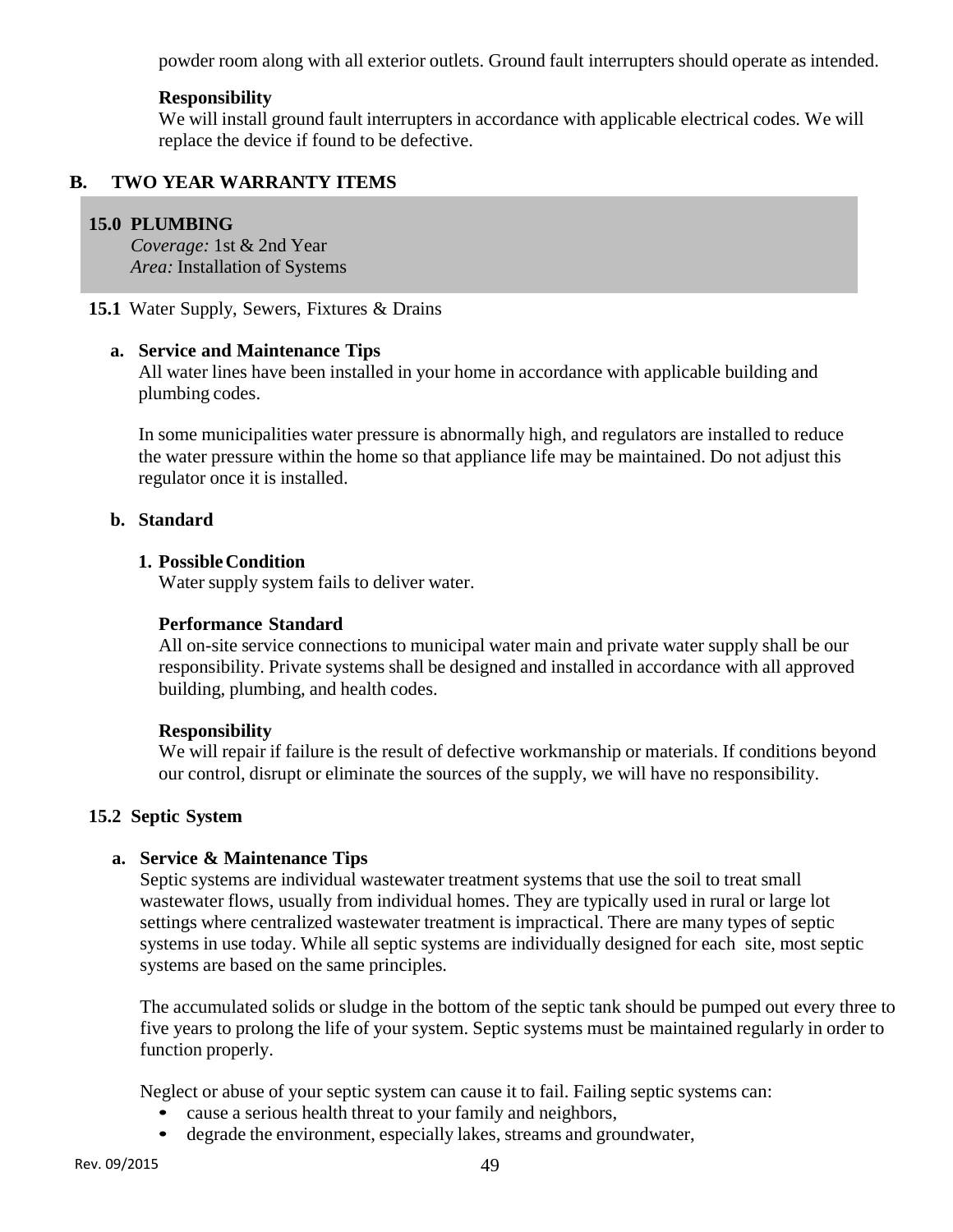powder room along with all exterior outlets. Ground fault interrupters should operate as intended.

**Responsibility**
We will install ground fault interrupters in accordance with applicable electrical codes. We will replace the device if found to be defective.

## B. TWO YEAR WARRANTY ITEMS

### 15.0 PLUMBING

*Coverage:* 1st & 2nd Year
*Area:* Installation of Systems

**15.1** Water Supply, Sewers, Fixtures & Drains

**a. Service and Maintenance Tips**

All water lines have been installed in your home in accordance with applicable building and plumbing codes.

In some municipalities water pressure is abnormally high, and regulators are installed to reduce the water pressure within the home so that appliance life may be maintained. Do not adjust this regulator once it is installed.

**b. Standard**

**1. Possible Condition**
Water supply system fails to deliver water.

**Performance Standard**
All on-site service connections to municipal water main and private water supply shall be our responsibility. Private systems shall be designed and installed in accordance with all approved building, plumbing, and health codes.

**Responsibility**
We will repair if failure is the result of defective workmanship or materials. If conditions beyond our control, disrupt or eliminate the sources of the supply, we will have no responsibility.

**15.2 Septic System**

**a. Service & Maintenance Tips**

Septic systems are individual wastewater treatment systems that use the soil to treat small wastewater flows, usually from individual homes. They are typically used in rural or large lot settings where centralized wastewater treatment is impractical. There are many types of septic systems in use today. While all septic systems are individually designed for each site, most septic systems are based on the same principles.

The accumulated solids or sludge in the bottom of the septic tank should be pumped out every three to five years to prolong the life of your system. Septic systems must be maintained regularly in order to function properly.

Neglect or abuse of your septic system can cause it to fail. Failing septic systems can:

- cause a serious health threat to your family and neighbors,
- degrade the environment, especially lakes, streams and groundwater,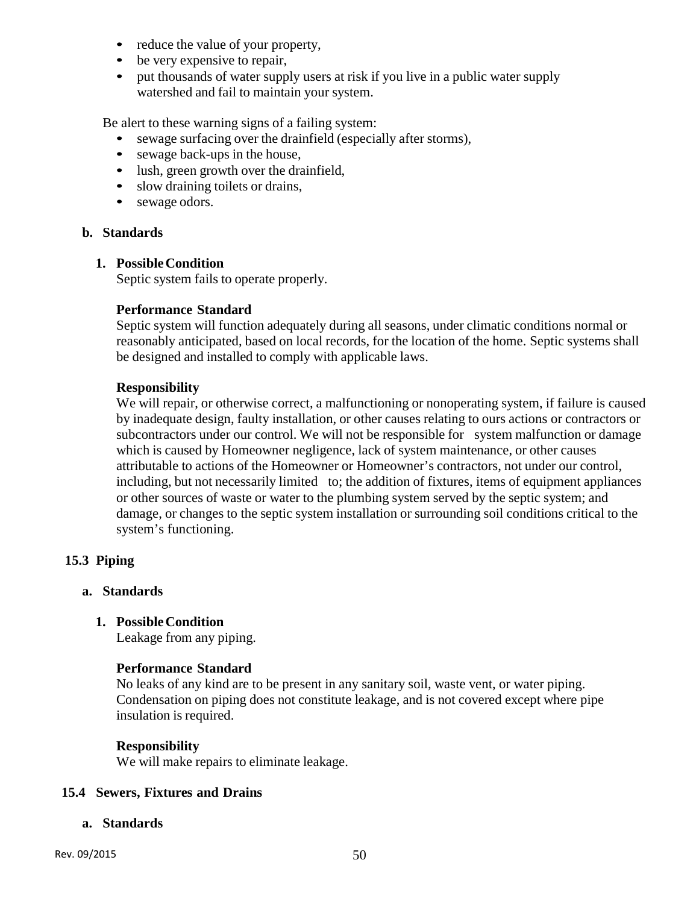- reduce the value of your property,
- be very expensive to repair,
- put thousands of water supply users at risk if you live in a public water supply watershed and fail to maintain your system.

Be alert to these warning signs of a failing system:

- sewage surfacing over the drainfield (especially after storms),
- sewage back-ups in the house,
- lush, green growth over the drainfield,
- slow draining toilets or drains,
- sewage odors.

### b. Standards

**1. Possible Condition**

Septic system fails to operate properly.

**Performance Standard**

Septic system will function adequately during all seasons, under climatic conditions normal or reasonably anticipated, based on local records, for the location of the home. Septic systems shall be designed and installed to comply with applicable laws.

**Responsibility**

We will repair, or otherwise correct, a malfunctioning or nonoperating system, if failure is caused by inadequate design, faulty installation, or other causes relating to ours actions or contractors or subcontractors under our control. We will not be responsible for system malfunction or damage which is caused by Homeowner negligence, lack of system maintenance, or other causes attributable to actions of the Homeowner or Homeowner's contractors, not under our control, including, but not necessarily limited to; the addition of fixtures, items of equipment appliances or other sources of waste or water to the plumbing system served by the septic system; and damage, or changes to the septic system installation or surrounding soil conditions critical to the system's functioning.

## 15.3 Piping

### a. Standards

**1. Possible Condition**

Leakage from any piping.

**Performance Standard**

No leaks of any kind are to be present in any sanitary soil, waste vent, or water piping. Condensation on piping does not constitute leakage, and is not covered except where pipe insulation is required.

**Responsibility**

We will make repairs to eliminate leakage.

## 15.4 Sewers, Fixtures and Drains

### a. Standards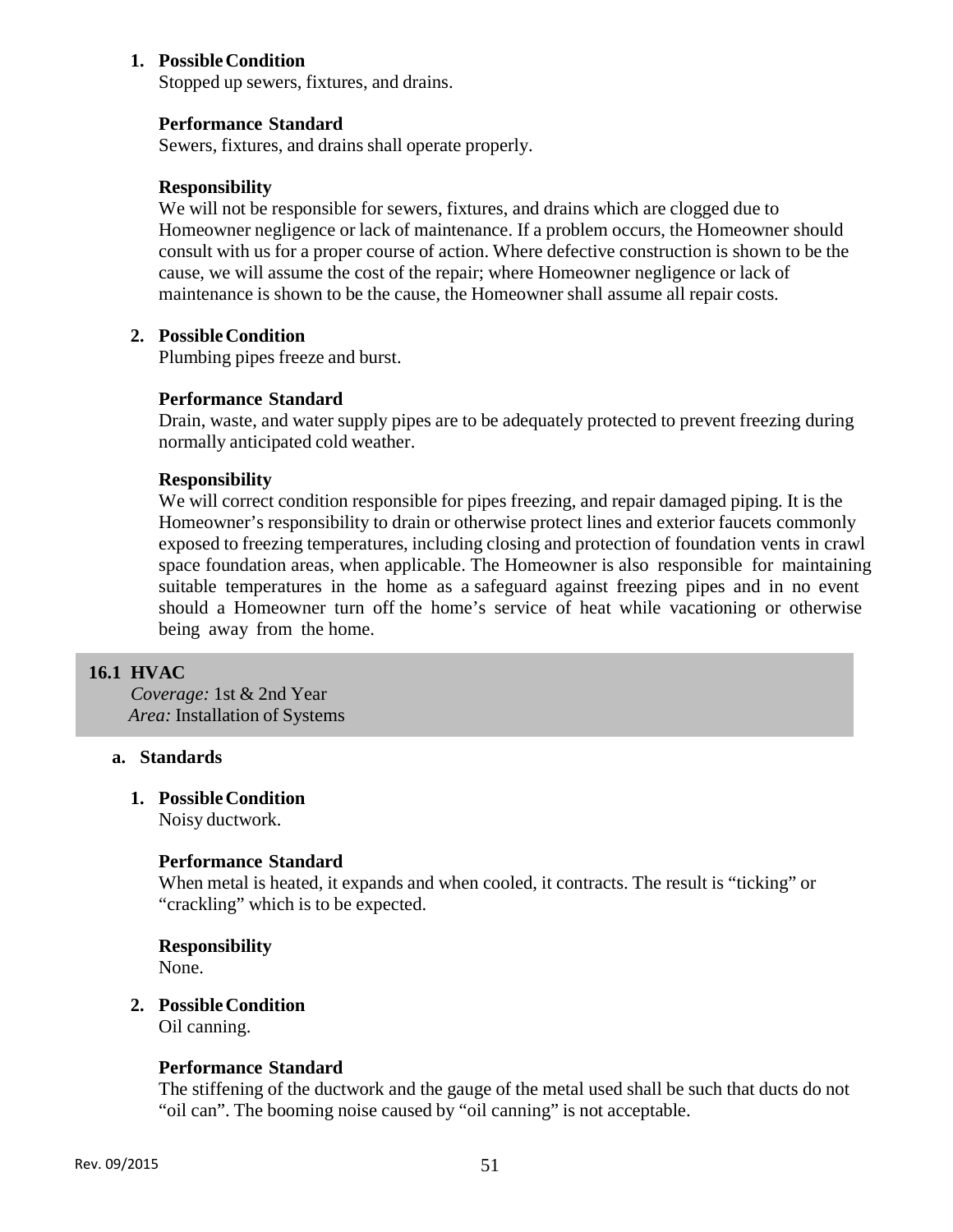1. **Possible Condition**
   Stopped up sewers, fixtures, and drains.

   **Performance Standard**
   Sewers, fixtures, and drains shall operate properly.

   **Responsibility**
   We will not be responsible for sewers, fixtures, and drains which are clogged due to Homeowner negligence or lack of maintenance. If a problem occurs, the Homeowner should consult with us for a proper course of action. Where defective construction is shown to be the cause, we will assume the cost of the repair; where Homeowner negligence or lack of maintenance is shown to be the cause, the Homeowner shall assume all repair costs.

2. **Possible Condition**
   Plumbing pipes freeze and burst.

   **Performance Standard**
   Drain, waste, and water supply pipes are to be adequately protected to prevent freezing during normally anticipated cold weather.

   **Responsibility**
   We will correct condition responsible for pipes freezing, and repair damaged piping. It is the Homeowner's responsibility to drain or otherwise protect lines and exterior faucets commonly exposed to freezing temperatures, including closing and protection of foundation vents in crawl space foundation areas, when applicable. The Homeowner is also responsible for maintaining suitable temperatures in the home as a safeguard against freezing pipes and in no event should a Homeowner turn off the home's service of heat while vacationing or otherwise being away from the home.

## 16.1 HVAC

*Coverage:* 1st & 2nd Year
*Area:* Installation of Systems

### a. Standards

1. **Possible Condition**
   Noisy ductwork.

   **Performance Standard**
   When metal is heated, it expands and when cooled, it contracts. The result is "ticking" or "crackling" which is to be expected.

   **Responsibility**
   None.

2. **Possible Condition**
   Oil canning.

   **Performance Standard**
   The stiffening of the ductwork and the gauge of the metal used shall be such that ducts do not "oil can". The booming noise caused by "oil canning" is not acceptable.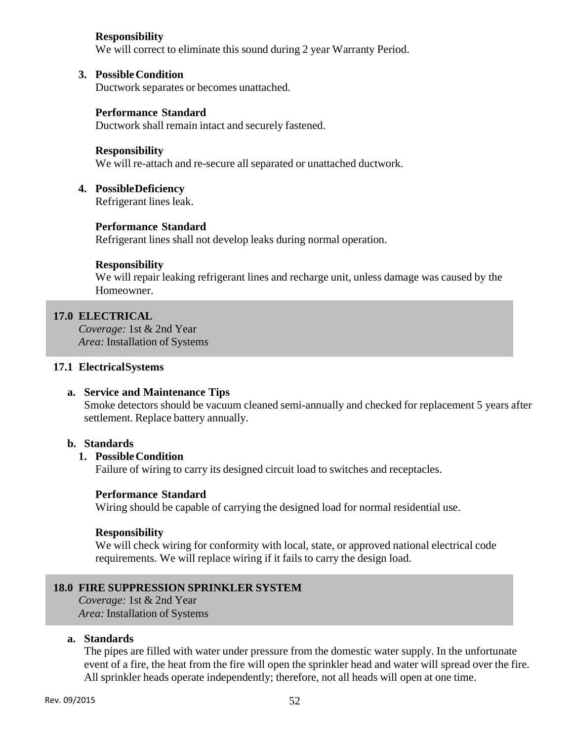**Responsibility**
We will correct to eliminate this sound during 2 year Warranty Period.

3. **Possible Condition**
   Ductwork separates or becomes unattached.

   **Performance Standard**
   Ductwork shall remain intact and securely fastened.

   **Responsibility**
   We will re-attach and re-secure all separated or unattached ductwork.

4. **Possible Deficiency**
   Refrigerant lines leak.

   **Performance Standard**
   Refrigerant lines shall not develop leaks during normal operation.

   **Responsibility**
   We will repair leaking refrigerant lines and recharge unit, unless damage was caused by the Homeowner.

## 17.0 ELECTRICAL

*Coverage:* 1st & 2nd Year
*Area:* Installation of Systems

### 17.1 Electrical Systems

**a. Service and Maintenance Tips**

Smoke detectors should be vacuum cleaned semi-annually and checked for replacement 5 years after settlement. Replace battery annually.

**b. Standards**

1. **Possible Condition**
   Failure of wiring to carry its designed circuit load to switches and receptacles.

   **Performance Standard**
   Wiring should be capable of carrying the designed load for normal residential use.

   **Responsibility**
   We will check wiring for conformity with local, state, or approved national electrical code requirements. We will replace wiring if it fails to carry the design load.

## 18.0 FIRE SUPPRESSION SPRINKLER SYSTEM

*Coverage:* 1st & 2nd Year
*Area:* Installation of Systems

**a. Standards**

The pipes are filled with water under pressure from the domestic water supply. In the unfortunate event of a fire, the heat from the fire will open the sprinkler head and water will spread over the fire. All sprinkler heads operate independently; therefore, not all heads will open at one time.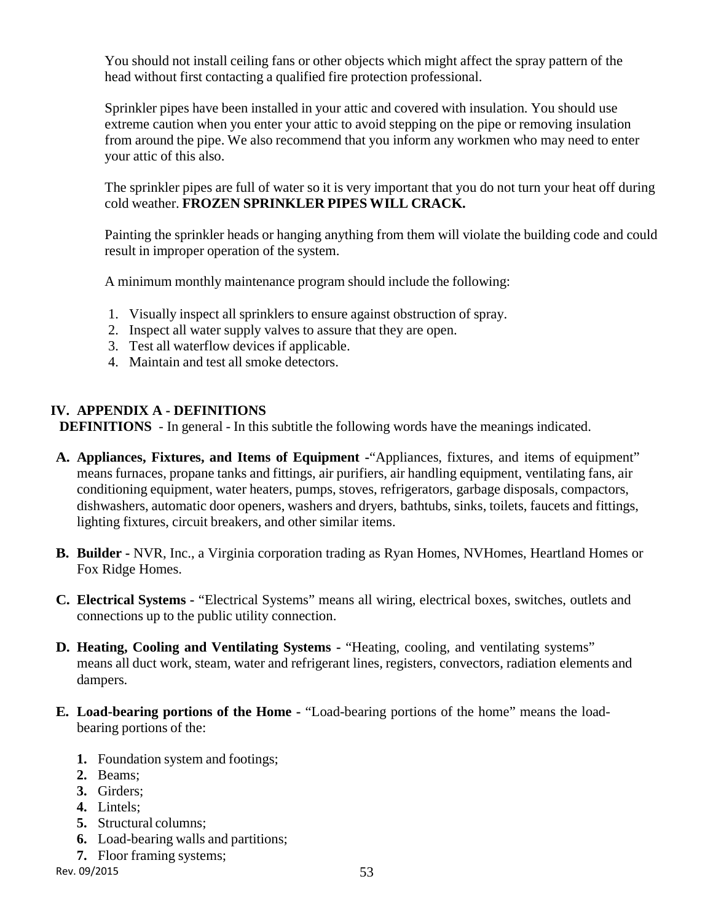You should not install ceiling fans or other objects which might affect the spray pattern of the head without first contacting a qualified fire protection professional.

Sprinkler pipes have been installed in your attic and covered with insulation. You should use extreme caution when you enter your attic to avoid stepping on the pipe or removing insulation from around the pipe. We also recommend that you inform any workmen who may need to enter your attic of this also.

The sprinkler pipes are full of water so it is very important that you do not turn your heat off during cold weather. **FROZEN SPRINKLER PIPES WILL CRACK.**

Painting the sprinkler heads or hanging anything from them will violate the building code and could result in improper operation of the system.

A minimum monthly maintenance program should include the following:

1. Visually inspect all sprinklers to ensure against obstruction of spray.
2. Inspect all water supply valves to assure that they are open.
3. Test all waterflow devices if applicable.
4. Maintain and test all smoke detectors.

## IV. APPENDIX A - DEFINITIONS

**DEFINITIONS** - In general - In this subtitle the following words have the meanings indicated.

**A. Appliances, Fixtures, and Items of Equipment -**"Appliances, fixtures, and items of equipment" means furnaces, propane tanks and fittings, air purifiers, air handling equipment, ventilating fans, air conditioning equipment, water heaters, pumps, stoves, refrigerators, garbage disposals, compactors, dishwashers, automatic door openers, washers and dryers, bathtubs, sinks, toilets, faucets and fittings, lighting fixtures, circuit breakers, and other similar items.

**B. Builder -** NVR, Inc., a Virginia corporation trading as Ryan Homes, NVHomes, Heartland Homes or Fox Ridge Homes.

**C. Electrical Systems -** "Electrical Systems" means all wiring, electrical boxes, switches, outlets and connections up to the public utility connection.

**D. Heating, Cooling and Ventilating Systems -** "Heating, cooling, and ventilating systems" means all duct work, steam, water and refrigerant lines, registers, convectors, radiation elements and dampers.

**E. Load-bearing portions of the Home -** "Load-bearing portions of the home" means the load-bearing portions of the:

1. Foundation system and footings;
2. Beams;
3. Girders;
4. Lintels;
5. Structural columns;
6. Load-bearing walls and partitions;
7. Floor framing systems;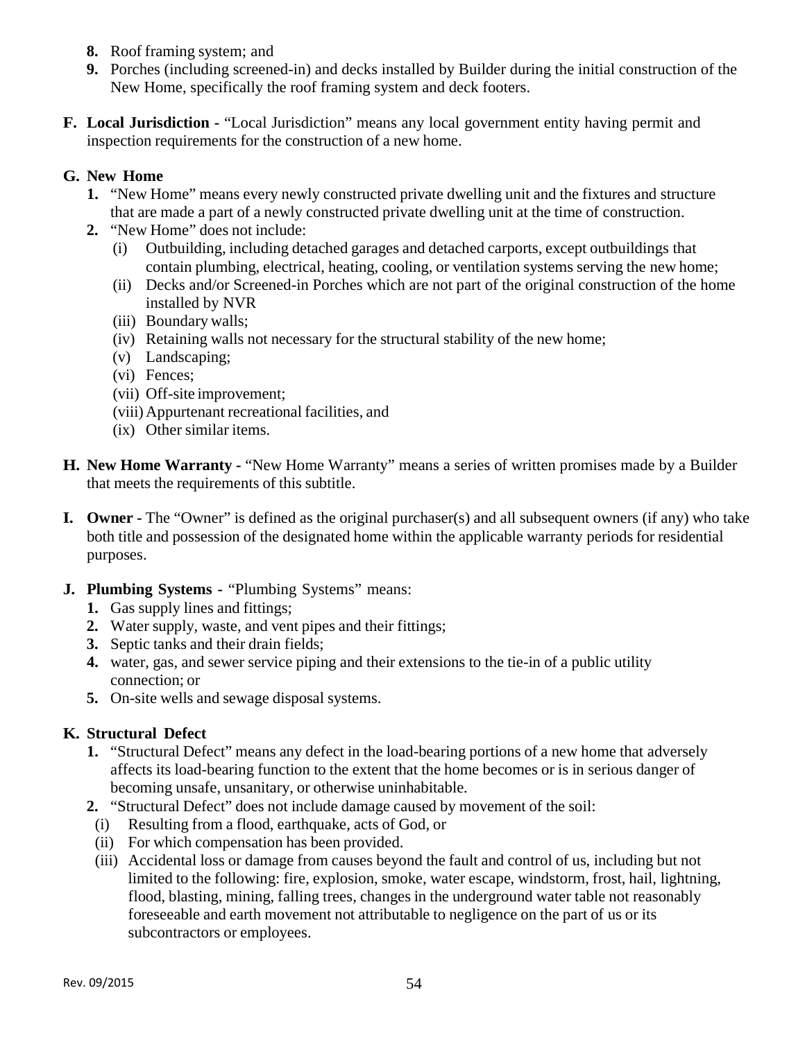8. Roof framing system; and
9. Porches (including screened-in) and decks installed by Builder during the initial construction of the New Home, specifically the roof framing system and deck footers.

**F. Local Jurisdiction -** "Local Jurisdiction" means any local government entity having permit and inspection requirements for the construction of a new home.

**G. New Home**

1. "New Home" means every newly constructed private dwelling unit and the fixtures and structure that are made a part of a newly constructed private dwelling unit at the time of construction.
2. "New Home" does not include:
   - (i) Outbuilding, including detached garages and detached carports, except outbuildings that contain plumbing, electrical, heating, cooling, or ventilation systems serving the new home;
   - (ii) Decks and/or Screened-in Porches which are not part of the original construction of the home installed by NVR
   - (iii) Boundary walls;
   - (iv) Retaining walls not necessary for the structural stability of the new home;
   - (v) Landscaping;
   - (vi) Fences;
   - (vii) Off-site improvement;
   - (viii) Appurtenant recreational facilities, and
   - (ix) Other similar items.

**H. New Home Warranty -** "New Home Warranty" means a series of written promises made by a Builder that meets the requirements of this subtitle.

**I. Owner -** The "Owner" is defined as the original purchaser(s) and all subsequent owners (if any) who take both title and possession of the designated home within the applicable warranty periods for residential purposes.

**J. Plumbing Systems -** "Plumbing Systems" means:

1. Gas supply lines and fittings;
2. Water supply, waste, and vent pipes and their fittings;
3. Septic tanks and their drain fields;
4. water, gas, and sewer service piping and their extensions to the tie-in of a public utility connection; or
5. On-site wells and sewage disposal systems.

**K. Structural Defect**

1. "Structural Defect" means any defect in the load-bearing portions of a new home that adversely affects its load-bearing function to the extent that the home becomes or is in serious danger of becoming unsafe, unsanitary, or otherwise uninhabitable.
2. "Structural Defect" does not include damage caused by movement of the soil:
   - (i) Resulting from a flood, earthquake, acts of God, or
   - (ii) For which compensation has been provided.
   - (iii) Accidental loss or damage from causes beyond the fault and control of us, including but not limited to the following: fire, explosion, smoke, water escape, windstorm, frost, hail, lightning, flood, blasting, mining, falling trees, changes in the underground water table not reasonably foreseeable and earth movement not attributable to negligence on the part of us or its subcontractors or employees.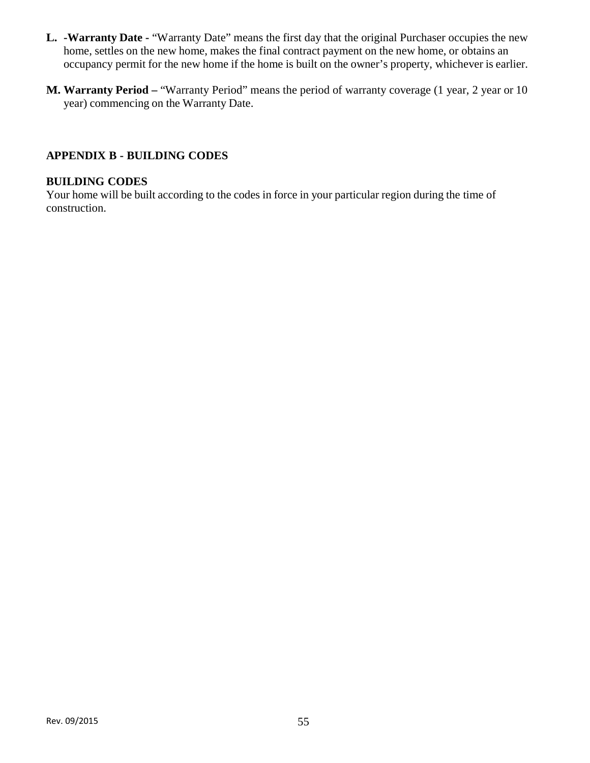**L. -Warranty Date -** "Warranty Date" means the first day that the original Purchaser occupies the new home, settles on the new home, makes the final contract payment on the new home, or obtains an occupancy permit for the new home if the home is built on the owner's property, whichever is earlier.

**M. Warranty Period –** "Warranty Period" means the period of warranty coverage (1 year, 2 year or 10 year) commencing on the Warranty Date.

## APPENDIX B - BUILDING CODES

### BUILDING CODES

Your home will be built according to the codes in force in your particular region during the time of construction.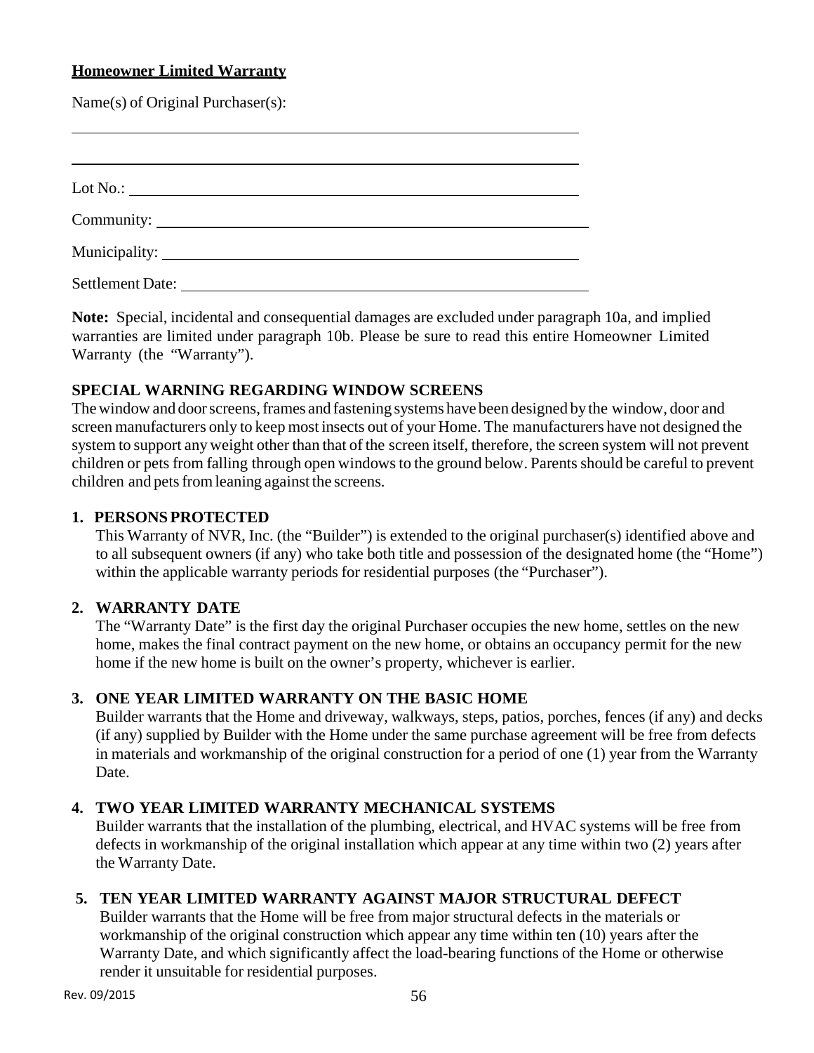**Homeowner Limited Warranty**

Name(s) of Original Purchaser(s):

______________________________________________________________

______________________________________________________________

Lot No.: ______________________________________________________

Community: ____________________________________________________

Municipality: __________________________________________________

Settlement Date: _______________________________________________

**Note:** Special, incidental and consequential damages are excluded under paragraph 10a, and implied warranties are limited under paragraph 10b. Please be sure to read this entire Homeowner Limited Warranty (the "Warranty").

**SPECIAL WARNING REGARDING WINDOW SCREENS**

The window and door screens, frames and fastening systems have been designed by the window, door and screen manufacturers only to keep most insects out of your Home. The manufacturers have not designed the system to support any weight other than that of the screen itself, therefore, the screen system will not prevent children or pets from falling through open windows to the ground below. Parents should be careful to prevent children and pets from leaning against the screens.

**1. PERSONS PROTECTED**

This Warranty of NVR, Inc. (the "Builder") is extended to the original purchaser(s) identified above and to all subsequent owners (if any) who take both title and possession of the designated home (the "Home") within the applicable warranty periods for residential purposes (the "Purchaser").

**2. WARRANTY DATE**

The "Warranty Date" is the first day the original Purchaser occupies the new home, settles on the new home, makes the final contract payment on the new home, or obtains an occupancy permit for the new home if the new home is built on the owner's property, whichever is earlier.

**3. ONE YEAR LIMITED WARRANTY ON THE BASIC HOME**

Builder warrants that the Home and driveway, walkways, steps, patios, porches, fences (if any) and decks (if any) supplied by Builder with the Home under the same purchase agreement will be free from defects in materials and workmanship of the original construction for a period of one (1) year from the Warranty Date.

**4. TWO YEAR LIMITED WARRANTY MECHANICAL SYSTEMS**

Builder warrants that the installation of the plumbing, electrical, and HVAC systems will be free from defects in workmanship of the original installation which appear at any time within two (2) years after the Warranty Date.

**5. TEN YEAR LIMITED WARRANTY AGAINST MAJOR STRUCTURAL DEFECT**

Builder warrants that the Home will be free from major structural defects in the materials or workmanship of the original construction which appear any time within ten (10) years after the Warranty Date, and which significantly affect the load-bearing functions of the Home or otherwise render it unsuitable for residential purposes.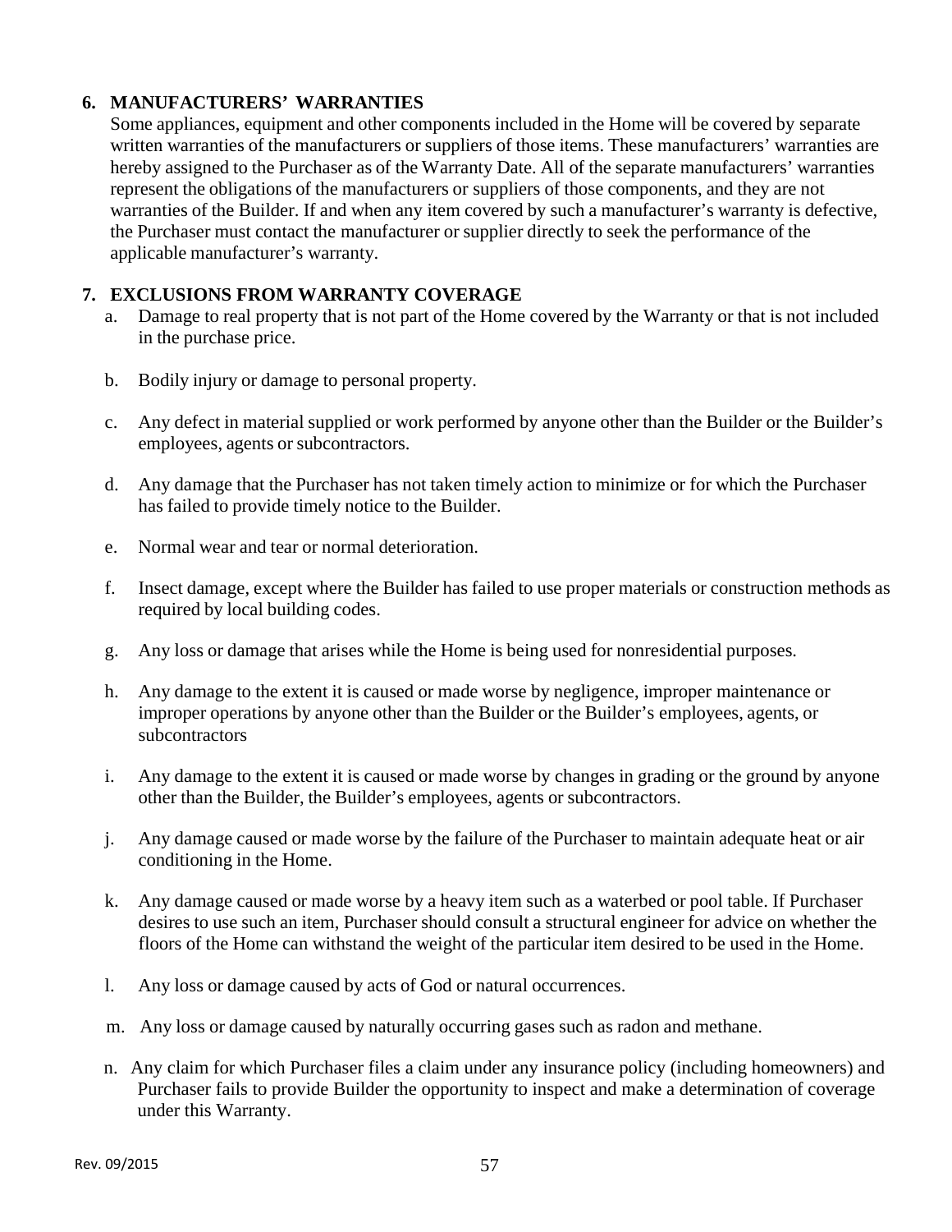## 6. MANUFACTURERS' WARRANTIES

Some appliances, equipment and other components included in the Home will be covered by separate written warranties of the manufacturers or suppliers of those items. These manufacturers' warranties are hereby assigned to the Purchaser as of the Warranty Date. All of the separate manufacturers' warranties represent the obligations of the manufacturers or suppliers of those components, and they are not warranties of the Builder. If and when any item covered by such a manufacturer's warranty is defective, the Purchaser must contact the manufacturer or supplier directly to seek the performance of the applicable manufacturer's warranty.

## 7. EXCLUSIONS FROM WARRANTY COVERAGE

a. Damage to real property that is not part of the Home covered by the Warranty or that is not included in the purchase price.

b. Bodily injury or damage to personal property.

c. Any defect in material supplied or work performed by anyone other than the Builder or the Builder's employees, agents or subcontractors.

d. Any damage that the Purchaser has not taken timely action to minimize or for which the Purchaser has failed to provide timely notice to the Builder.

e. Normal wear and tear or normal deterioration.

f. Insect damage, except where the Builder has failed to use proper materials or construction methods as required by local building codes.

g. Any loss or damage that arises while the Home is being used for nonresidential purposes.

h. Any damage to the extent it is caused or made worse by negligence, improper maintenance or improper operations by anyone other than the Builder or the Builder's employees, agents, or subcontractors

i. Any damage to the extent it is caused or made worse by changes in grading or the ground by anyone other than the Builder, the Builder's employees, agents or subcontractors.

j. Any damage caused or made worse by the failure of the Purchaser to maintain adequate heat or air conditioning in the Home.

k. Any damage caused or made worse by a heavy item such as a waterbed or pool table. If Purchaser desires to use such an item, Purchaser should consult a structural engineer for advice on whether the floors of the Home can withstand the weight of the particular item desired to be used in the Home.

l. Any loss or damage caused by acts of God or natural occurrences.

m. Any loss or damage caused by naturally occurring gases such as radon and methane.

n. Any claim for which Purchaser files a claim under any insurance policy (including homeowners) and Purchaser fails to provide Builder the opportunity to inspect and make a determination of coverage under this Warranty.

Rev. 09/2015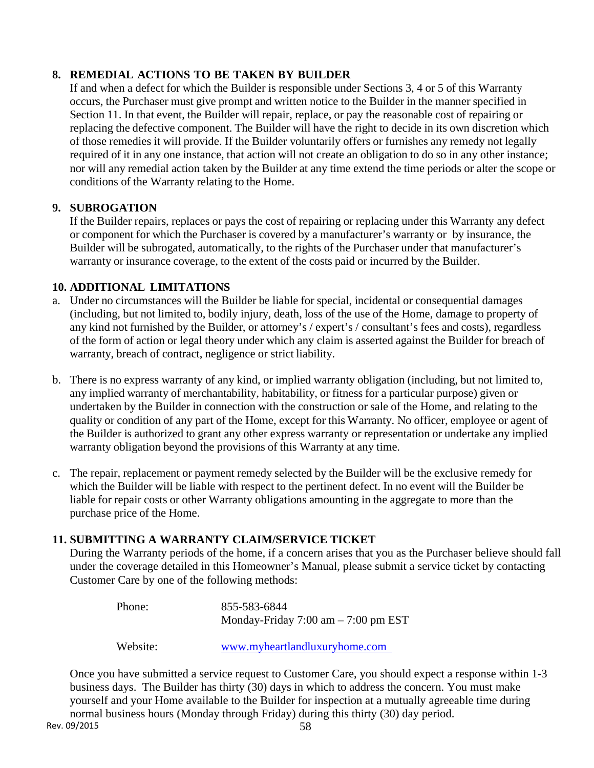## 8. REMEDIAL ACTIONS TO BE TAKEN BY BUILDER

If and when a defect for which the Builder is responsible under Sections 3, 4 or 5 of this Warranty occurs, the Purchaser must give prompt and written notice to the Builder in the manner specified in Section 11. In that event, the Builder will repair, replace, or pay the reasonable cost of repairing or replacing the defective component. The Builder will have the right to decide in its own discretion which of those remedies it will provide. If the Builder voluntarily offers or furnishes any remedy not legally required of it in any one instance, that action will not create an obligation to do so in any other instance; nor will any remedial action taken by the Builder at any time extend the time periods or alter the scope or conditions of the Warranty relating to the Home.

## 9. SUBROGATION

If the Builder repairs, replaces or pays the cost of repairing or replacing under this Warranty any defect or component for which the Purchaser is covered by a manufacturer's warranty or by insurance, the Builder will be subrogated, automatically, to the rights of the Purchaser under that manufacturer's warranty or insurance coverage, to the extent of the costs paid or incurred by the Builder.

## 10. ADDITIONAL LIMITATIONS

a. Under no circumstances will the Builder be liable for special, incidental or consequential damages (including, but not limited to, bodily injury, death, loss of the use of the Home, damage to property of any kind not furnished by the Builder, or attorney's / expert's / consultant's fees and costs), regardless of the form of action or legal theory under which any claim is asserted against the Builder for breach of warranty, breach of contract, negligence or strict liability.

b. There is no express warranty of any kind, or implied warranty obligation (including, but not limited to, any implied warranty of merchantability, habitability, or fitness for a particular purpose) given or undertaken by the Builder in connection with the construction or sale of the Home, and relating to the quality or condition of any part of the Home, except for this Warranty. No officer, employee or agent of the Builder is authorized to grant any other express warranty or representation or undertake any implied warranty obligation beyond the provisions of this Warranty at any time.

c. The repair, replacement or payment remedy selected by the Builder will be the exclusive remedy for which the Builder will be liable with respect to the pertinent defect. In no event will the Builder be liable for repair costs or other Warranty obligations amounting in the aggregate to more than the purchase price of the Home.

## 11. SUBMITTING A WARRANTY CLAIM/SERVICE TICKET

During the Warranty periods of the home, if a concern arises that you as the Purchaser believe should fall under the coverage detailed in this Homeowner's Manual, please submit a service ticket by contacting Customer Care by one of the following methods:

Phone: 855-583-6844
Monday-Friday 7:00 am – 7:00 pm EST

Website: www.myheartlandluxuryhome.com

Once you have submitted a service request to Customer Care, you should expect a response within 1-3 business days. The Builder has thirty (30) days in which to address the concern. You must make yourself and your Home available to the Builder for inspection at a mutually agreeable time during normal business hours (Monday through Friday) during this thirty (30) day period.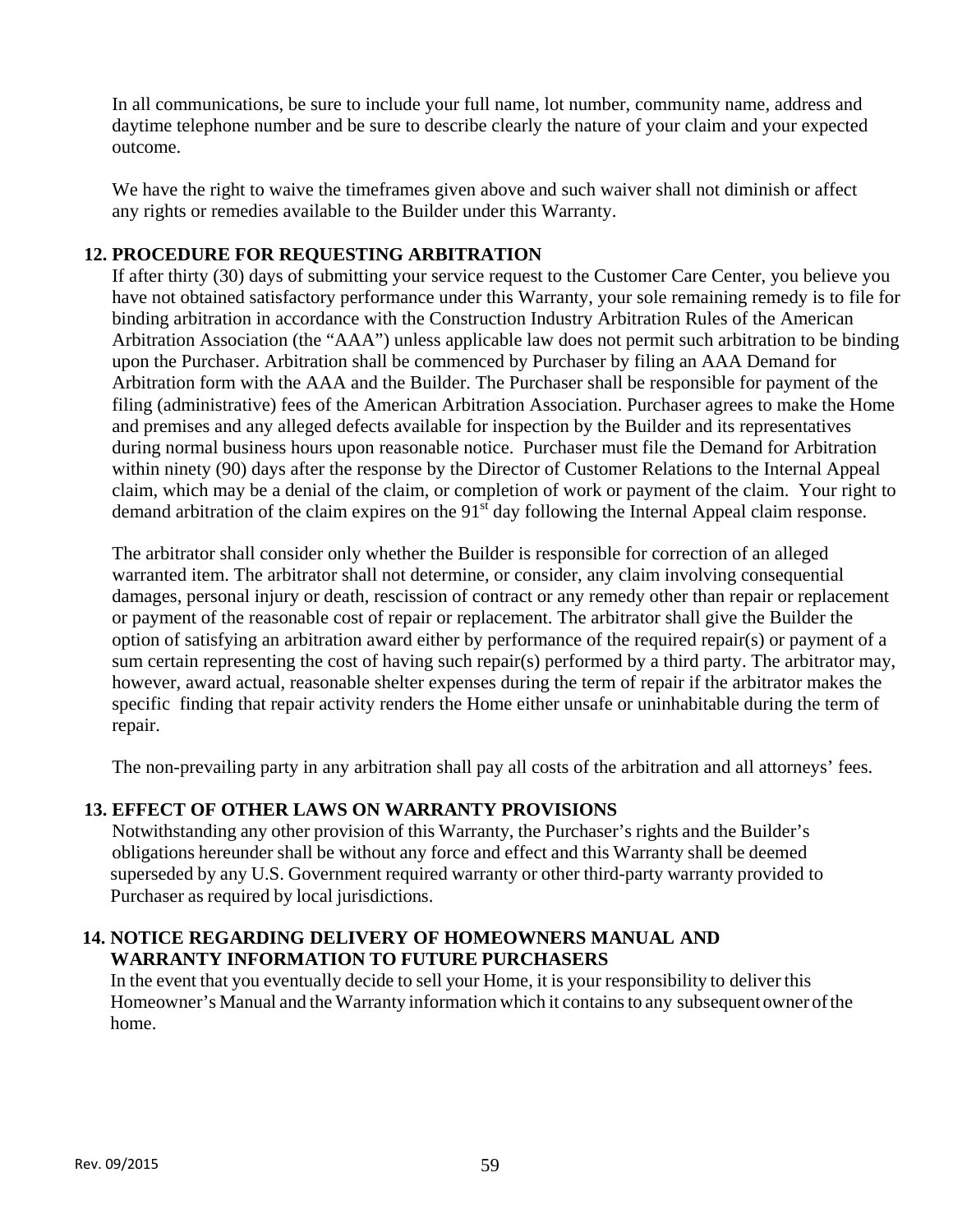In all communications, be sure to include your full name, lot number, community name, address and daytime telephone number and be sure to describe clearly the nature of your claim and your expected outcome.

We have the right to waive the timeframes given above and such waiver shall not diminish or affect any rights or remedies available to the Builder under this Warranty.

## 12. PROCEDURE FOR REQUESTING ARBITRATION

If after thirty (30) days of submitting your service request to the Customer Care Center, you believe you have not obtained satisfactory performance under this Warranty, your sole remaining remedy is to file for binding arbitration in accordance with the Construction Industry Arbitration Rules of the American Arbitration Association (the "AAA") unless applicable law does not permit such arbitration to be binding upon the Purchaser. Arbitration shall be commenced by Purchaser by filing an AAA Demand for Arbitration form with the AAA and the Builder. The Purchaser shall be responsible for payment of the filing (administrative) fees of the American Arbitration Association. Purchaser agrees to make the Home and premises and any alleged defects available for inspection by the Builder and its representatives during normal business hours upon reasonable notice. Purchaser must file the Demand for Arbitration within ninety (90) days after the response by the Director of Customer Relations to the Internal Appeal claim, which may be a denial of the claim, or completion of work or payment of the claim. Your right to demand arbitration of the claim expires on the 91st day following the Internal Appeal claim response.

The arbitrator shall consider only whether the Builder is responsible for correction of an alleged warranted item. The arbitrator shall not determine, or consider, any claim involving consequential damages, personal injury or death, rescission of contract or any remedy other than repair or replacement or payment of the reasonable cost of repair or replacement. The arbitrator shall give the Builder the option of satisfying an arbitration award either by performance of the required repair(s) or payment of a sum certain representing the cost of having such repair(s) performed by a third party. The arbitrator may, however, award actual, reasonable shelter expenses during the term of repair if the arbitrator makes the specific finding that repair activity renders the Home either unsafe or uninhabitable during the term of repair.

The non-prevailing party in any arbitration shall pay all costs of the arbitration and all attorneys' fees.

## 13. EFFECT OF OTHER LAWS ON WARRANTY PROVISIONS

Notwithstanding any other provision of this Warranty, the Purchaser's rights and the Builder's obligations hereunder shall be without any force and effect and this Warranty shall be deemed superseded by any U.S. Government required warranty or other third-party warranty provided to Purchaser as required by local jurisdictions.

## 14. NOTICE REGARDING DELIVERY OF HOMEOWNERS MANUAL AND WARRANTY INFORMATION TO FUTURE PURCHASERS

In the event that you eventually decide to sell your Home, it is your responsibility to deliver this Homeowner's Manual and the Warranty information which it contains to any subsequent owner of the home.

Rev. 09/2015